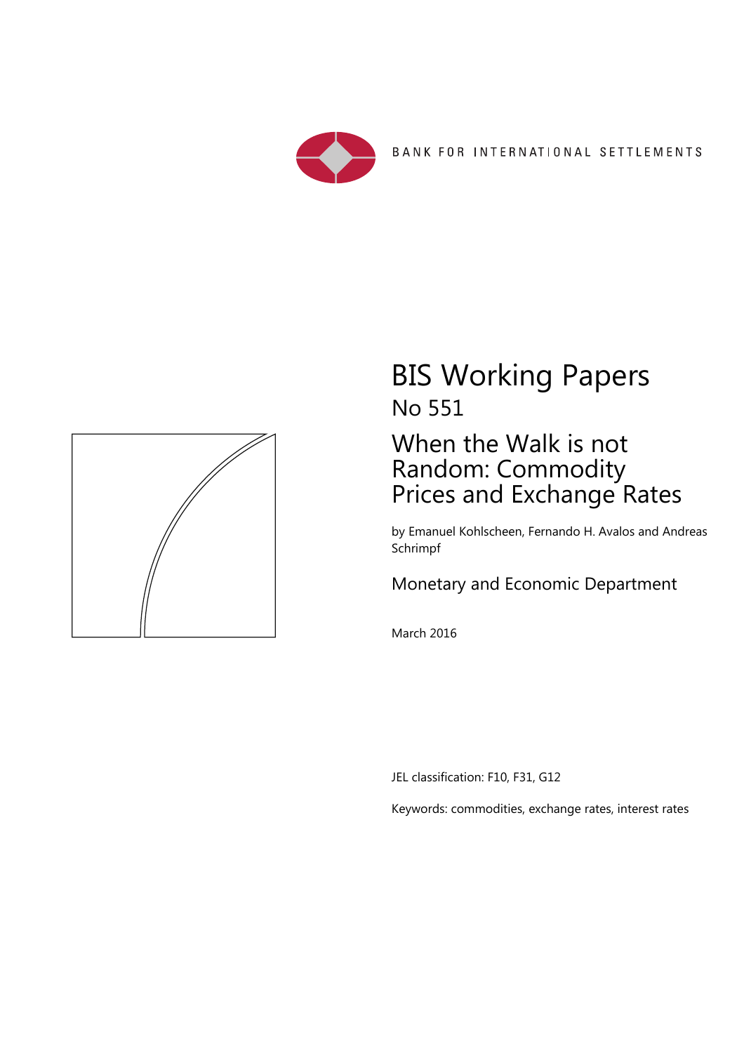BANK FOR INTERNATIONAL SETTLEMENTS

# BIS Working Papers

## No 551

# When the Walk is not Random: Commodity Prices and Exchange Rates

by Emanuel Kohlscheen, Fernando H. Avalos and Andreas Schrimpf

Monetary and Economic Department

March 2016

JEL classification: F10, F31, G12

Keywords: commodities, exchange rates, interest rates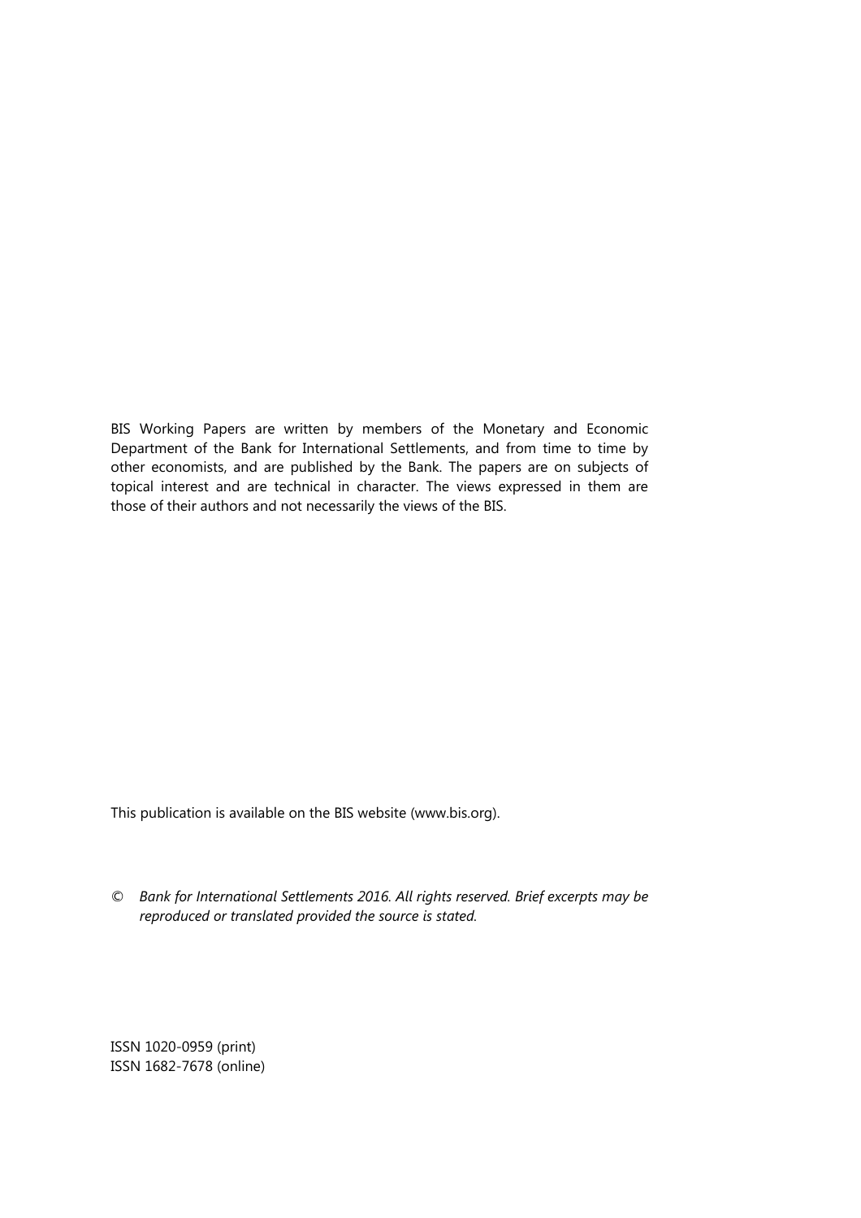BIS Working Papers are written by members of the Monetary and Economic Department of the Bank for International Settlements, and from time to time by other economists, and are published by the Bank. The papers are on subjects of topical interest and are technical in character. The views expressed in them are those of their authors and not necessarily the views of the BIS.

This publication is available on the BIS website (www.bis.org).

© *Bank for International Settlements 2016. All rights reserved. Brief excerpts may be reproduced or translated provided the source is stated.*

ISSN 1020-0959 (print)
ISSN 1682-7678 (online)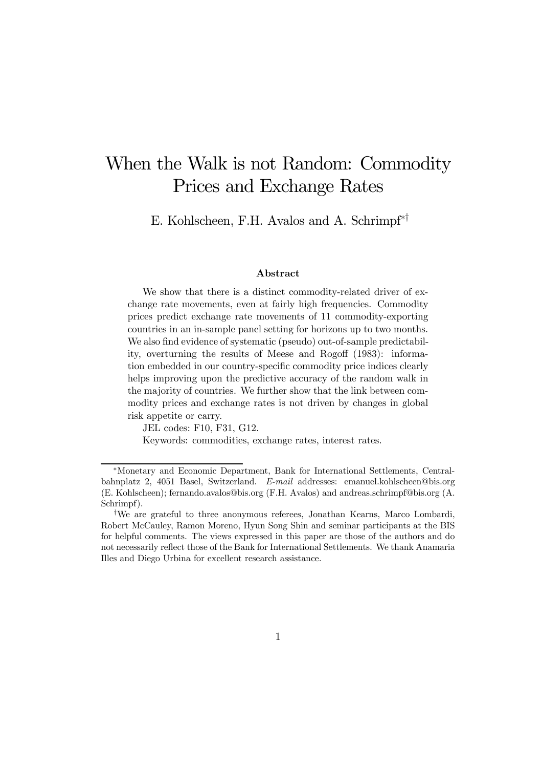# When the Walk is not Random: Commodity Prices and Exchange Rates

E. Kohlscheen, F.H. Avalos and A. Schrimpf[*][†]

### Abstract

We show that there is a distinct commodity-related driver of exchange rate movements, even at fairly high frequencies. Commodity prices predict exchange rate movements of 11 commodity-exporting countries in an in-sample panel setting for horizons up to two months. We also find evidence of systematic (pseudo) out-of-sample predictability, overturning the results of Meese and Rogoff (1983): information embedded in our country-specific commodity price indices clearly helps improving upon the predictive accuracy of the random walk in the majority of countries. We further show that the link between commodity prices and exchange rates is not driven by changes in global risk appetite or carry.

JEL codes: F10, F31, G12.

Keywords: commodities, exchange rates, interest rates.

---

[*] Monetary and Economic Department, Bank for International Settlements, Centralbahnplatz 2, 4051 Basel, Switzerland. *E-mail* addresses: emanuel.kohlscheen@bis.org (E. Kohlscheen); fernando.avalos@bis.org (F.H. Avalos) and andreas.schrimpf@bis.org (A. Schrimpf).

[†] We are grateful to three anonymous referees, Jonathan Kearns, Marco Lombardi, Robert McCauley, Ramon Moreno, Hyun Song Shin and seminar participants at the BIS for helpful comments. The views expressed in this paper are those of the authors and do not necessarily reflect those of the Bank for International Settlements. We thank Anamaria Illes and Diego Urbina for excellent research assistance.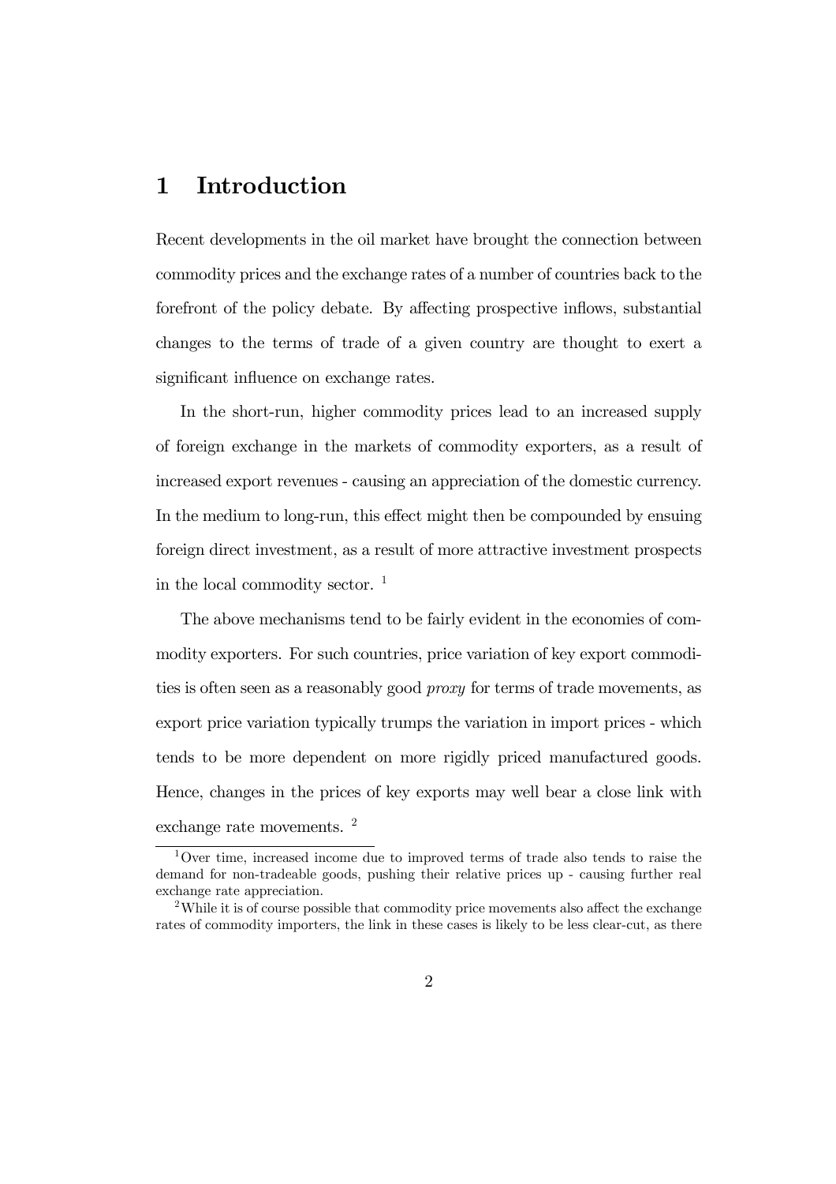# 1 Introduction

Recent developments in the oil market have brought the connection between commodity prices and the exchange rates of a number of countries back to the forefront of the policy debate. By affecting prospective inflows, substantial changes to the terms of trade of a given country are thought to exert a significant influence on exchange rates.

In the short-run, higher commodity prices lead to an increased supply of foreign exchange in the markets of commodity exporters, as a result of increased export revenues - causing an appreciation of the domestic currency. In the medium to long-run, this effect might then be compounded by ensuing foreign direct investment, as a result of more attractive investment prospects in the local commodity sector. [1]

The above mechanisms tend to be fairly evident in the economies of commodity exporters. For such countries, price variation of key export commodities is often seen as a reasonably good *proxy* for terms of trade movements, as export price variation typically trumps the variation in import prices - which tends to be more dependent on more rigidly priced manufactured goods. Hence, changes in the prices of key exports may well bear a close link with exchange rate movements. [2]

---

[1] Over time, increased income due to improved terms of trade also tends to raise the demand for non-tradeable goods, pushing their relative prices up - causing further real exchange rate appreciation.

[2] While it is of course possible that commodity price movements also affect the exchange rates of commodity importers, the link in these cases is likely to be less clear-cut, as there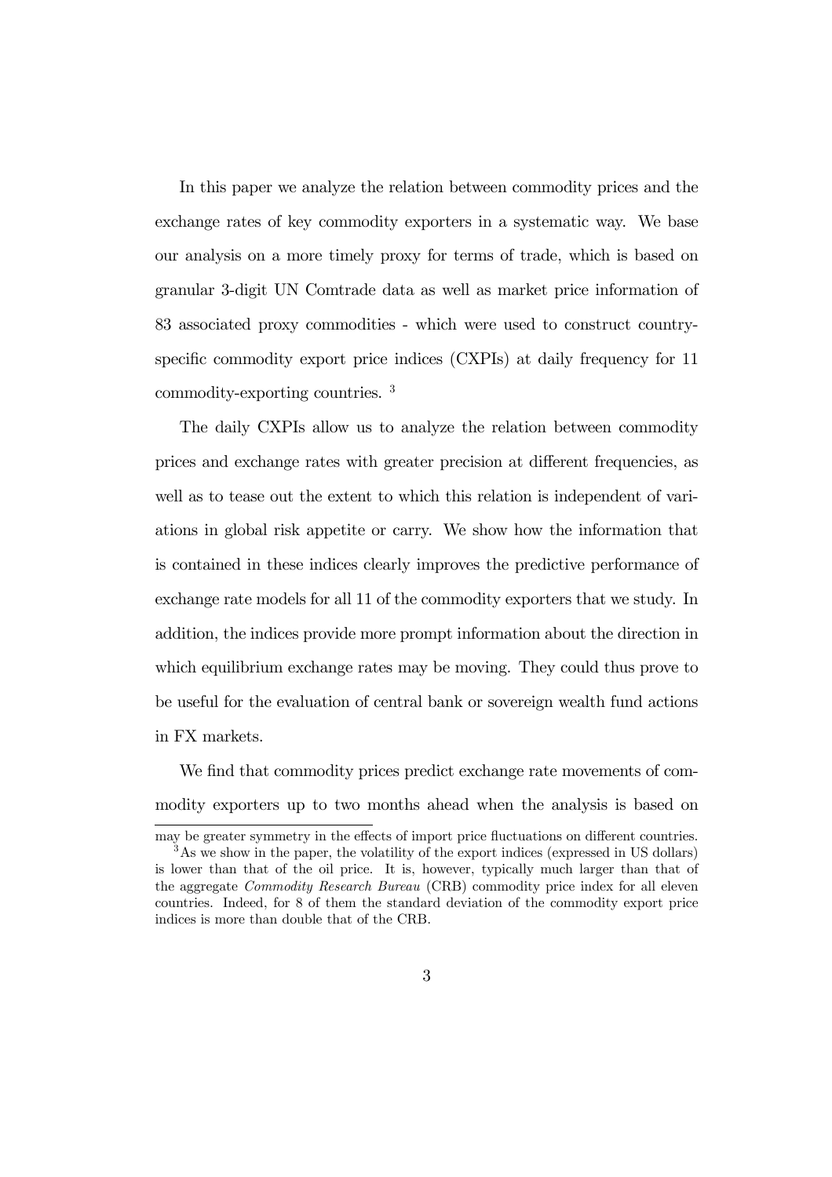In this paper we analyze the relation between commodity prices and the exchange rates of key commodity exporters in a systematic way. We base our analysis on a more timely proxy for terms of trade, which is based on granular 3-digit UN Comtrade data as well as market price information of 83 associated proxy commodities - which were used to construct country-specific commodity export price indices (CXPIs) at daily frequency for 11 commodity-exporting countries. [3]

The daily CXPIs allow us to analyze the relation between commodity prices and exchange rates with greater precision at different frequencies, as well as to tease out the extent to which this relation is independent of variations in global risk appetite or carry. We show how the information that is contained in these indices clearly improves the predictive performance of exchange rate models for all 11 of the commodity exporters that we study. In addition, the indices provide more prompt information about the direction in which equilibrium exchange rates may be moving. They could thus prove to be useful for the evaluation of central bank or sovereign wealth fund actions in FX markets.

We find that commodity prices predict exchange rate movements of commodity exporters up to two months ahead when the analysis is based on

---

may be greater symmetry in the effects of import price fluctuations on different countries.

[3] As we show in the paper, the volatility of the export indices (expressed in US dollars) is lower than that of the oil price. It is, however, typically much larger than that of the aggregate *Commodity Research Bureau* (CRB) commodity price index for all eleven countries. Indeed, for 8 of them the standard deviation of the commodity export price indices is more than double that of the CRB.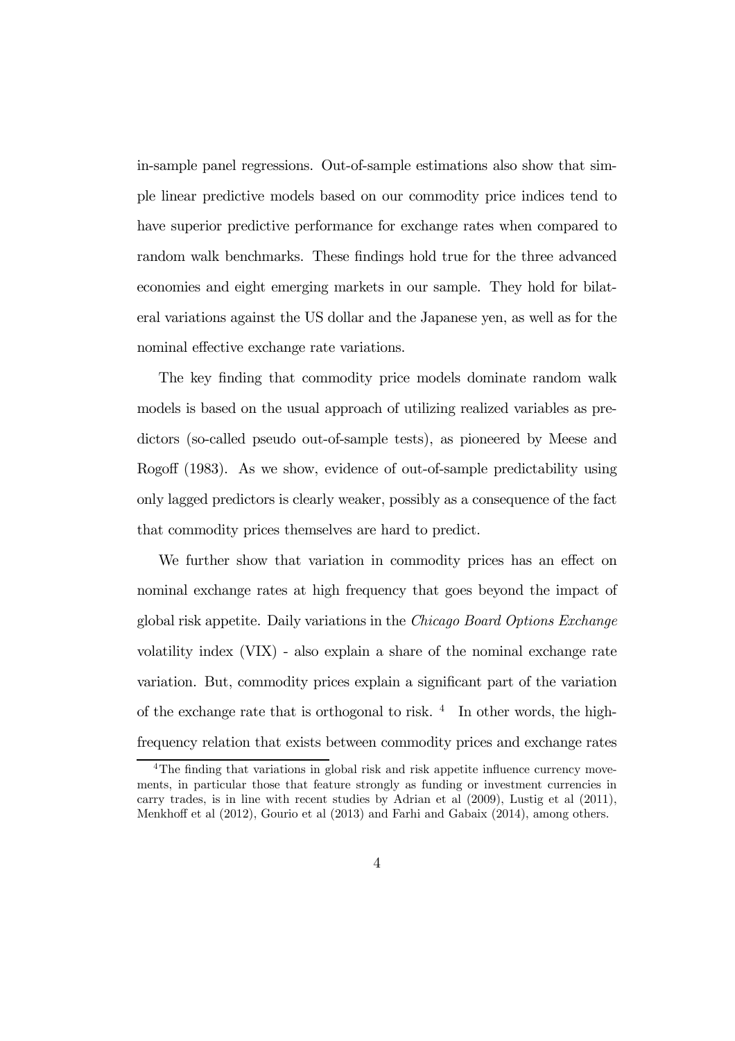in-sample panel regressions. Out-of-sample estimations also show that simple linear predictive models based on our commodity price indices tend to have superior predictive performance for exchange rates when compared to random walk benchmarks. These findings hold true for the three advanced economies and eight emerging markets in our sample. They hold for bilateral variations against the US dollar and the Japanese yen, as well as for the nominal effective exchange rate variations.

The key finding that commodity price models dominate random walk models is based on the usual approach of utilizing realized variables as predictors (so-called pseudo out-of-sample tests), as pioneered by Meese and Rogoff (1983). As we show, evidence of out-of-sample predictability using only lagged predictors is clearly weaker, possibly as a consequence of the fact that commodity prices themselves are hard to predict.

We further show that variation in commodity prices has an effect on nominal exchange rates at high frequency that goes beyond the impact of global risk appetite. Daily variations in the *Chicago Board Options Exchange* volatility index (VIX) - also explain a share of the nominal exchange rate variation. But, commodity prices explain a significant part of the variation of the exchange rate that is orthogonal to risk. [4] In other words, the high-frequency relation that exists between commodity prices and exchange rates

[4]The finding that variations in global risk and risk appetite influence currency movements, in particular those that feature strongly as funding or investment currencies in carry trades, is in line with recent studies by Adrian et al (2009), Lustig et al (2011), Menkhoff et al (2012), Gourio et al (2013) and Farhi and Gabaix (2014), among others.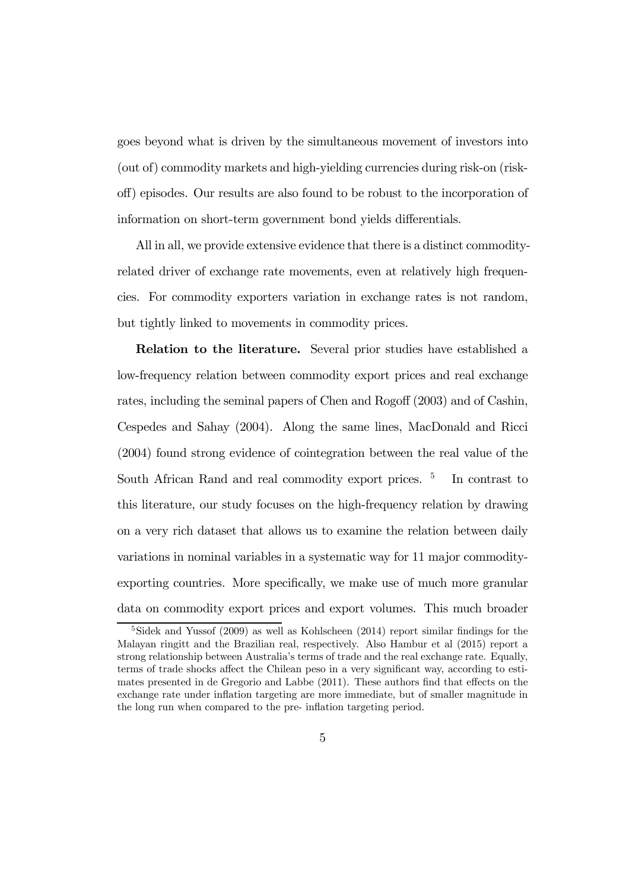goes beyond what is driven by the simultaneous movement of investors into (out of) commodity markets and high-yielding currencies during risk-on (risk-off) episodes. Our results are also found to be robust to the incorporation of information on short-term government bond yields differentials.

All in all, we provide extensive evidence that there is a distinct commodity-related driver of exchange rate movements, even at relatively high frequencies. For commodity exporters variation in exchange rates is not random, but tightly linked to movements in commodity prices.

**Relation to the literature.** Several prior studies have established a low-frequency relation between commodity export prices and real exchange rates, including the seminal papers of Chen and Rogoff (2003) and of Cashin, Cespedes and Sahay (2004). Along the same lines, MacDonald and Ricci (2004) found strong evidence of cointegration between the real value of the South African Rand and real commodity export prices. [5] In contrast to this literature, our study focuses on the high-frequency relation by drawing on a very rich dataset that allows us to examine the relation between daily variations in nominal variables in a systematic way for 11 major commodity-exporting countries. More specifically, we make use of much more granular data on commodity export prices and export volumes. This much broader

[5] Sidek and Yussof (2009) as well as Kohlscheen (2014) report similar findings for the Malayan ringitt and the Brazilian real, respectively. Also Hambur et al (2015) report a strong relationship between Australia's terms of trade and the real exchange rate. Equally, terms of trade shocks affect the Chilean peso in a very significant way, according to estimates presented in de Gregorio and Labbe (2011). These authors find that effects on the exchange rate under inflation targeting are more immediate, but of smaller magnitude in the long run when compared to the pre- inflation targeting period.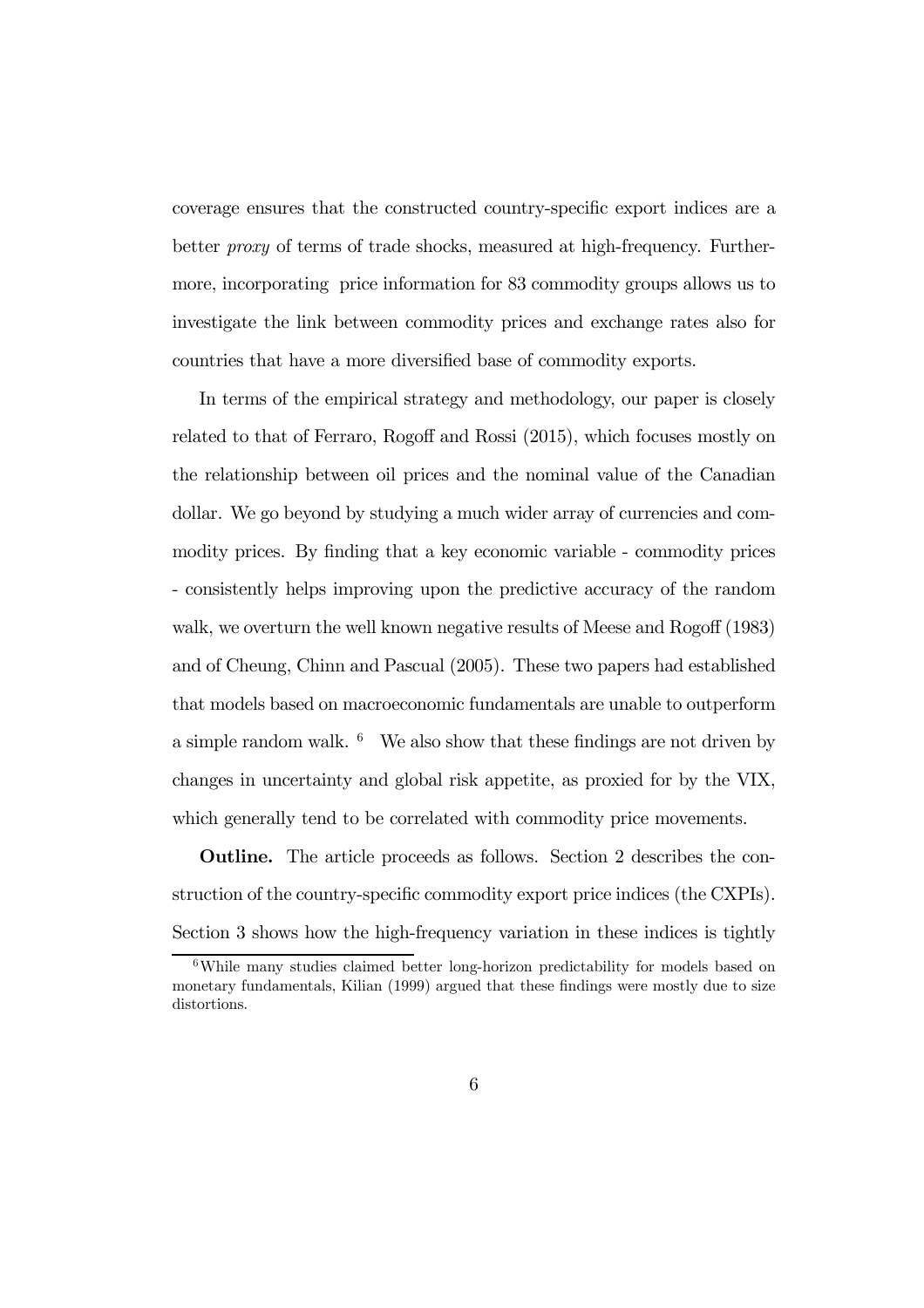coverage ensures that the constructed country-specific export indices are a better *proxy* of terms of trade shocks, measured at high-frequency. Furthermore, incorporating price information for 83 commodity groups allows us to investigate the link between commodity prices and exchange rates also for countries that have a more diversified base of commodity exports.

In terms of the empirical strategy and methodology, our paper is closely related to that of Ferraro, Rogoff and Rossi (2015), which focuses mostly on the relationship between oil prices and the nominal value of the Canadian dollar. We go beyond by studying a much wider array of currencies and commodity prices. By finding that a key economic variable - commodity prices - consistently helps improving upon the predictive accuracy of the random walk, we overturn the well known negative results of Meese and Rogoff (1983) and of Cheung, Chinn and Pascual (2005). These two papers had established that models based on macroeconomic fundamentals are unable to outperform a simple random walk. [6] We also show that these findings are not driven by changes in uncertainty and global risk appetite, as proxied for by the VIX, which generally tend to be correlated with commodity price movements.

**Outline.** The article proceeds as follows. Section 2 describes the construction of the country-specific commodity export price indices (the CXPIs). Section 3 shows how the high-frequency variation in these indices is tightly

[6] While many studies claimed better long-horizon predictability for models based on monetary fundamentals, Kilian (1999) argued that these findings were mostly due to size distortions.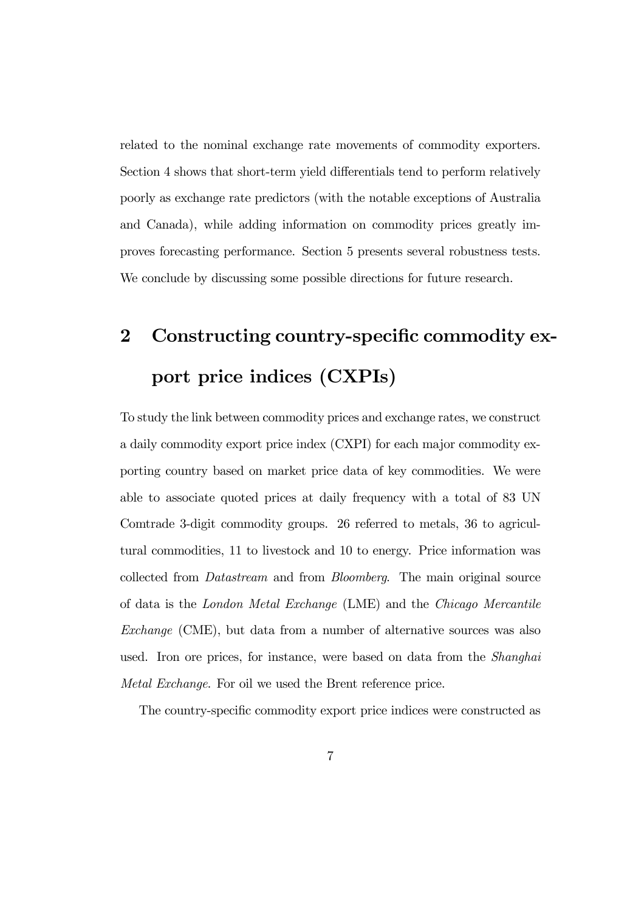related to the nominal exchange rate movements of commodity exporters. Section 4 shows that short-term yield differentials tend to perform relatively poorly as exchange rate predictors (with the notable exceptions of Australia and Canada), while adding information on commodity prices greatly improves forecasting performance. Section 5 presents several robustness tests. We conclude by discussing some possible directions for future research.

# 2 Constructing country-specific commodity export price indices (CXPIs)

To study the link between commodity prices and exchange rates, we construct a daily commodity export price index (CXPI) for each major commodity exporting country based on market price data of key commodities. We were able to associate quoted prices at daily frequency with a total of 83 UN Comtrade 3-digit commodity groups. 26 referred to metals, 36 to agricultural commodities, 11 to livestock and 10 to energy. Price information was collected from *Datastream* and from *Bloomberg*. The main original source of data is the *London Metal Exchange* (LME) and the *Chicago Mercantile Exchange* (CME), but data from a number of alternative sources was also used. Iron ore prices, for instance, were based on data from the *Shanghai Metal Exchange*. For oil we used the Brent reference price.

The country-specific commodity export price indices were constructed as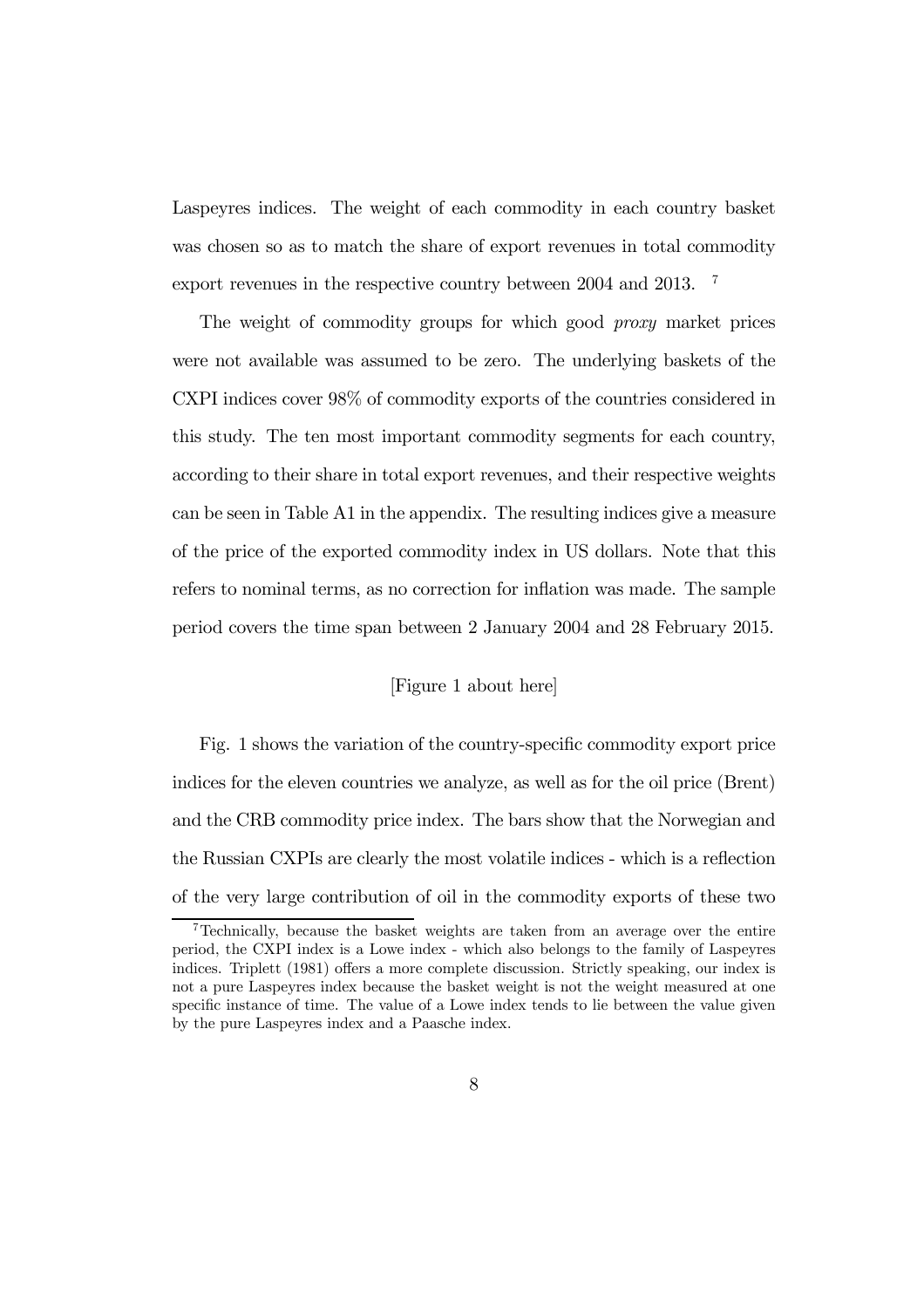Laspeyres indices. The weight of each commodity in each country basket was chosen so as to match the share of export revenues in total commodity export revenues in the respective country between 2004 and 2013. [7]

The weight of commodity groups for which good *proxy* market prices were not available was assumed to be zero. The underlying baskets of the CXPI indices cover 98% of commodity exports of the countries considered in this study. The ten most important commodity segments for each country, according to their share in total export revenues, and their respective weights can be seen in Table A1 in the appendix. The resulting indices give a measure of the price of the exported commodity index in US dollars. Note that this refers to nominal terms, as no correction for inflation was made. The sample period covers the time span between 2 January 2004 and 28 February 2015.

[Figure 1 about here]

Fig. 1 shows the variation of the country-specific commodity export price indices for the eleven countries we analyze, as well as for the oil price (Brent) and the CRB commodity price index. The bars show that the Norwegian and the Russian CXPIs are clearly the most volatile indices - which is a reflection of the very large contribution of oil in the commodity exports of these two

[7] Technically, because the basket weights are taken from an average over the entire period, the CXPI index is a Lowe index - which also belongs to the family of Laspeyres indices. Triplett (1981) offers a more complete discussion. Strictly speaking, our index is not a pure Laspeyres index because the basket weight is not the weight measured at one specific instance of time. The value of a Lowe index tends to lie between the value given by the pure Laspeyres index and a Paasche index.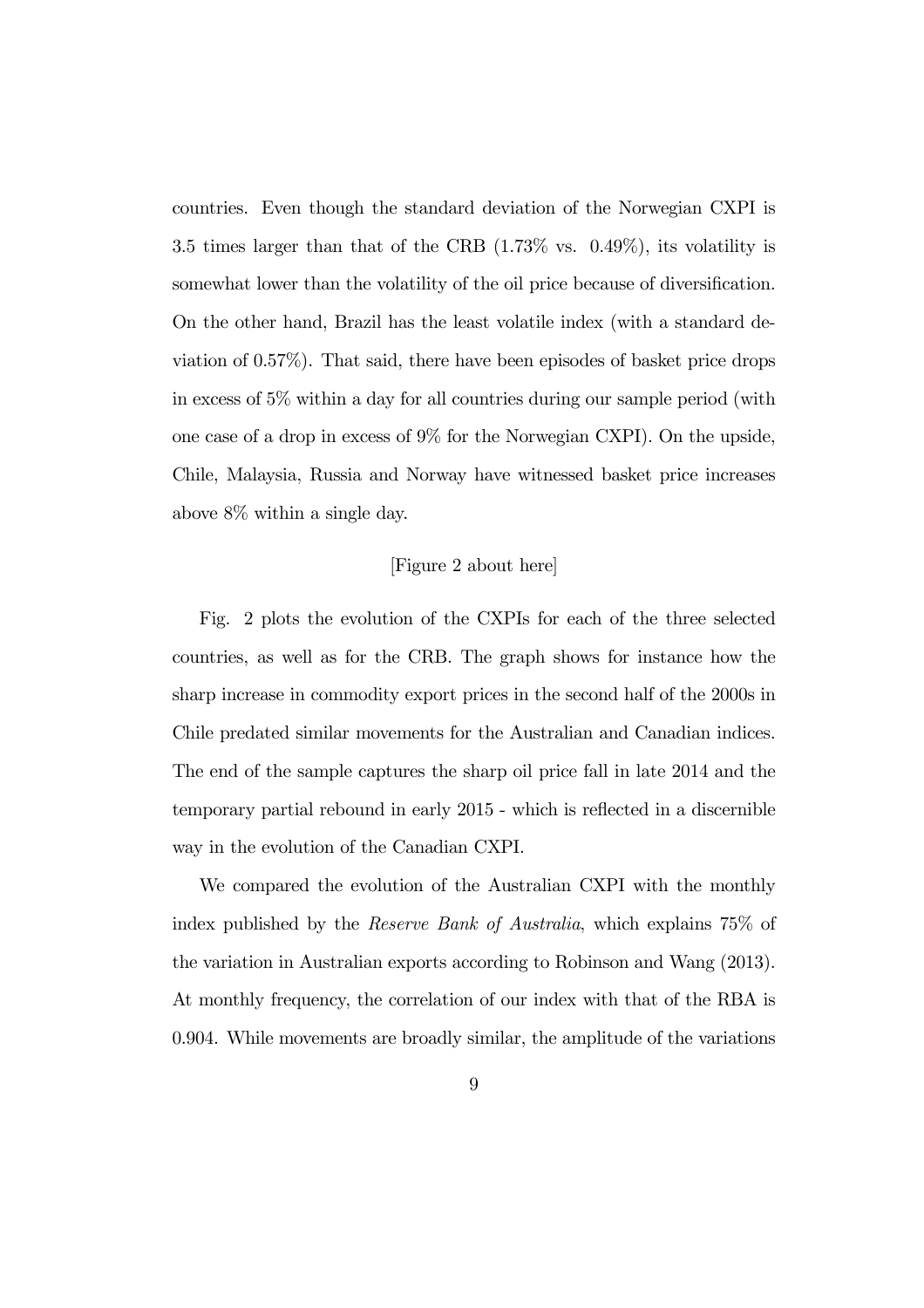countries. Even though the standard deviation of the Norwegian CXPI is 3.5 times larger than that of the CRB (1.73% vs. 0.49%), its volatility is somewhat lower than the volatility of the oil price because of diversification. On the other hand, Brazil has the least volatile index (with a standard deviation of 0.57%). That said, there have been episodes of basket price drops in excess of 5% within a day for all countries during our sample period (with one case of a drop in excess of 9% for the Norwegian CXPI). On the upside, Chile, Malaysia, Russia and Norway have witnessed basket price increases above 8% within a single day.

[Figure 2 about here]

Fig. 2 plots the evolution of the CXPIs for each of the three selected countries, as well as for the CRB. The graph shows for instance how the sharp increase in commodity export prices in the second half of the 2000s in Chile predated similar movements for the Australian and Canadian indices. The end of the sample captures the sharp oil price fall in late 2014 and the temporary partial rebound in early 2015 - which is reflected in a discernible way in the evolution of the Canadian CXPI.

We compared the evolution of the Australian CXPI with the monthly index published by the *Reserve Bank of Australia*, which explains 75% of the variation in Australian exports according to Robinson and Wang (2013). At monthly frequency, the correlation of our index with that of the RBA is 0.904. While movements are broadly similar, the amplitude of the variations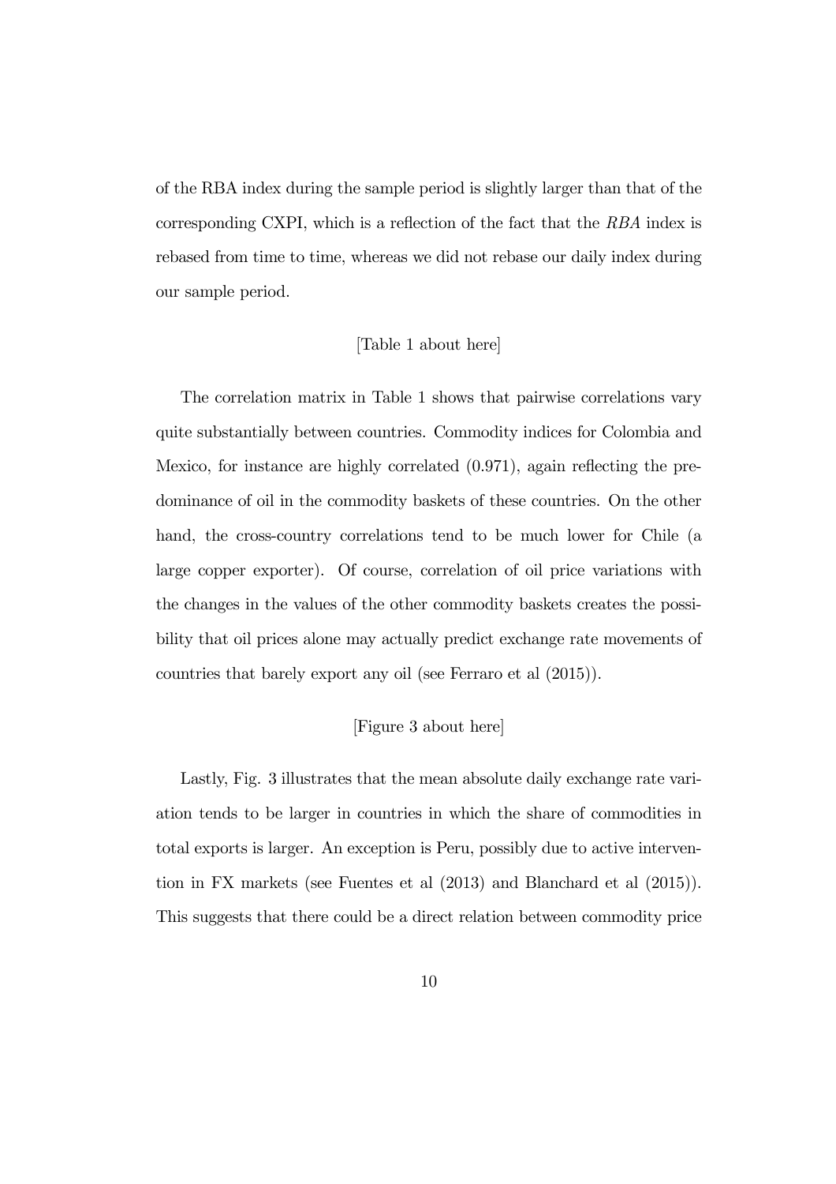of the RBA index during the sample period is slightly larger than that of the corresponding CXPI, which is a reflection of the fact that the *RBA* index is rebased from time to time, whereas we did not rebase our daily index during our sample period.

[Table 1 about here]

The correlation matrix in Table 1 shows that pairwise correlations vary quite substantially between countries. Commodity indices for Colombia and Mexico, for instance are highly correlated (0.971), again reflecting the predominance of oil in the commodity baskets of these countries. On the other hand, the cross-country correlations tend to be much lower for Chile (a large copper exporter). Of course, correlation of oil price variations with the changes in the values of the other commodity baskets creates the possibility that oil prices alone may actually predict exchange rate movements of countries that barely export any oil (see Ferraro et al (2015)).

[Figure 3 about here]

Lastly, Fig. 3 illustrates that the mean absolute daily exchange rate variation tends to be larger in countries in which the share of commodities in total exports is larger. An exception is Peru, possibly due to active intervention in FX markets (see Fuentes et al (2013) and Blanchard et al (2015)). This suggests that there could be a direct relation between commodity price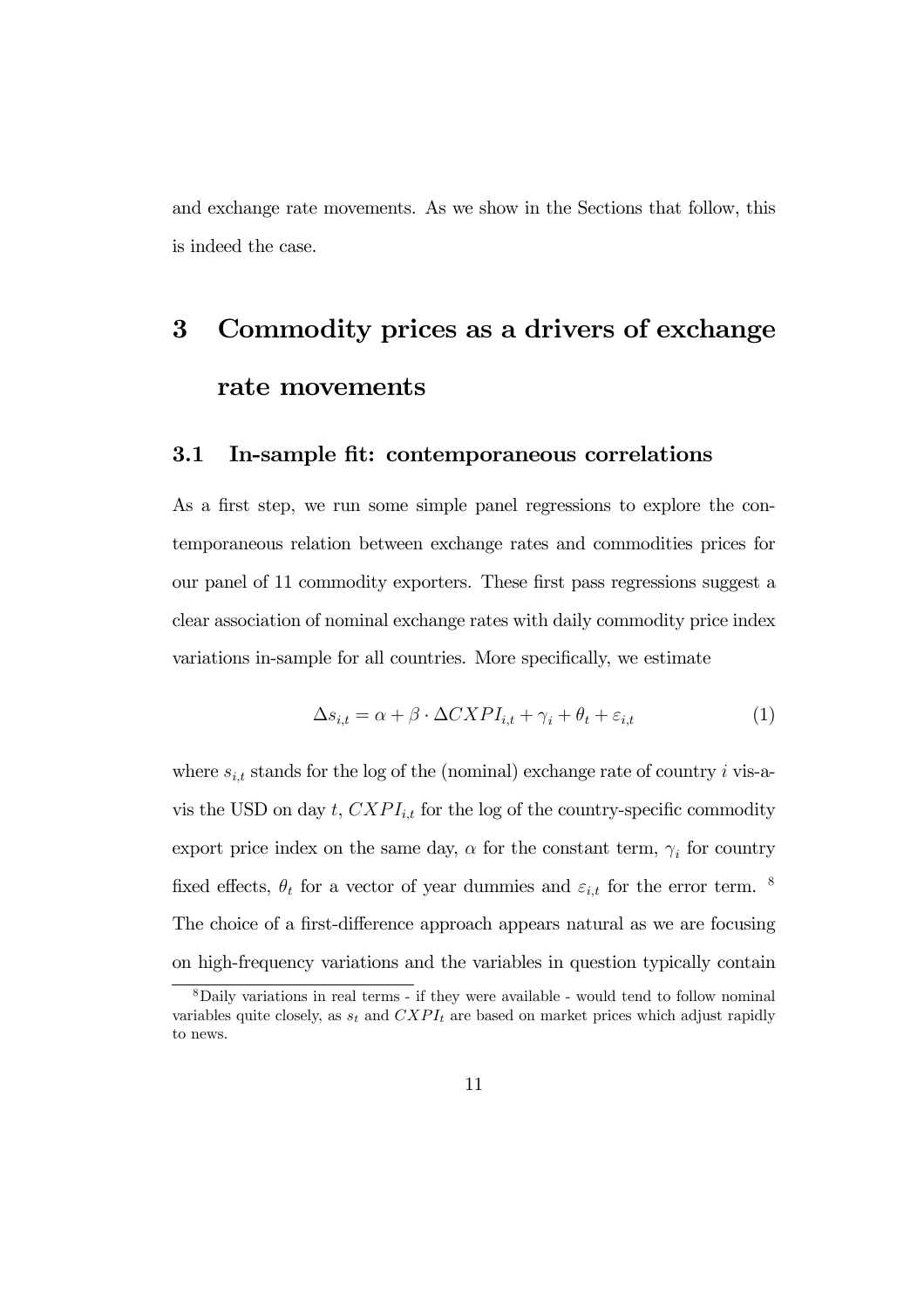and exchange rate movements. As we show in the Sections that follow, this is indeed the case.

# 3 Commodity prices as a drivers of exchange rate movements

## 3.1 In-sample fit: contemporaneous correlations

As a first step, we run some simple panel regressions to explore the contemporaneous relation between exchange rates and commodities prices for our panel of 11 commodity exporters. These first pass regressions suggest a clear association of nominal exchange rates with daily commodity price index variations in-sample for all countries. More specifically, we estimate

$$\Delta s_{i,t} = \alpha + \beta \cdot \Delta CXPI_{i,t} + \gamma_i + \theta_t + \varepsilon_{i,t} \tag{1}$$

where $s_{i,t}$ stands for the log of the (nominal) exchange rate of country $i$ vis-a-vis the USD on day $t$, $CXPI_{i,t}$ for the log of the country-specific commodity export price index on the same day, $\alpha$ for the constant term, $\gamma_i$ for country fixed effects, $\theta_t$ for a vector of year dummies and $\varepsilon_{i,t}$ for the error term. [8] The choice of a first-difference approach appears natural as we are focusing on high-frequency variations and the variables in question typically contain

[8] Daily variations in real terms - if they were available - would tend to follow nominal variables quite closely, as $s_t$ and $CXPI_t$ are based on market prices which adjust rapidly to news.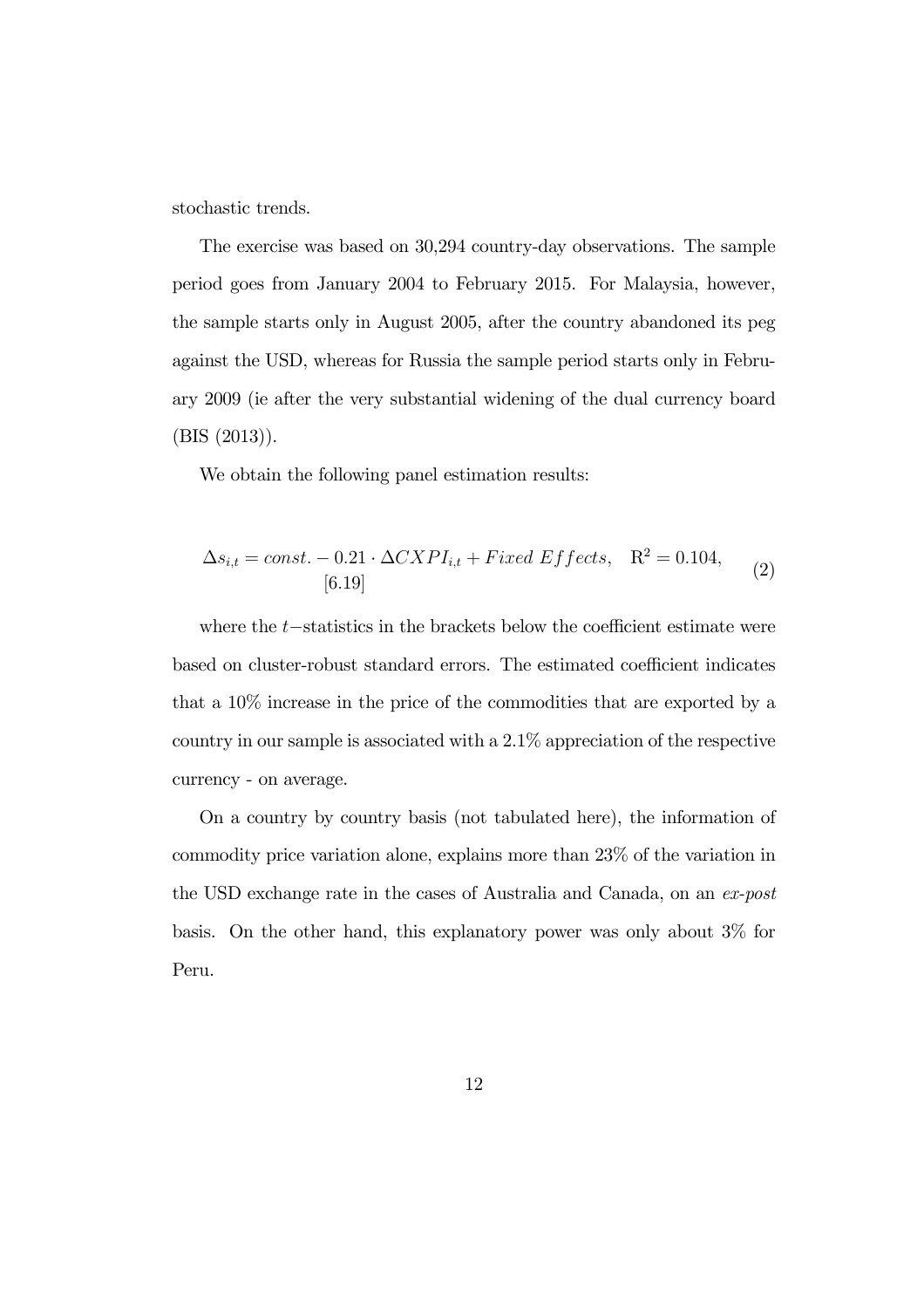stochastic trends.

The exercise was based on 30,294 country-day observations. The sample period goes from January 2004 to February 2015. For Malaysia, however, the sample starts only in August 2005, after the country abandoned its peg against the USD, whereas for Russia the sample period starts only in February 2009 (ie after the very substantial widening of the dual currency board (BIS (2013)).

We obtain the following panel estimation results:

$$\Delta s_{i,t} = const. - \underset{[6.19]}{0.21} \cdot \Delta CXPI_{i,t} + Fixed\ Effects, \quad \mathrm{R}^2 = 0.104, \tag{2}$$

where the $t-$statistics in the brackets below the coefficient estimate were based on cluster-robust standard errors. The estimated coefficient indicates that a 10% increase in the price of the commodities that are exported by a country in our sample is associated with a 2.1% appreciation of the respective currency - on average.

On a country by country basis (not tabulated here), the information of commodity price variation alone, explains more than 23% of the variation in the USD exchange rate in the cases of Australia and Canada, on an *ex-post* basis. On the other hand, this explanatory power was only about 3% for Peru.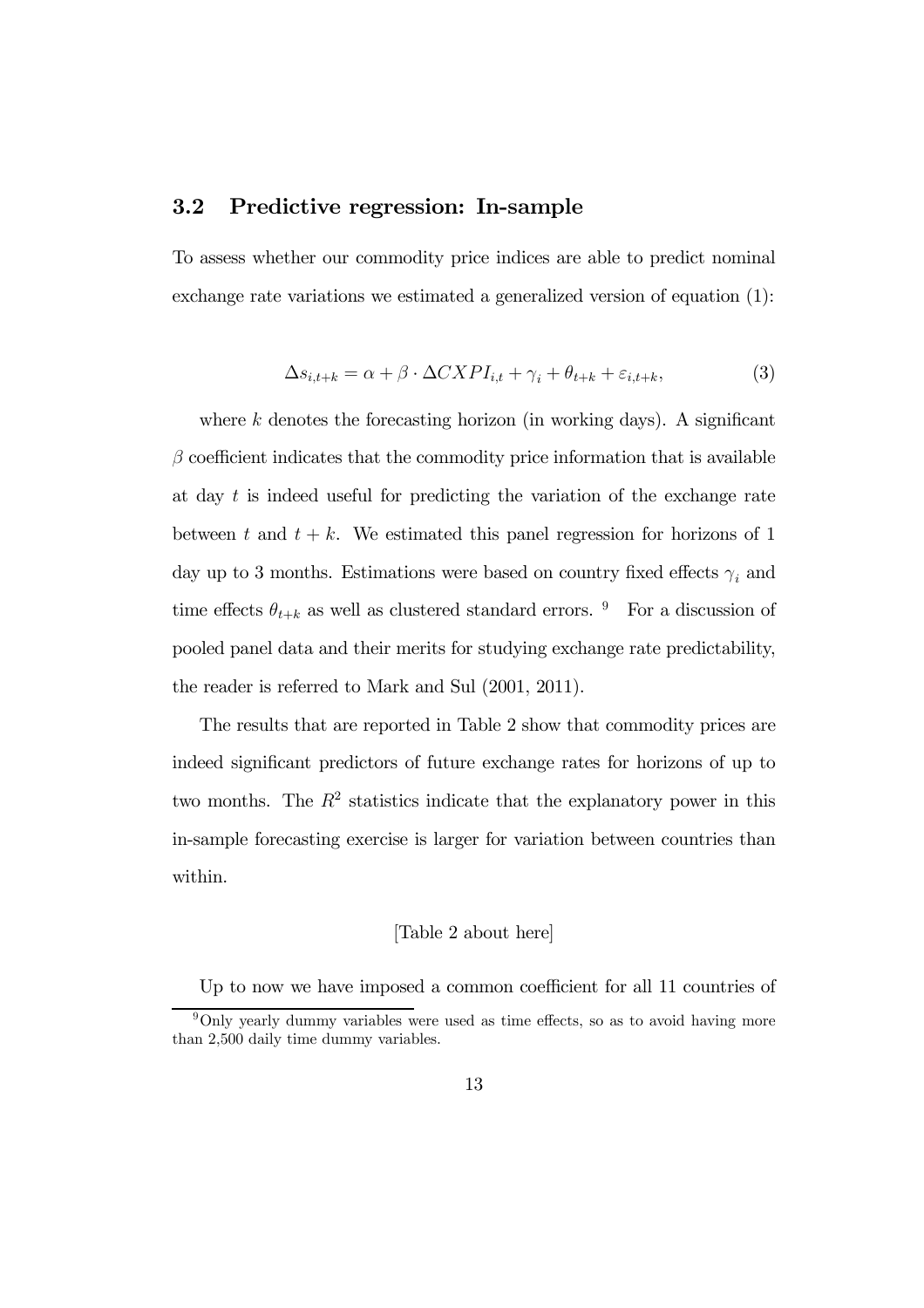### 3.2 Predictive regression: In-sample

To assess whether our commodity price indices are able to predict nominal exchange rate variations we estimated a generalized version of equation (1):

$$\Delta s_{i,t+k} = \alpha + \beta \cdot \Delta CXPI_{i,t} + \gamma_i + \theta_{t+k} + \varepsilon_{i,t+k}, \tag{3}$$

where $k$ denotes the forecasting horizon (in working days). A significant $\beta$ coefficient indicates that the commodity price information that is available at day $t$ is indeed useful for predicting the variation of the exchange rate between $t$ and $t+k$. We estimated this panel regression for horizons of 1 day up to 3 months. Estimations were based on country fixed effects $\gamma_i$ and time effects $\theta_{t+k}$ as well as clustered standard errors. [9] For a discussion of pooled panel data and their merits for studying exchange rate predictability, the reader is referred to Mark and Sul (2001, 2011).

The results that are reported in Table 2 show that commodity prices are indeed significant predictors of future exchange rates for horizons of up to two months. The $R^2$ statistics indicate that the explanatory power in this in-sample forecasting exercise is larger for variation between countries than within.

[Table 2 about here]

Up to now we have imposed a common coefficient for all 11 countries of

[9] Only yearly dummy variables were used as time effects, so as to avoid having more than 2,500 daily time dummy variables.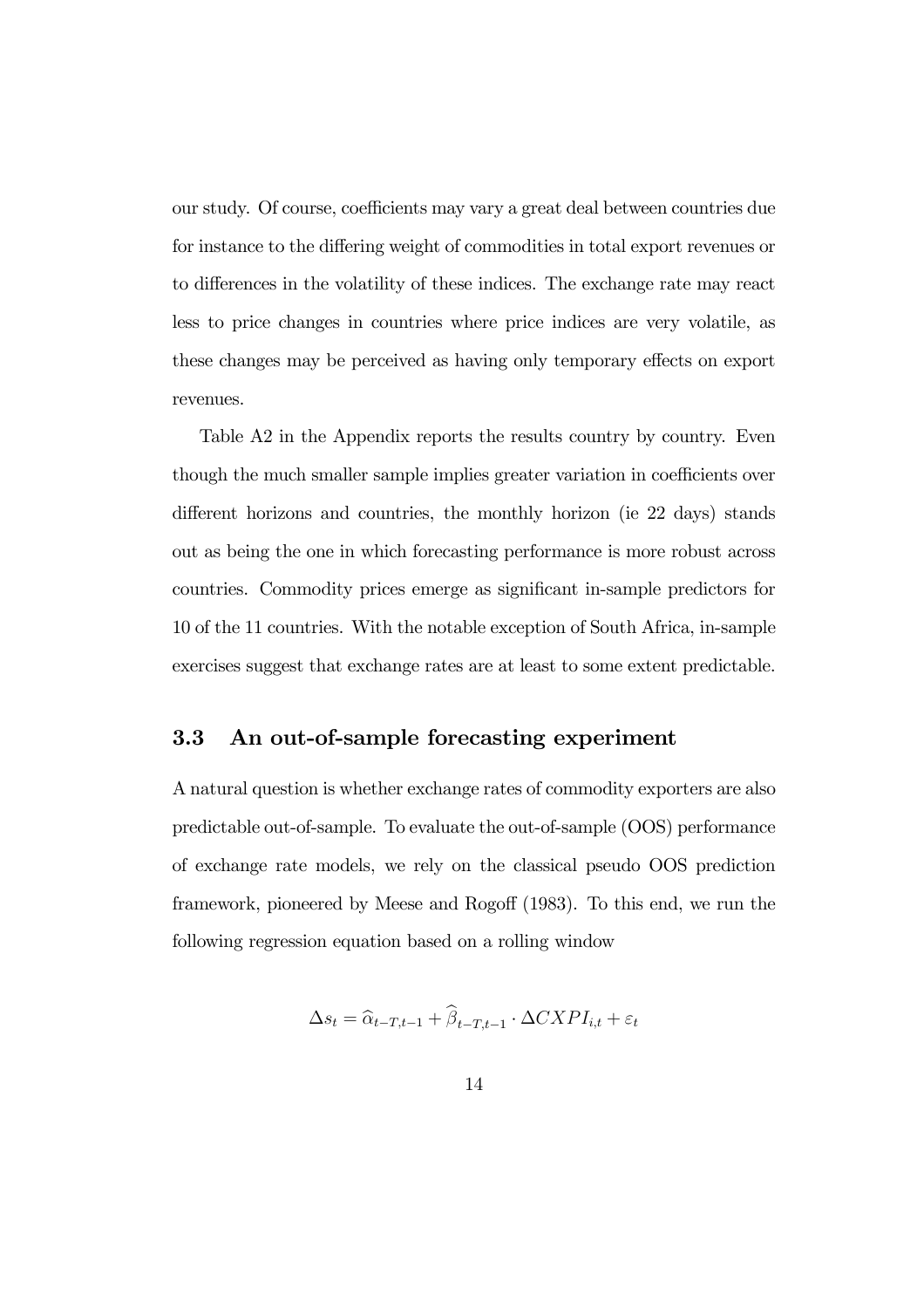our study. Of course, coefficients may vary a great deal between countries due for instance to the differing weight of commodities in total export revenues or to differences in the volatility of these indices. The exchange rate may react less to price changes in countries where price indices are very volatile, as these changes may be perceived as having only temporary effects on export revenues.

Table A2 in the Appendix reports the results country by country. Even though the much smaller sample implies greater variation in coefficients over different horizons and countries, the monthly horizon (ie 22 days) stands out as being the one in which forecasting performance is more robust across countries. Commodity prices emerge as significant in-sample predictors for 10 of the 11 countries. With the notable exception of South Africa, in-sample exercises suggest that exchange rates are at least to some extent predictable.

### 3.3 An out-of-sample forecasting experiment

A natural question is whether exchange rates of commodity exporters are also predictable out-of-sample. To evaluate the out-of-sample (OOS) performance of exchange rate models, we rely on the classical pseudo OOS prediction framework, pioneered by Meese and Rogoff (1983). To this end, we run the following regression equation based on a rolling window

$$\Delta s_t = \widehat{\alpha}_{t-T,t-1} + \widehat{\beta}_{t-T,t-1} \cdot \Delta CXPI_{i,t} + \varepsilon_t$$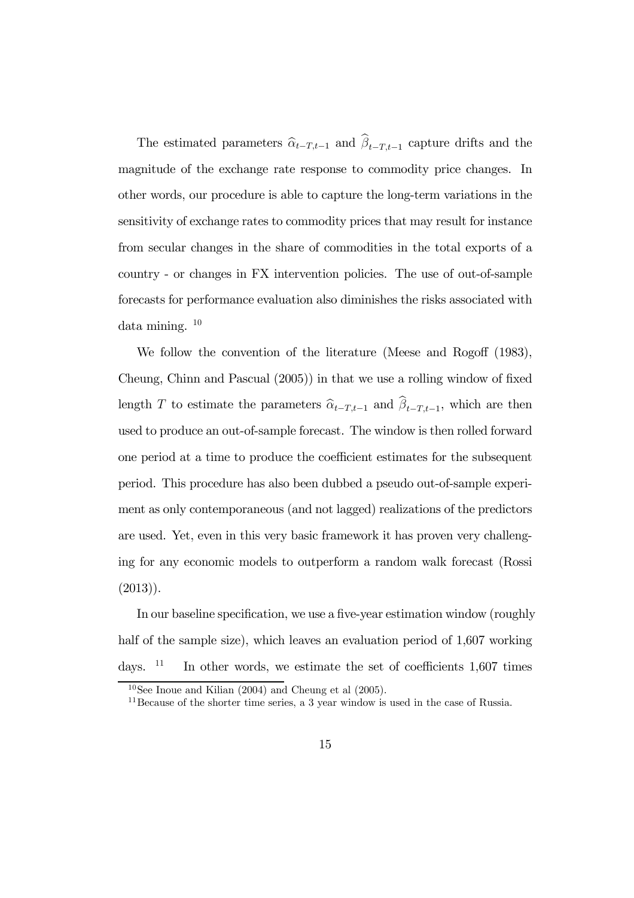The estimated parameters $\widehat{\alpha}_{t-T,t-1}$ and $\widehat{\beta}_{t-T,t-1}$ capture drifts and the magnitude of the exchange rate response to commodity price changes. In other words, our procedure is able to capture the long-term variations in the sensitivity of exchange rates to commodity prices that may result for instance from secular changes in the share of commodities in the total exports of a country - or changes in FX intervention policies. The use of out-of-sample forecasts for performance evaluation also diminishes the risks associated with data mining. [10]

We follow the convention of the literature (Meese and Rogoff (1983), Cheung, Chinn and Pascual (2005)) in that we use a rolling window of fixed length $T$ to estimate the parameters $\widehat{\alpha}_{t-T,t-1}$ and $\widehat{\beta}_{t-T,t-1}$, which are then used to produce an out-of-sample forecast. The window is then rolled forward one period at a time to produce the coefficient estimates for the subsequent period. This procedure has also been dubbed a pseudo out-of-sample experiment as only contemporaneous (and not lagged) realizations of the predictors are used. Yet, even in this very basic framework it has proven very challenging for any economic models to outperform a random walk forecast (Rossi (2013)).

In our baseline specification, we use a five-year estimation window (roughly half of the sample size), which leaves an evaluation period of 1,607 working days. [11] In other words, we estimate the set of coefficients 1,607 times

[10] See Inoue and Kilian (2004) and Cheung et al (2005).

[11] Because of the shorter time series, a 3 year window is used in the case of Russia.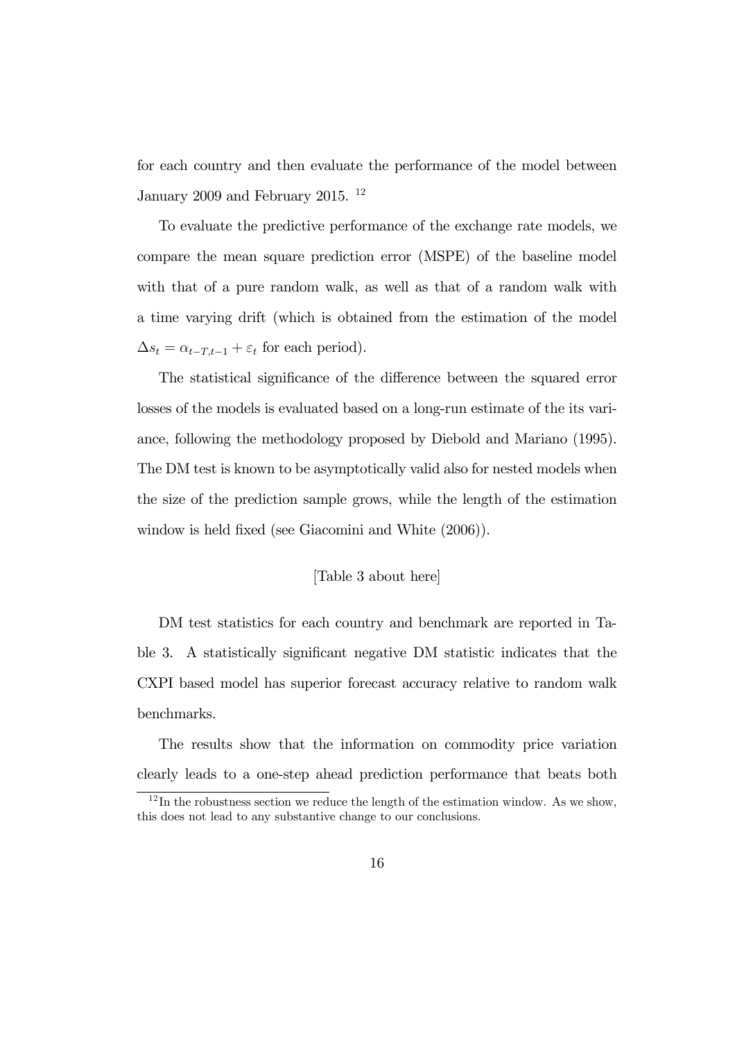for each country and then evaluate the performance of the model between January 2009 and February 2015. [12]

To evaluate the predictive performance of the exchange rate models, we compare the mean square prediction error (MSPE) of the baseline model with that of a pure random walk, as well as that of a random walk with a time varying drift (which is obtained from the estimation of the model $\Delta s_t = \alpha_{t-T,t-1} + \varepsilon_t$ for each period).

The statistical significance of the difference between the squared error losses of the models is evaluated based on a long-run estimate of the its variance, following the methodology proposed by Diebold and Mariano (1995). The DM test is known to be asymptotically valid also for nested models when the size of the prediction sample grows, while the length of the estimation window is held fixed (see Giacomini and White (2006)).

[Table 3 about here]

DM test statistics for each country and benchmark are reported in Table 3. A statistically significant negative DM statistic indicates that the CXPI based model has superior forecast accuracy relative to random walk benchmarks.

The results show that the information on commodity price variation clearly leads to a one-step ahead prediction performance that beats both

[12] In the robustness section we reduce the length of the estimation window. As we show, this does not lead to any substantive change to our conclusions.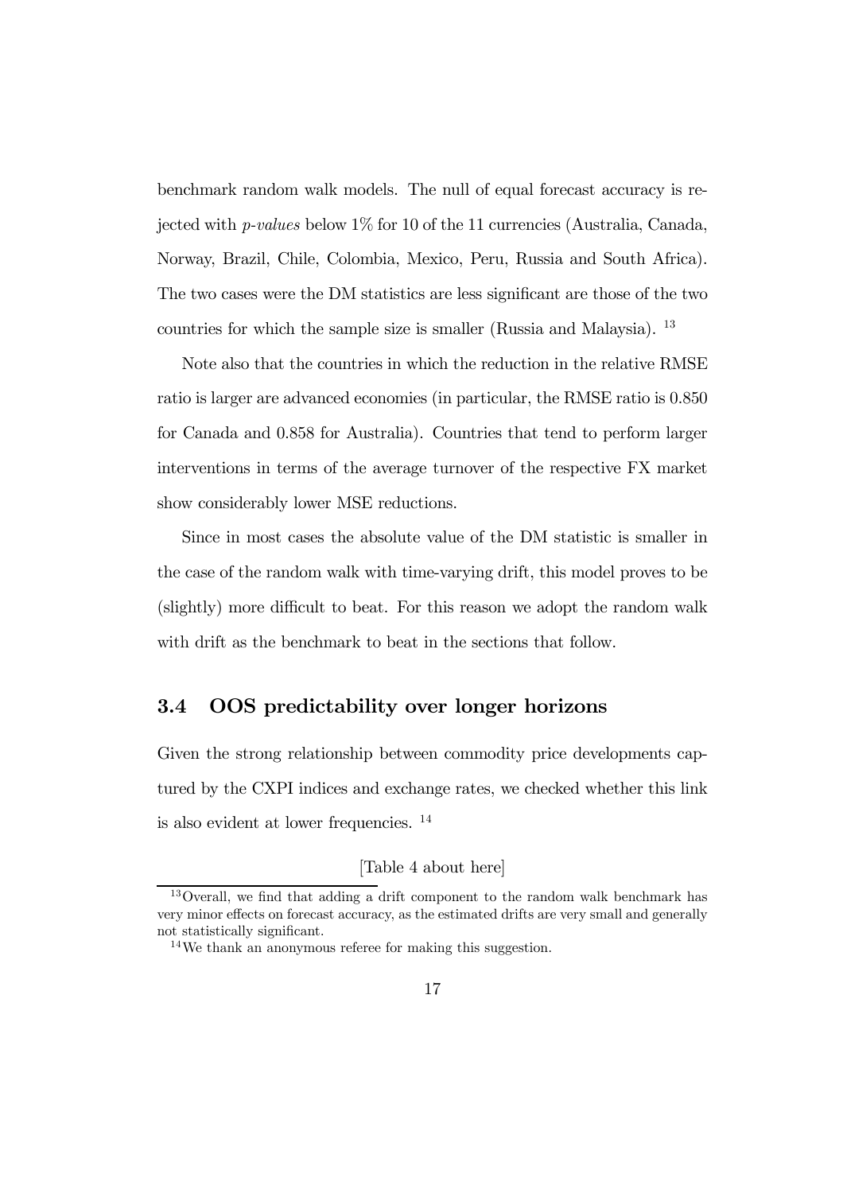benchmark random walk models. The null of equal forecast accuracy is rejected with *p-values* below 1% for 10 of the 11 currencies (Australia, Canada, Norway, Brazil, Chile, Colombia, Mexico, Peru, Russia and South Africa). The two cases were the DM statistics are less significant are those of the two countries for which the sample size is smaller (Russia and Malaysia). [13]

Note also that the countries in which the reduction in the relative RMSE ratio is larger are advanced economies (in particular, the RMSE ratio is 0.850 for Canada and 0.858 for Australia). Countries that tend to perform larger interventions in terms of the average turnover of the respective FX market show considerably lower MSE reductions.

Since in most cases the absolute value of the DM statistic is smaller in the case of the random walk with time-varying drift, this model proves to be (slightly) more difficult to beat. For this reason we adopt the random walk with drift as the benchmark to beat in the sections that follow.

## 3.4 OOS predictability over longer horizons

Given the strong relationship between commodity price developments captured by the CXPI indices and exchange rates, we checked whether this link is also evident at lower frequencies. [14]

[Table 4 about here]

[13] Overall, we find that adding a drift component to the random walk benchmark has very minor effects on forecast accuracy, as the estimated drifts are very small and generally not statistically significant.

[14] We thank an anonymous referee for making this suggestion.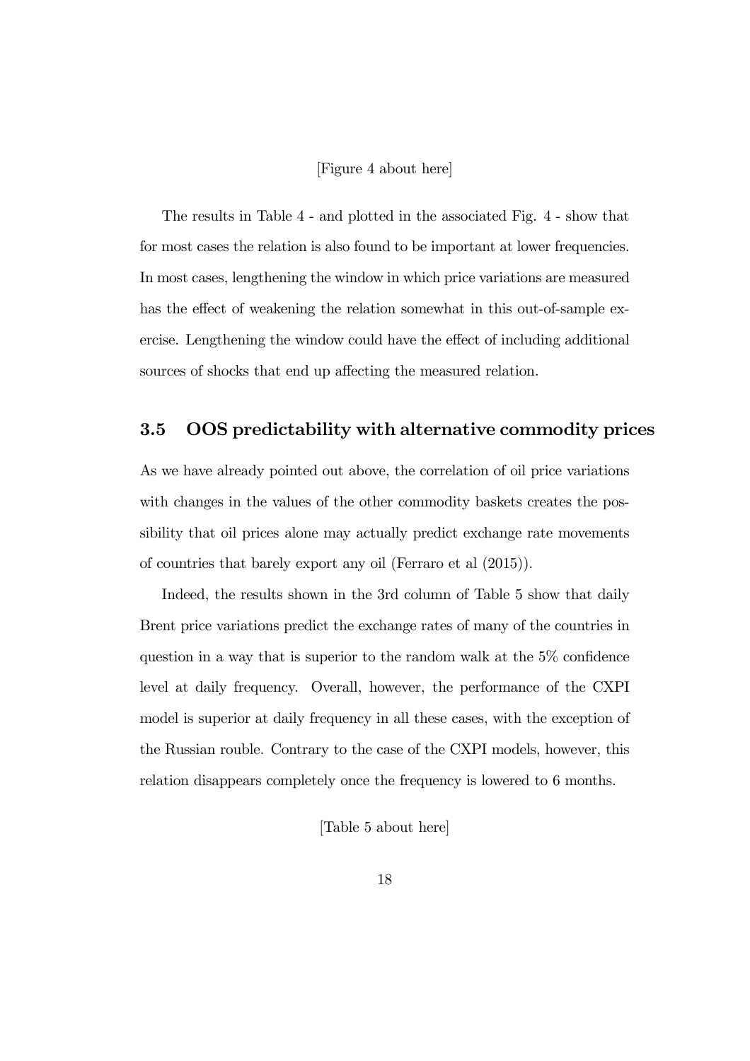[Figure 4 about here]

The results in Table 4 - and plotted in the associated Fig. 4 - show that for most cases the relation is also found to be important at lower frequencies. In most cases, lengthening the window in which price variations are measured has the effect of weakening the relation somewhat in this out-of-sample exercise. Lengthening the window could have the effect of including additional sources of shocks that end up affecting the measured relation.

### 3.5 OOS predictability with alternative commodity prices

As we have already pointed out above, the correlation of oil price variations with changes in the values of the other commodity baskets creates the possibility that oil prices alone may actually predict exchange rate movements of countries that barely export any oil (Ferraro et al (2015)).

Indeed, the results shown in the 3rd column of Table 5 show that daily Brent price variations predict the exchange rates of many of the countries in question in a way that is superior to the random walk at the 5% confidence level at daily frequency. Overall, however, the performance of the CXPI model is superior at daily frequency in all these cases, with the exception of the Russian rouble. Contrary to the case of the CXPI models, however, this relation disappears completely once the frequency is lowered to 6 months.

[Table 5 about here]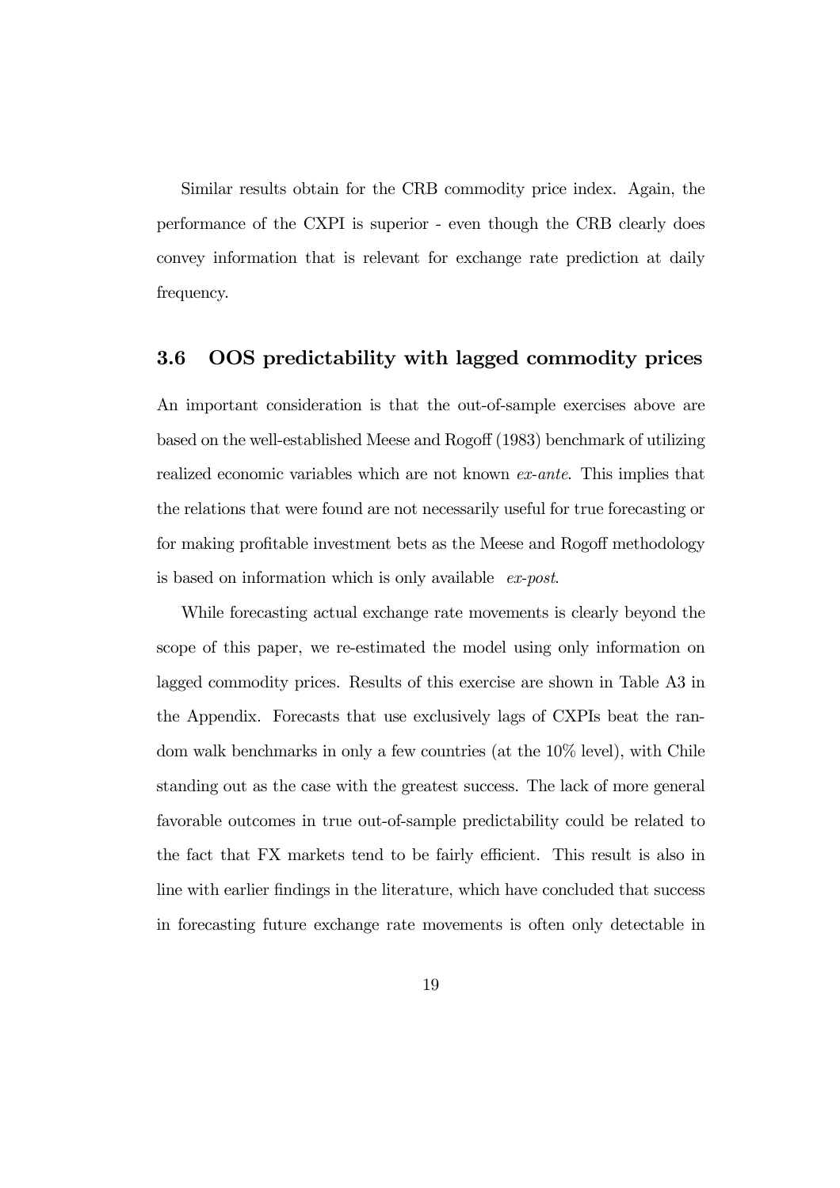Similar results obtain for the CRB commodity price index. Again, the performance of the CXPI is superior - even though the CRB clearly does convey information that is relevant for exchange rate prediction at daily frequency.

### 3.6 OOS predictability with lagged commodity prices

An important consideration is that the out-of-sample exercises above are based on the well-established Meese and Rogoff (1983) benchmark of utilizing realized economic variables which are not known *ex-ante*. This implies that the relations that were found are not necessarily useful for true forecasting or for making profitable investment bets as the Meese and Rogoff methodology is based on information which is only available *ex-post*.

While forecasting actual exchange rate movements is clearly beyond the scope of this paper, we re-estimated the model using only information on lagged commodity prices. Results of this exercise are shown in Table A3 in the Appendix. Forecasts that use exclusively lags of CXPIs beat the random walk benchmarks in only a few countries (at the 10% level), with Chile standing out as the case with the greatest success. The lack of more general favorable outcomes in true out-of-sample predictability could be related to the fact that FX markets tend to be fairly efficient. This result is also in line with earlier findings in the literature, which have concluded that success in forecasting future exchange rate movements is often only detectable in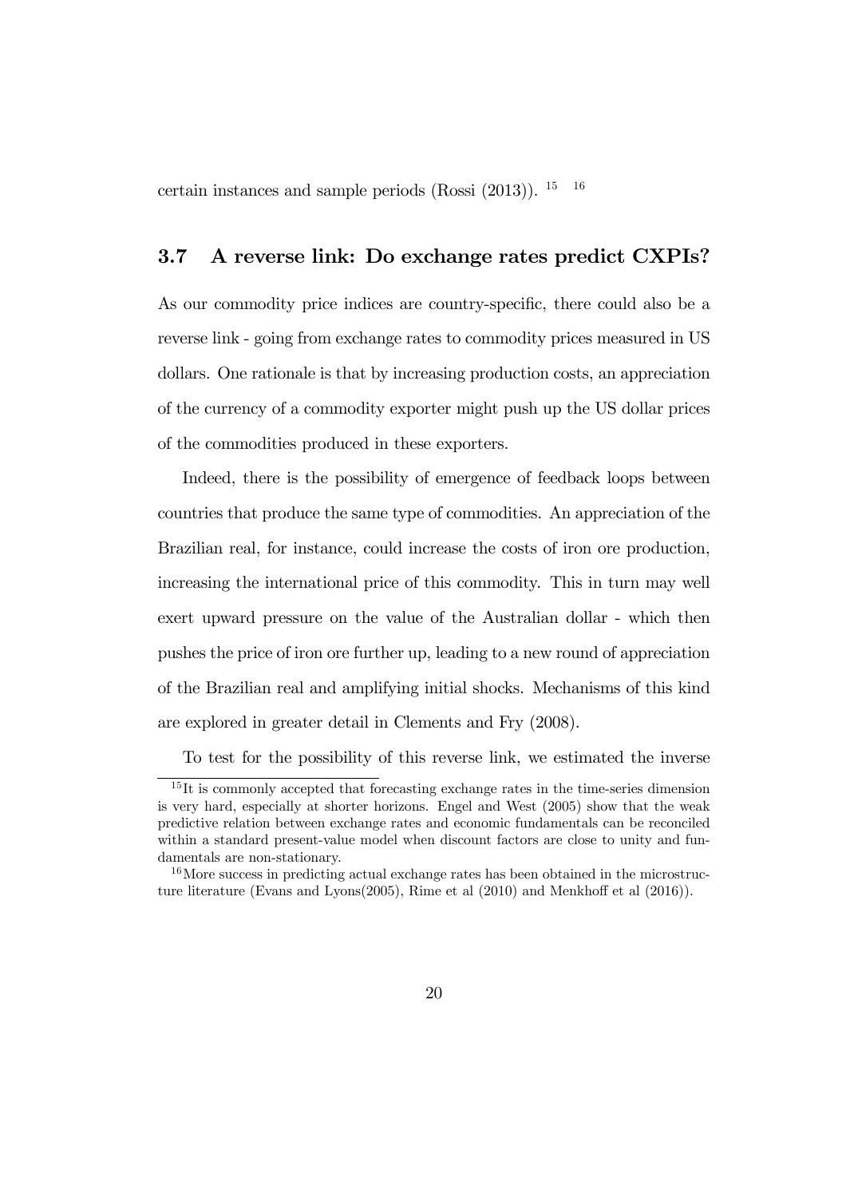certain instances and sample periods (Rossi (2013)). [15] [16]

## 3.7 A reverse link: Do exchange rates predict CXPIs?

As our commodity price indices are country-specific, there could also be a reverse link - going from exchange rates to commodity prices measured in US dollars. One rationale is that by increasing production costs, an appreciation of the currency of a commodity exporter might push up the US dollar prices of the commodities produced in these exporters.

Indeed, there is the possibility of emergence of feedback loops between countries that produce the same type of commodities. An appreciation of the Brazilian real, for instance, could increase the costs of iron ore production, increasing the international price of this commodity. This in turn may well exert upward pressure on the value of the Australian dollar - which then pushes the price of iron ore further up, leading to a new round of appreciation of the Brazilian real and amplifying initial shocks. Mechanisms of this kind are explored in greater detail in Clements and Fry (2008).

To test for the possibility of this reverse link, we estimated the inverse

---

[15] It is commonly accepted that forecasting exchange rates in the time-series dimension is very hard, especially at shorter horizons. Engel and West (2005) show that the weak predictive relation between exchange rates and economic fundamentals can be reconciled within a standard present-value model when discount factors are close to unity and fundamentals are non-stationary.

[16] More success in predicting actual exchange rates has been obtained in the microstructure literature (Evans and Lyons(2005), Rime et al (2010) and Menkhoff et al (2016)).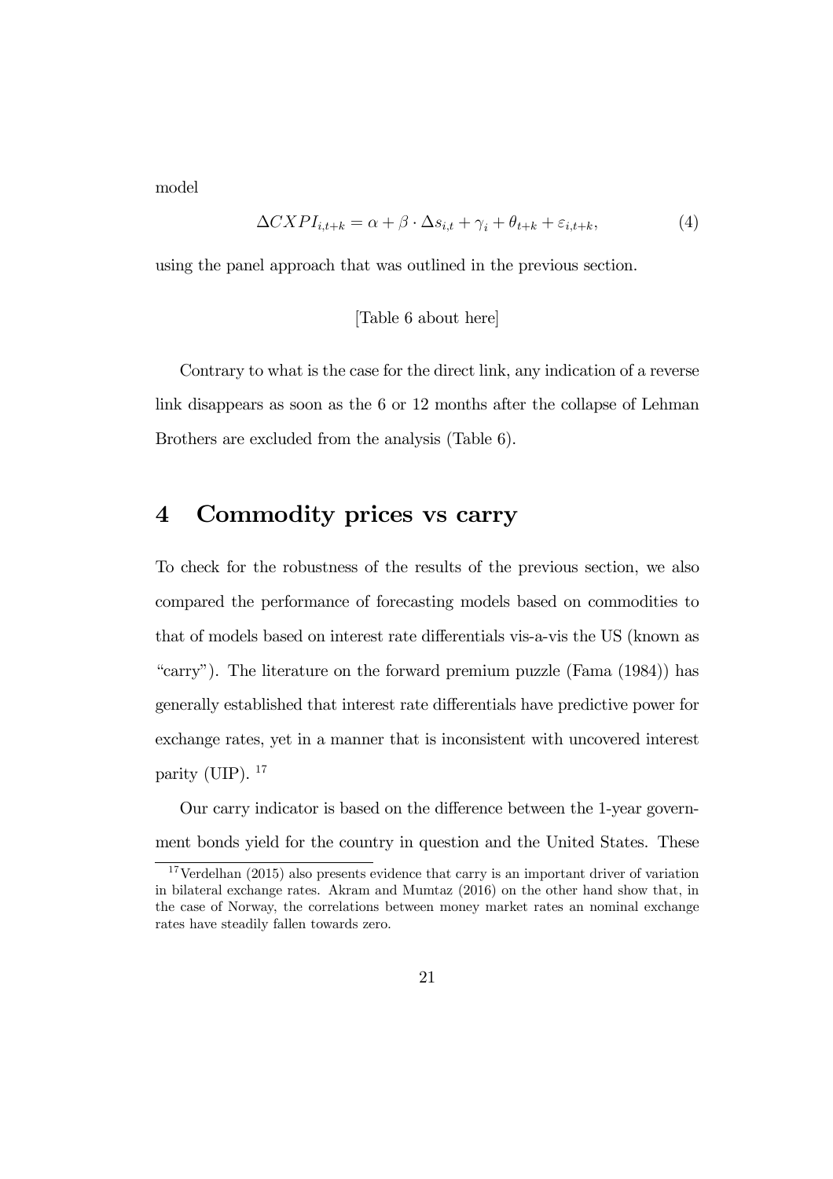model

$$\Delta CXPI_{i,t+k} = \alpha + \beta \cdot \Delta s_{i,t} + \gamma_i + \theta_{t+k} + \varepsilon_{i,t+k}, \tag{4}$$

using the panel approach that was outlined in the previous section.

[Table 6 about here]

Contrary to what is the case for the direct link, any indication of a reverse link disappears as soon as the 6 or 12 months after the collapse of Lehman Brothers are excluded from the analysis (Table 6).

# 4 Commodity prices vs carry

To check for the robustness of the results of the previous section, we also compared the performance of forecasting models based on commodities to that of models based on interest rate differentials vis-a-vis the US (known as "carry"). The literature on the forward premium puzzle (Fama (1984)) has generally established that interest rate differentials have predictive power for exchange rates, yet in a manner that is inconsistent with uncovered interest parity (UIP). [17]

Our carry indicator is based on the difference between the 1-year government bonds yield for the country in question and the United States. These

[17] Verdelhan (2015) also presents evidence that carry is an important driver of variation in bilateral exchange rates. Akram and Mumtaz (2016) on the other hand show that, in the case of Norway, the correlations between money market rates an nominal exchange rates have steadily fallen towards zero.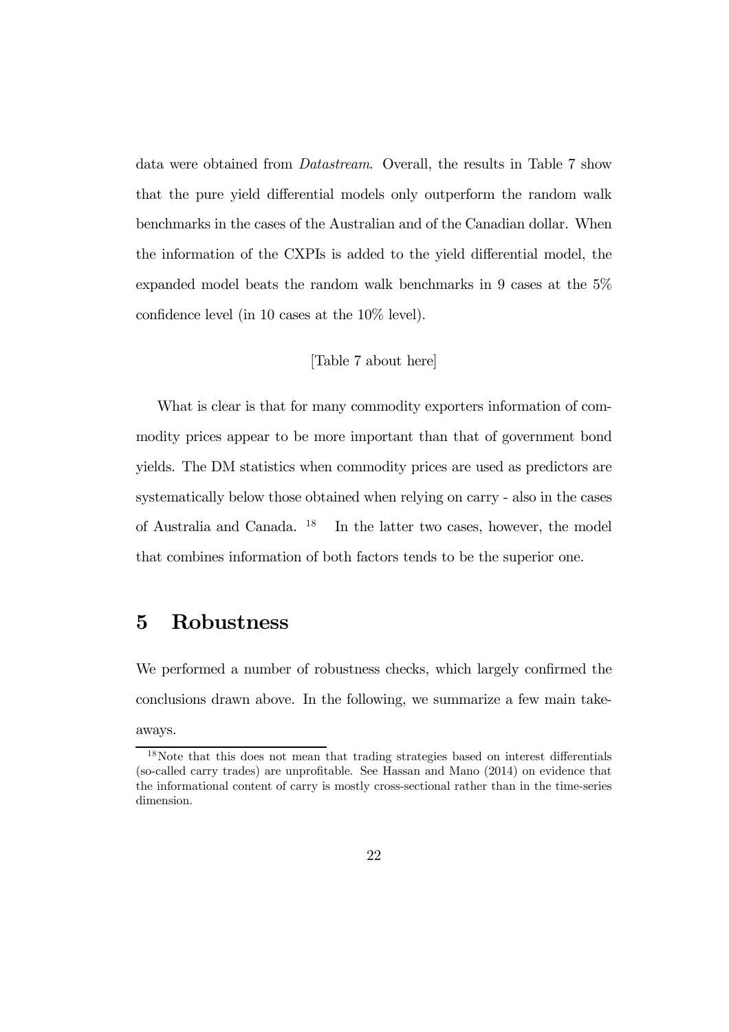data were obtained from *Datastream*. Overall, the results in Table 7 show that the pure yield differential models only outperform the random walk benchmarks in the cases of the Australian and of the Canadian dollar. When the information of the CXPIs is added to the yield differential model, the expanded model beats the random walk benchmarks in 9 cases at the 5% confidence level (in 10 cases at the 10% level).

[Table 7 about here]

What is clear is that for many commodity exporters information of commodity prices appear to be more important than that of government bond yields. The DM statistics when commodity prices are used as predictors are systematically below those obtained when relying on carry - also in the cases of Australia and Canada. [18] In the latter two cases, however, the model that combines information of both factors tends to be the superior one.

# 5 Robustness

We performed a number of robustness checks, which largely confirmed the conclusions drawn above. In the following, we summarize a few main takeaways.

[18] Note that this does not mean that trading strategies based on interest differentials (so-called carry trades) are unprofitable. See Hassan and Mano (2014) on evidence that the informational content of carry is mostly cross-sectional rather than in the time-series dimension.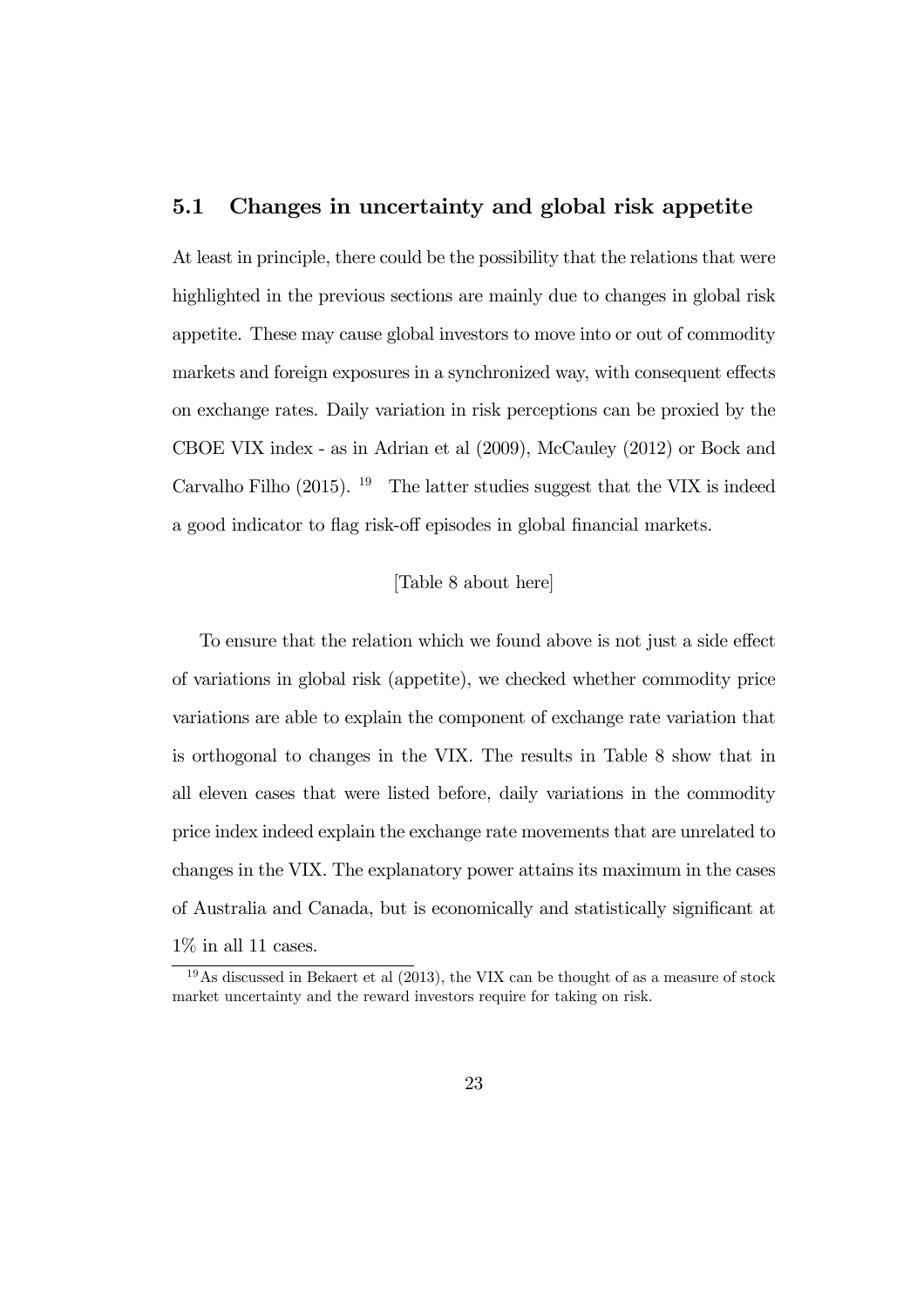## 5.1 Changes in uncertainty and global risk appetite

At least in principle, there could be the possibility that the relations that were highlighted in the previous sections are mainly due to changes in global risk appetite. These may cause global investors to move into or out of commodity markets and foreign exposures in a synchronized way, with consequent effects on exchange rates. Daily variation in risk perceptions can be proxied by the CBOE VIX index - as in Adrian et al (2009), McCauley (2012) or Bock and Carvalho Filho (2015). [19] The latter studies suggest that the VIX is indeed a good indicator to flag risk-off episodes in global financial markets.

[Table 8 about here]

To ensure that the relation which we found above is not just a side effect of variations in global risk (appetite), we checked whether commodity price variations are able to explain the component of exchange rate variation that is orthogonal to changes in the VIX. The results in Table 8 show that in all eleven cases that were listed before, daily variations in the commodity price index indeed explain the exchange rate movements that are unrelated to changes in the VIX. The explanatory power attains its maximum in the cases of Australia and Canada, but is economically and statistically significant at 1% in all 11 cases.

[19] As discussed in Bekaert et al (2013), the VIX can be thought of as a measure of stock market uncertainty and the reward investors require for taking on risk.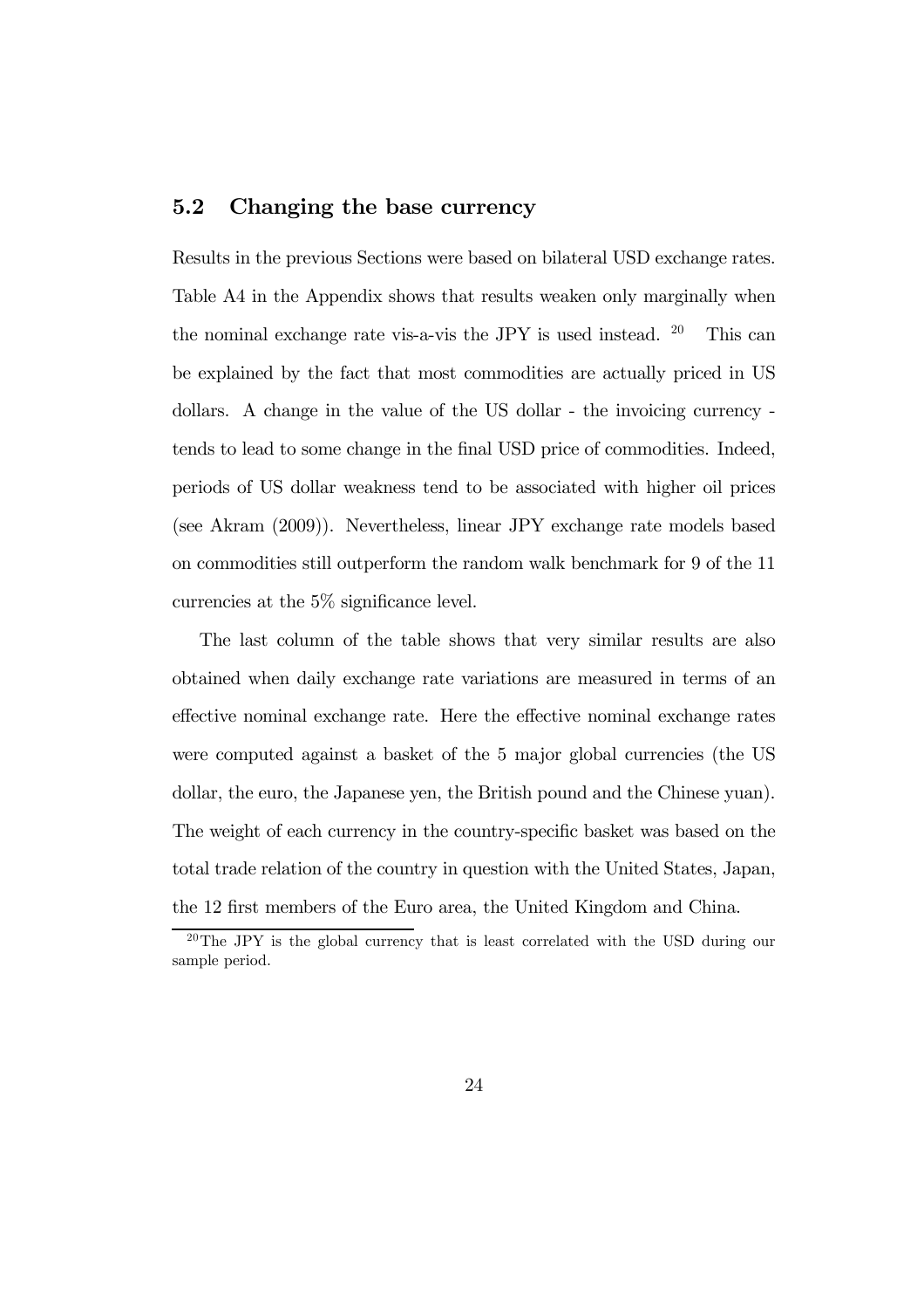## 5.2 Changing the base currency

Results in the previous Sections were based on bilateral USD exchange rates. Table A4 in the Appendix shows that results weaken only marginally when the nominal exchange rate vis-a-vis the JPY is used instead. [20] This can be explained by the fact that most commodities are actually priced in US dollars. A change in the value of the US dollar - the invoicing currency - tends to lead to some change in the final USD price of commodities. Indeed, periods of US dollar weakness tend to be associated with higher oil prices (see Akram (2009)). Nevertheless, linear JPY exchange rate models based on commodities still outperform the random walk benchmark for 9 of the 11 currencies at the 5% significance level.

The last column of the table shows that very similar results are also obtained when daily exchange rate variations are measured in terms of an effective nominal exchange rate. Here the effective nominal exchange rates were computed against a basket of the 5 major global currencies (the US dollar, the euro, the Japanese yen, the British pound and the Chinese yuan). The weight of each currency in the country-specific basket was based on the total trade relation of the country in question with the United States, Japan, the 12 first members of the Euro area, the United Kingdom and China.

[20] The JPY is the global currency that is least correlated with the USD during our sample period.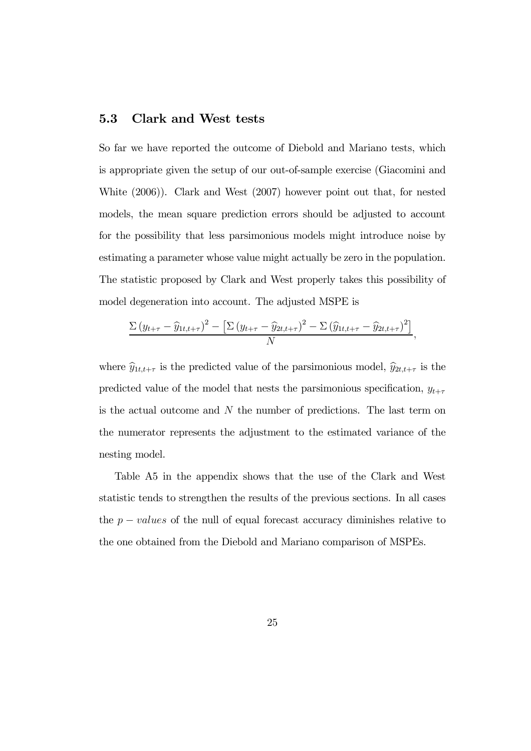### 5.3 Clark and West tests

So far we have reported the outcome of Diebold and Mariano tests, which is appropriate given the setup of our out-of-sample exercise (Giacomini and White (2006)). Clark and West (2007) however point out that, for nested models, the mean square prediction errors should be adjusted to account for the possibility that less parsimonious models might introduce noise by estimating a parameter whose value might actually be zero in the population. The statistic proposed by Clark and West properly takes this possibility of model degeneration into account. The adjusted MSPE is

$$\frac{\Sigma\left(y_{t+\tau}-\widehat{y}_{1t,t+\tau}\right)^{2}-\left[\Sigma\left(y_{t+\tau}-\widehat{y}_{2t,t+\tau}\right)^{2}-\Sigma\left(\widehat{y}_{1t,t+\tau}-\widehat{y}_{2t,t+\tau}\right)^{2}\right]}{N},$$

where $\widehat{y}_{1t,t+\tau}$ is the predicted value of the parsimonious model, $\widehat{y}_{2t,t+\tau}$ is the predicted value of the model that nests the parsimonious specification, $y_{t+\tau}$ is the actual outcome and $N$ the number of predictions. The last term on the numerator represents the adjustment to the estimated variance of the nesting model.

Table A5 in the appendix shows that the use of the Clark and West statistic tends to strengthen the results of the previous sections. In all cases the $p-values$ of the null of equal forecast accuracy diminishes relative to the one obtained from the Diebold and Mariano comparison of MSPEs.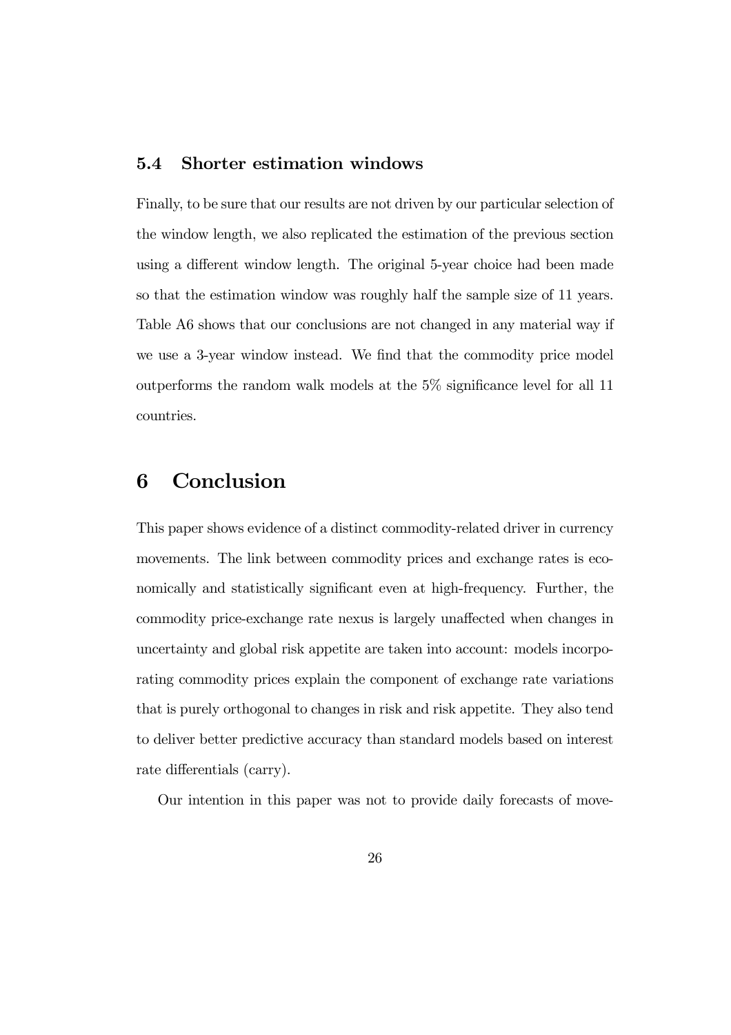### 5.4 Shorter estimation windows

Finally, to be sure that our results are not driven by our particular selection of the window length, we also replicated the estimation of the previous section using a different window length. The original 5-year choice had been made so that the estimation window was roughly half the sample size of 11 years. Table A6 shows that our conclusions are not changed in any material way if we use a 3-year window instead. We find that the commodity price model outperforms the random walk models at the 5% significance level for all 11 countries.

# 6 Conclusion

This paper shows evidence of a distinct commodity-related driver in currency movements. The link between commodity prices and exchange rates is economically and statistically significant even at high-frequency. Further, the commodity price-exchange rate nexus is largely unaffected when changes in uncertainty and global risk appetite are taken into account: models incorporating commodity prices explain the component of exchange rate variations that is purely orthogonal to changes in risk and risk appetite. They also tend to deliver better predictive accuracy than standard models based on interest rate differentials (carry).

Our intention in this paper was not to provide daily forecasts of move-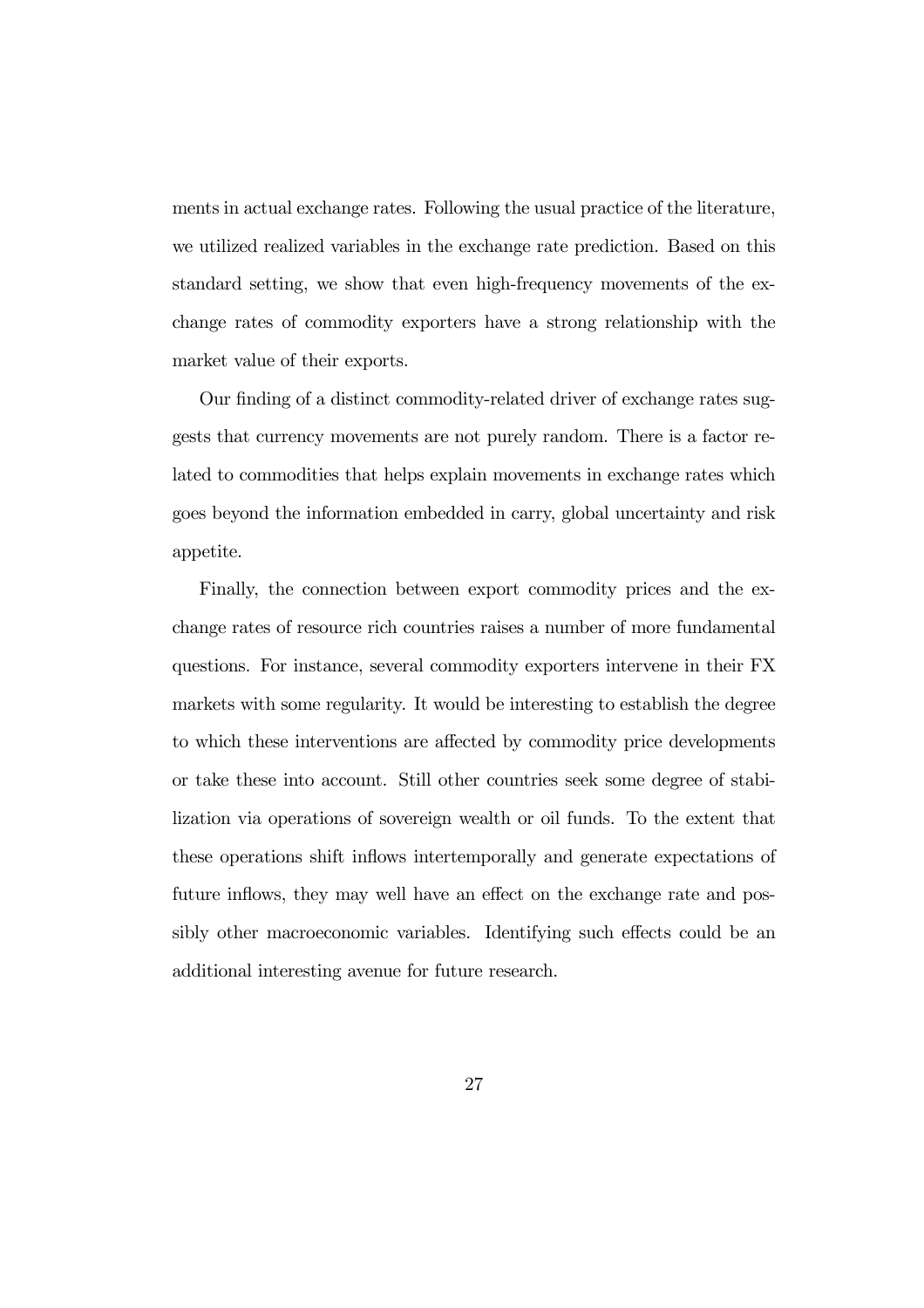ments in actual exchange rates. Following the usual practice of the literature, we utilized realized variables in the exchange rate prediction. Based on this standard setting, we show that even high-frequency movements of the exchange rates of commodity exporters have a strong relationship with the market value of their exports.

Our finding of a distinct commodity-related driver of exchange rates suggests that currency movements are not purely random. There is a factor related to commodities that helps explain movements in exchange rates which goes beyond the information embedded in carry, global uncertainty and risk appetite.

Finally, the connection between export commodity prices and the exchange rates of resource rich countries raises a number of more fundamental questions. For instance, several commodity exporters intervene in their FX markets with some regularity. It would be interesting to establish the degree to which these interventions are affected by commodity price developments or take these into account. Still other countries seek some degree of stabilization via operations of sovereign wealth or oil funds. To the extent that these operations shift inflows intertemporally and generate expectations of future inflows, they may well have an effect on the exchange rate and possibly other macroeconomic variables. Identifying such effects could be an additional interesting avenue for future research.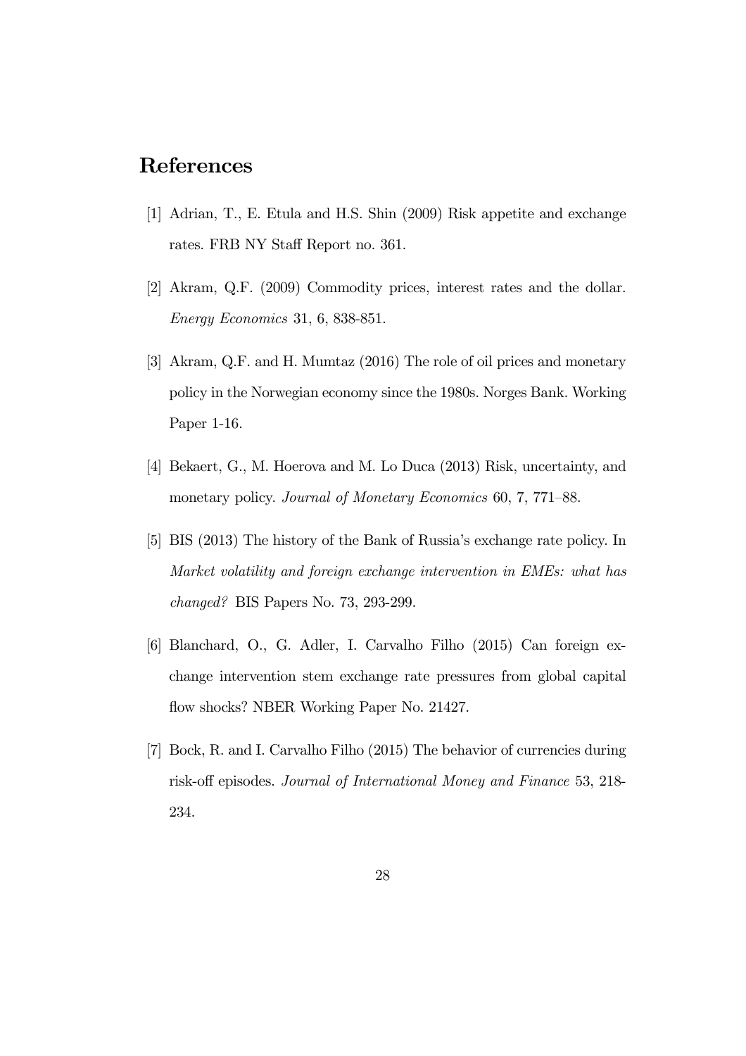# References

[1] Adrian, T., E. Etula and H.S. Shin (2009) Risk appetite and exchange rates. FRB NY Staff Report no. 361.

[2] Akram, Q.F. (2009) Commodity prices, interest rates and the dollar. *Energy Economics* 31, 6, 838-851.

[3] Akram, Q.F. and H. Mumtaz (2016) The role of oil prices and monetary policy in the Norwegian economy since the 1980s. Norges Bank. Working Paper 1-16.

[4] Bekaert, G., M. Hoerova and M. Lo Duca (2013) Risk, uncertainty, and monetary policy. *Journal of Monetary Economics* 60, 7, 771–88.

[5] BIS (2013) The history of the Bank of Russia's exchange rate policy. In *Market volatility and foreign exchange intervention in EMEs: what has changed?* BIS Papers No. 73, 293-299.

[6] Blanchard, O., G. Adler, I. Carvalho Filho (2015) Can foreign exchange intervention stem exchange rate pressures from global capital flow shocks? NBER Working Paper No. 21427.

[7] Bock, R. and I. Carvalho Filho (2015) The behavior of currencies during risk-off episodes. *Journal of International Money and Finance* 53, 218-234.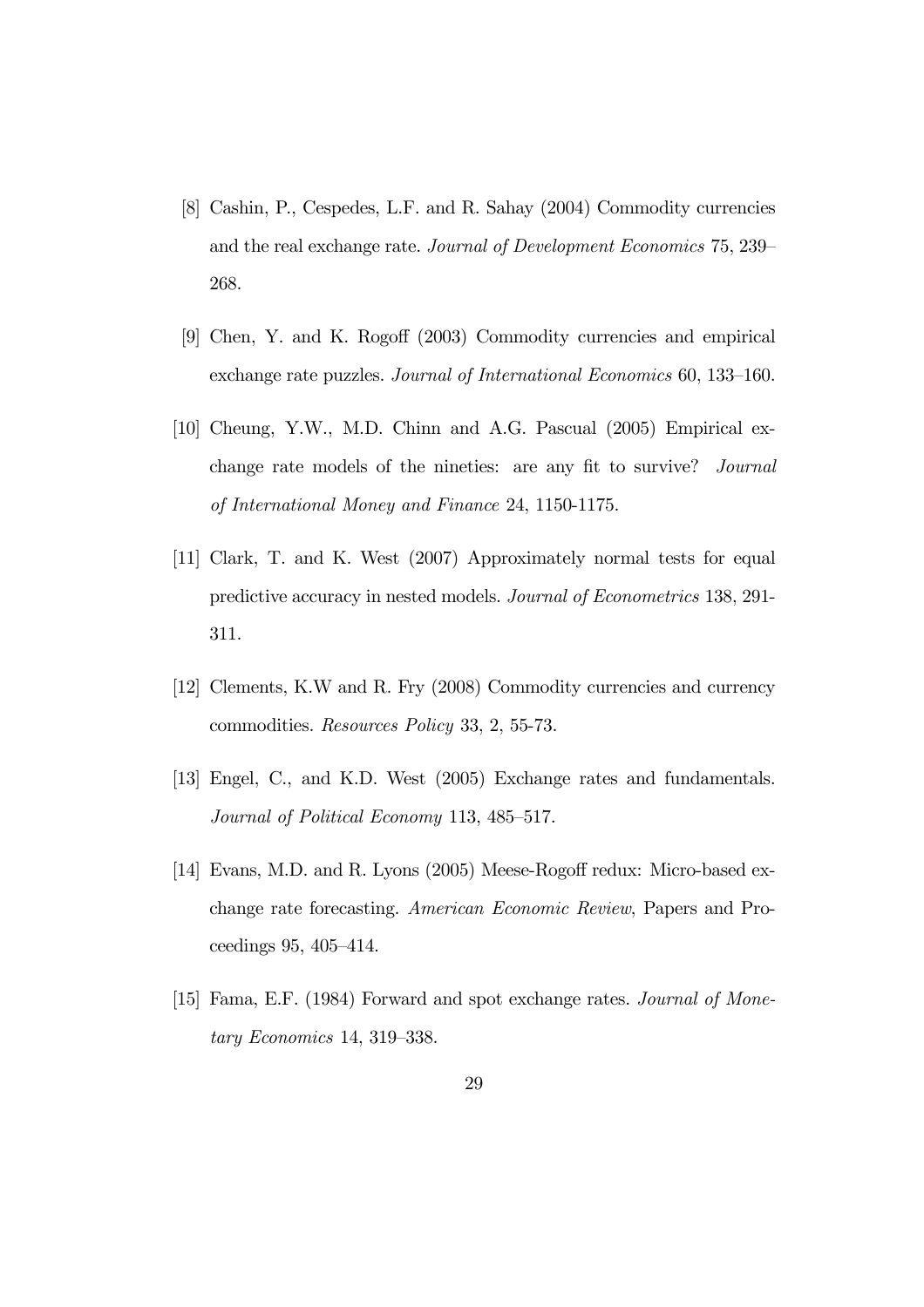[8] Cashin, P., Cespedes, L.F. and R. Sahay (2004) Commodity currencies and the real exchange rate. *Journal of Development Economics* 75, 239–268.

[9] Chen, Y. and K. Rogoff (2003) Commodity currencies and empirical exchange rate puzzles. *Journal of International Economics* 60, 133–160.

[10] Cheung, Y.W., M.D. Chinn and A.G. Pascual (2005) Empirical exchange rate models of the nineties: are any fit to survive? *Journal of International Money and Finance* 24, 1150-1175.

[11] Clark, T. and K. West (2007) Approximately normal tests for equal predictive accuracy in nested models. *Journal of Econometrics* 138, 291-311.

[12] Clements, K.W and R. Fry (2008) Commodity currencies and currency commodities. *Resources Policy* 33, 2, 55-73.

[13] Engel, C., and K.D. West (2005) Exchange rates and fundamentals. *Journal of Political Economy* 113, 485–517.

[14] Evans, M.D. and R. Lyons (2005) Meese-Rogoff redux: Micro-based exchange rate forecasting. *American Economic Review*, Papers and Proceedings 95, 405–414.

[15] Fama, E.F. (1984) Forward and spot exchange rates. *Journal of Monetary Economics* 14, 319–338.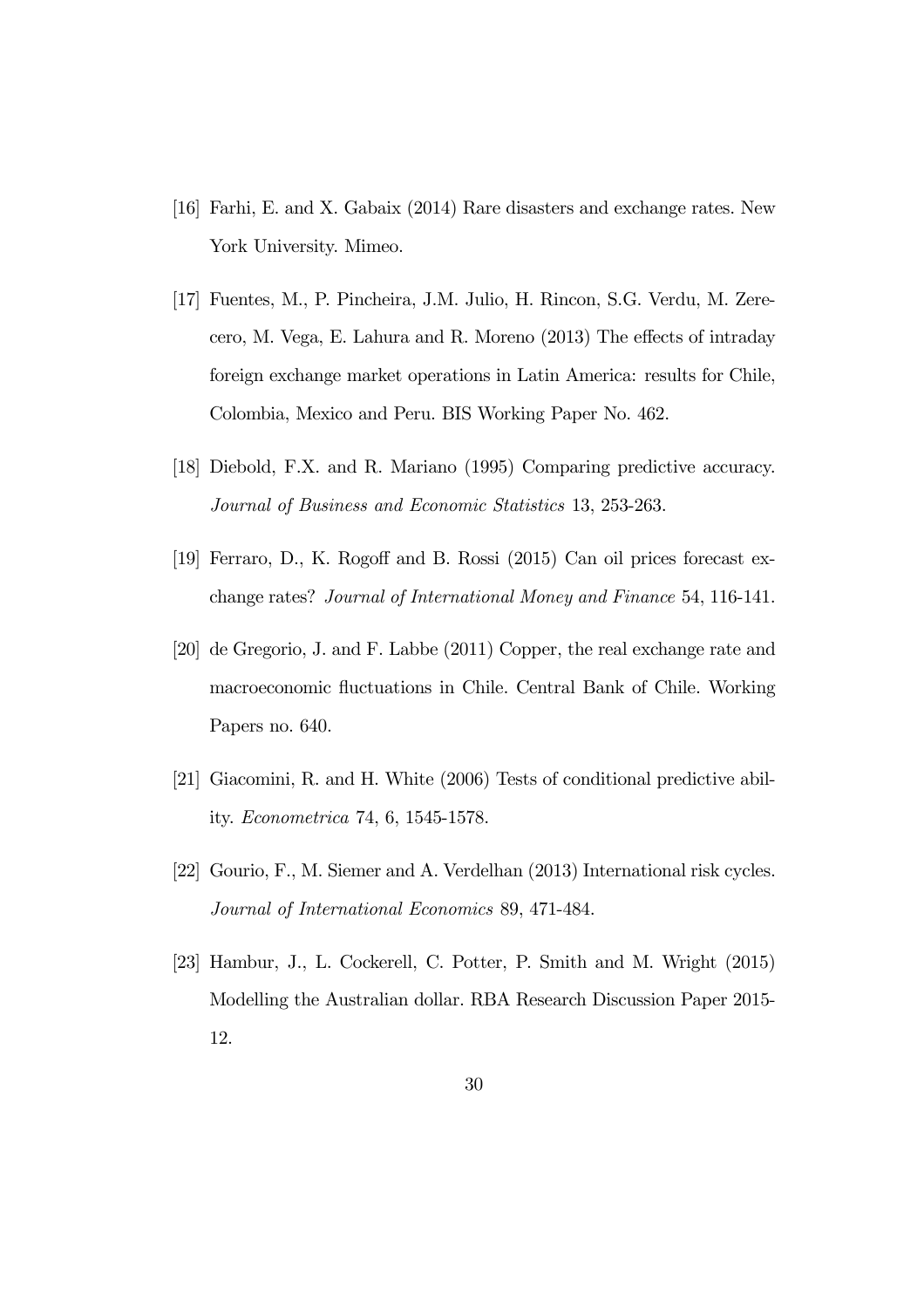[16] Farhi, E. and X. Gabaix (2014) Rare disasters and exchange rates. New York University. Mimeo.

[17] Fuentes, M., P. Pincheira, J.M. Julio, H. Rincon, S.G. Verdu, M. Zerecero, M. Vega, E. Lahura and R. Moreno (2013) The effects of intraday foreign exchange market operations in Latin America: results for Chile, Colombia, Mexico and Peru. BIS Working Paper No. 462.

[18] Diebold, F.X. and R. Mariano (1995) Comparing predictive accuracy. *Journal of Business and Economic Statistics* 13, 253-263.

[19] Ferraro, D., K. Rogoff and B. Rossi (2015) Can oil prices forecast exchange rates? *Journal of International Money and Finance* 54, 116-141.

[20] de Gregorio, J. and F. Labbe (2011) Copper, the real exchange rate and macroeconomic fluctuations in Chile. Central Bank of Chile. Working Papers no. 640.

[21] Giacomini, R. and H. White (2006) Tests of conditional predictive ability. *Econometrica* 74, 6, 1545-1578.

[22] Gourio, F., M. Siemer and A. Verdelhan (2013) International risk cycles. *Journal of International Economics* 89, 471-484.

[23] Hambur, J., L. Cockerell, C. Potter, P. Smith and M. Wright (2015) Modelling the Australian dollar. RBA Research Discussion Paper 2015-12.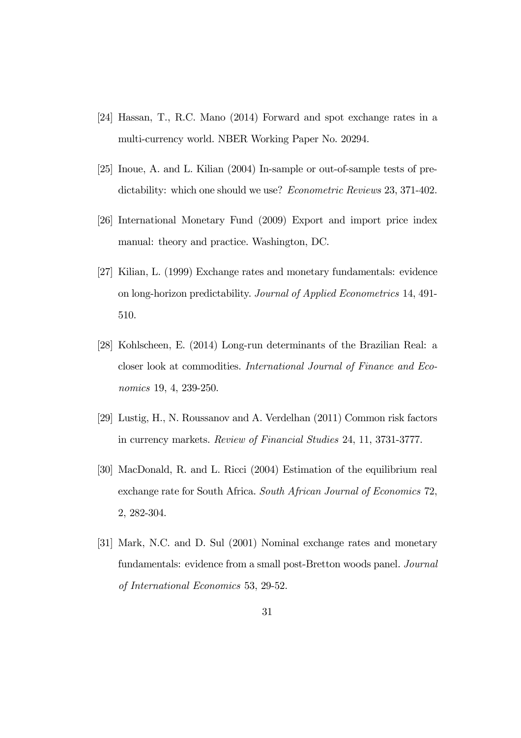[24] Hassan, T., R.C. Mano (2014) Forward and spot exchange rates in a multi-currency world. NBER Working Paper No. 20294.

[25] Inoue, A. and L. Kilian (2004) In-sample or out-of-sample tests of predictability: which one should we use? *Econometric Reviews* 23, 371-402.

[26] International Monetary Fund (2009) Export and import price index manual: theory and practice. Washington, DC.

[27] Kilian, L. (1999) Exchange rates and monetary fundamentals: evidence on long-horizon predictability. *Journal of Applied Econometrics* 14, 491-510.

[28] Kohlscheen, E. (2014) Long-run determinants of the Brazilian Real: a closer look at commodities. *International Journal of Finance and Economics* 19, 4, 239-250.

[29] Lustig, H., N. Roussanov and A. Verdelhan (2011) Common risk factors in currency markets. *Review of Financial Studies* 24, 11, 3731-3777.

[30] MacDonald, R. and L. Ricci (2004) Estimation of the equilibrium real exchange rate for South Africa. *South African Journal of Economics* 72, 2, 282-304.

[31] Mark, N.C. and D. Sul (2001) Nominal exchange rates and monetary fundamentals: evidence from a small post-Bretton woods panel. *Journal of International Economics* 53, 29-52.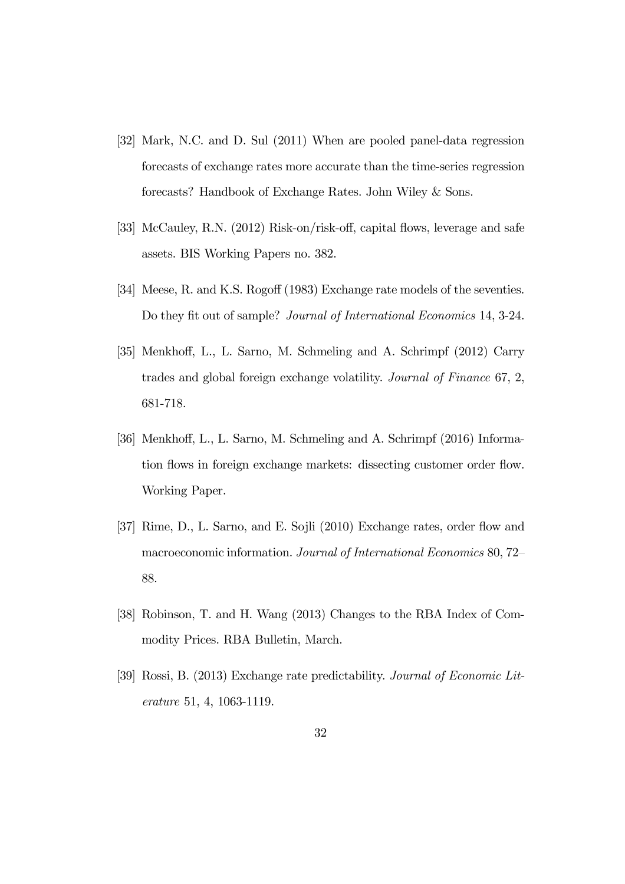[32] Mark, N.C. and D. Sul (2011) When are pooled panel-data regression forecasts of exchange rates more accurate than the time-series regression forecasts? Handbook of Exchange Rates. John Wiley & Sons.

[33] McCauley, R.N. (2012) Risk-on/risk-off, capital flows, leverage and safe assets. BIS Working Papers no. 382.

[34] Meese, R. and K.S. Rogoff (1983) Exchange rate models of the seventies. Do they fit out of sample? *Journal of International Economics* 14, 3-24.

[35] Menkhoff, L., L. Sarno, M. Schmeling and A. Schrimpf (2012) Carry trades and global foreign exchange volatility. *Journal of Finance* 67, 2, 681-718.

[36] Menkhoff, L., L. Sarno, M. Schmeling and A. Schrimpf (2016) Information flows in foreign exchange markets: dissecting customer order flow. Working Paper.

[37] Rime, D., L. Sarno, and E. Sojli (2010) Exchange rates, order flow and macroeconomic information. *Journal of International Economics* 80, 72–88.

[38] Robinson, T. and H. Wang (2013) Changes to the RBA Index of Commodity Prices. RBA Bulletin, March.

[39] Rossi, B. (2013) Exchange rate predictability. *Journal of Economic Literature* 51, 4, 1063-1119.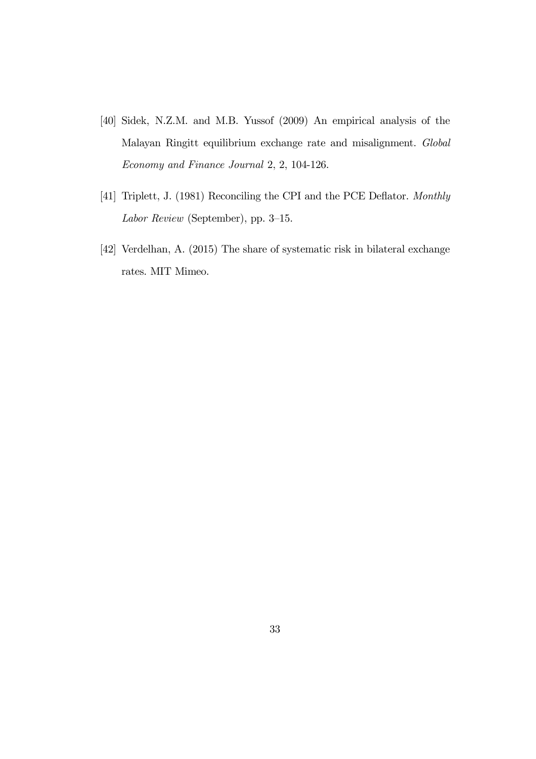[40] Sidek, N.Z.M. and M.B. Yussof (2009) An empirical analysis of the Malayan Ringitt equilibrium exchange rate and misalignment. *Global Economy and Finance Journal* 2, 2, 104-126.

[41] Triplett, J. (1981) Reconciling the CPI and the PCE Deflator. *Monthly Labor Review* (September), pp. 3–15.

[42] Verdelhan, A. (2015) The share of systematic risk in bilateral exchange rates. MIT Mimeo.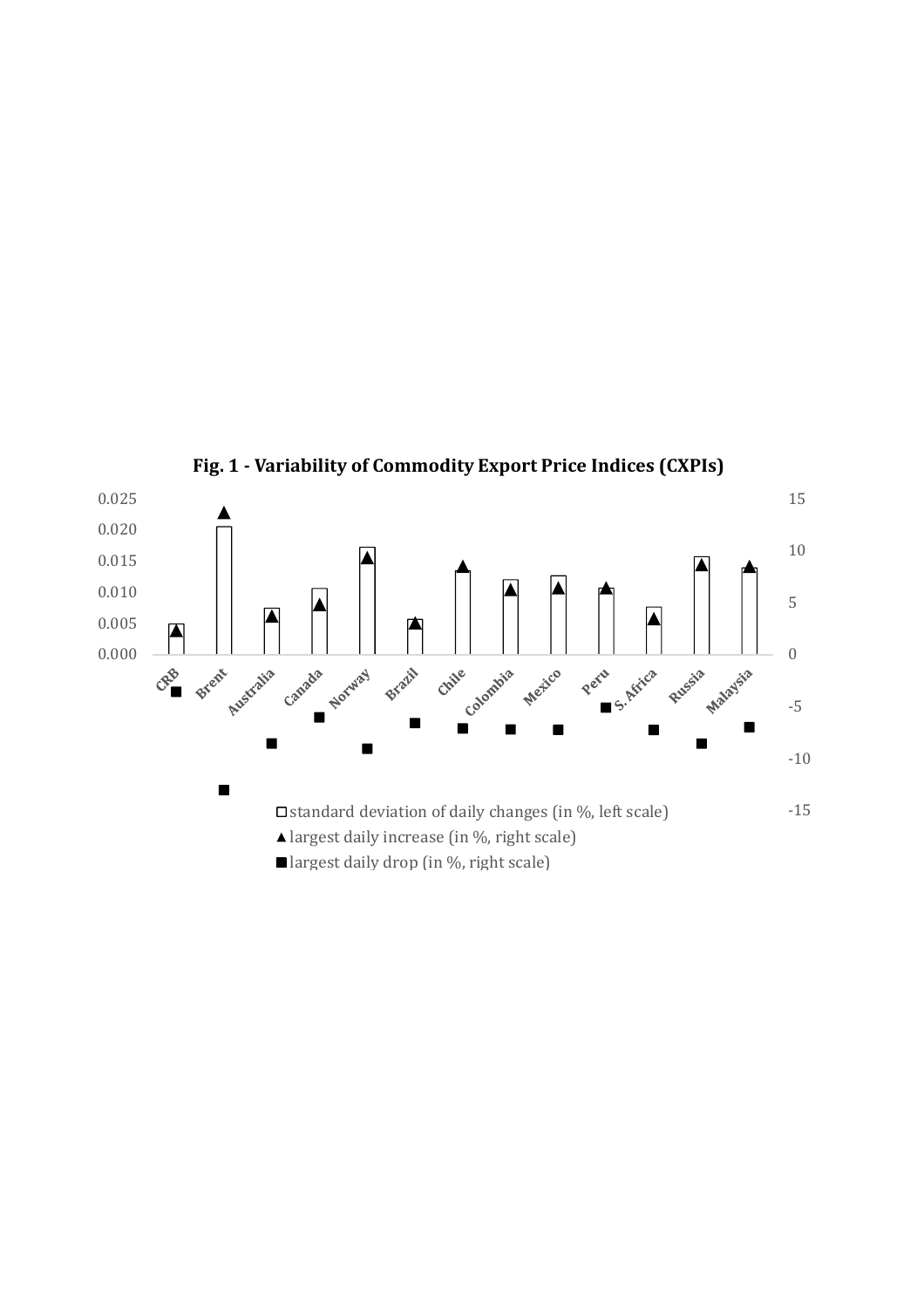**Fig. 1 - Variability of Commodity Export Price Indices (CXPIs)**

0.025
0.020
0.015
0.010
0.005
0.000

15
10
5
0
-5
-10
-15

CRB Brent Australia Canada Norway Brazil Chile Colombia Mexico Peru S. Africa Russia Malaysia

□ standard deviation of daily changes (in %, left scale)
▲ largest daily increase (in %, right scale)
■ largest daily drop (in %, right scale)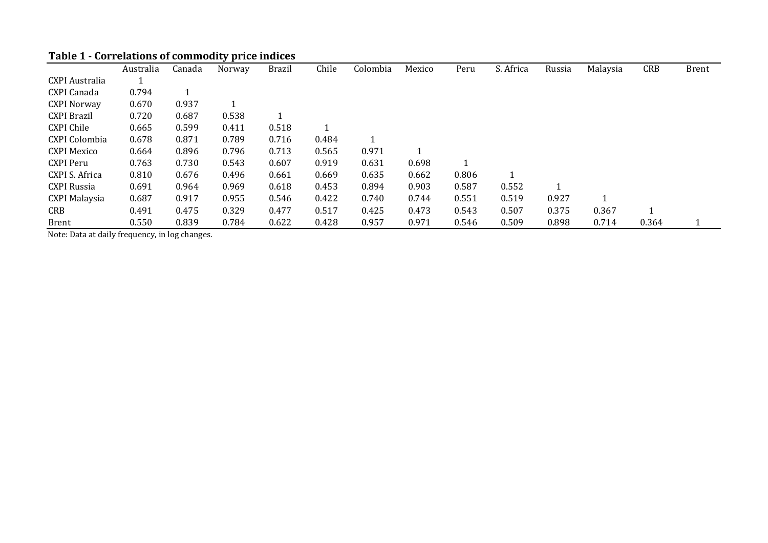**Table 1 - Correlations of commodity price indices**

| | Australia | Canada | Norway | Brazil | Chile | Colombia | Mexico | Peru | S. Africa | Russia | Malaysia | CRB | Brent |
|---|---|---|---|---|---|---|---|---|---|---|---|---|---|
| CXPI Australia | 1 | | | | | | | | | | | | |
| CXPI Canada | 0.794 | 1 | | | | | | | | | | | |
| CXPI Norway | 0.670 | 0.937 | 1 | | | | | | | | | | |
| CXPI Brazil | 0.720 | 0.687 | 0.538 | 1 | | | | | | | | | |
| CXPI Chile | 0.665 | 0.599 | 0.411 | 0.518 | 1 | | | | | | | | |
| CXPI Colombia | 0.678 | 0.871 | 0.789 | 0.716 | 0.484 | 1 | | | | | | | |
| CXPI Mexico | 0.664 | 0.896 | 0.796 | 0.713 | 0.565 | 0.971 | 1 | | | | | | |
| CXPI Peru | 0.763 | 0.730 | 0.543 | 0.607 | 0.919 | 0.631 | 0.698 | 1 | | | | | |
| CXPI S. Africa | 0.810 | 0.676 | 0.496 | 0.661 | 0.669 | 0.635 | 0.662 | 0.806 | 1 | | | | |
| CXPI Russia | 0.691 | 0.964 | 0.969 | 0.618 | 0.453 | 0.894 | 0.903 | 0.587 | 0.552 | 1 | | | |
| CXPI Malaysia | 0.687 | 0.917 | 0.955 | 0.546 | 0.422 | 0.740 | 0.744 | 0.551 | 0.519 | 0.927 | 1 | | |
| CRB | 0.491 | 0.475 | 0.329 | 0.477 | 0.517 | 0.425 | 0.473 | 0.543 | 0.507 | 0.375 | 0.367 | 1 | |
| Brent | 0.550 | 0.839 | 0.784 | 0.622 | 0.428 | 0.957 | 0.971 | 0.546 | 0.509 | 0.898 | 0.714 | 0.364 | 1 |

Note: Data at daily frequency, in log changes.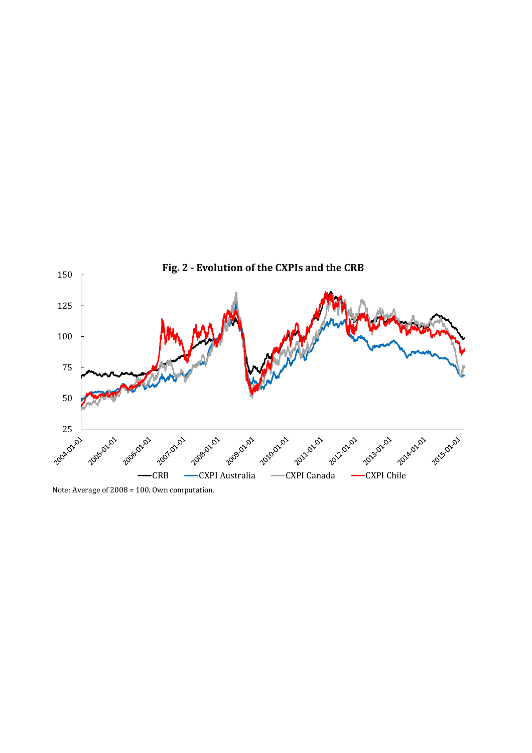**Fig. 2 - Evolution of the CXPIs and the CRB**

Note: Average of 2008 = 100. Own computation.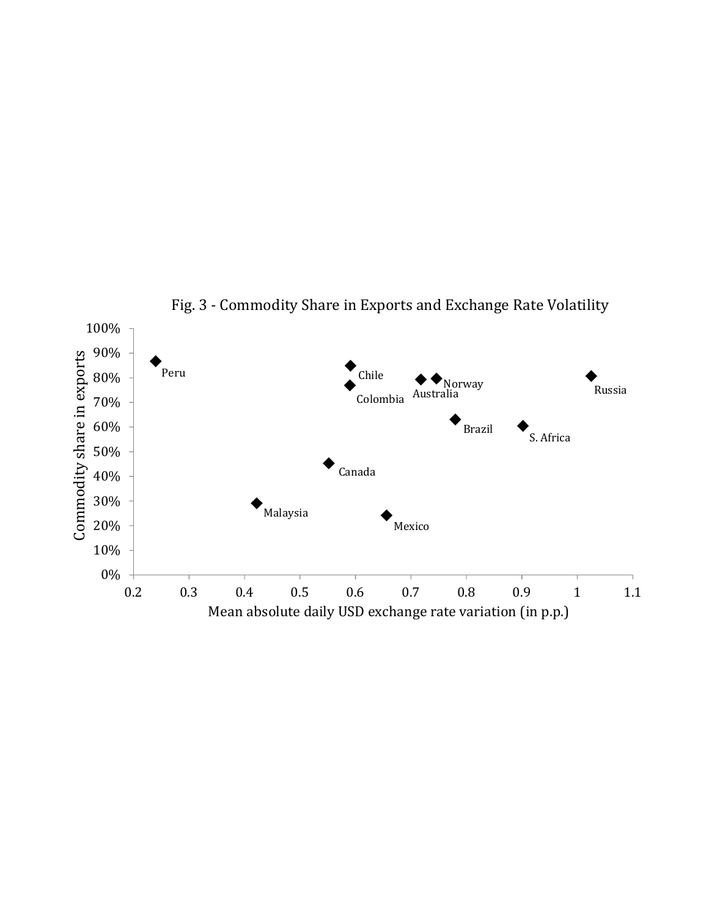Fig. 3 - Commodity Share in Exports and Exchange Rate Volatility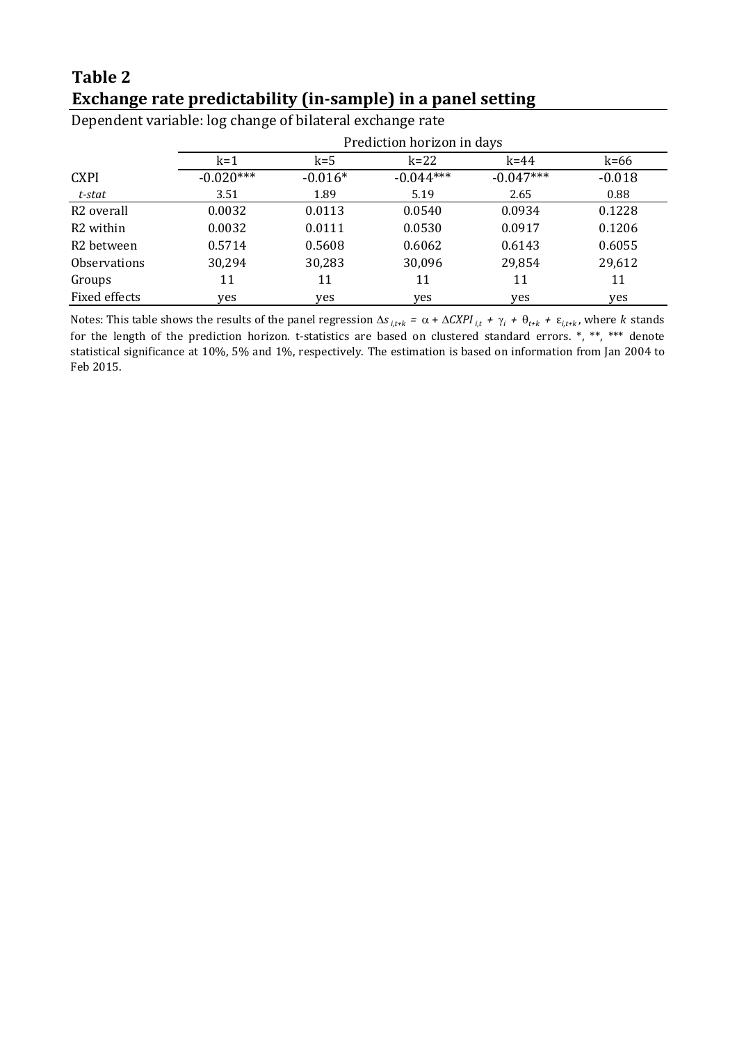# Table 2
## Exchange rate predictability (in-sample) in a panel setting

Dependent variable: log change of bilateral exchange rate

| | Prediction horizon in days | | | | |
|---|---|---|---|---|---|
| | k=1 | k=5 | k=22 | k=44 | k=66 |
| CXPI | -0.020*** | -0.016* | -0.044*** | -0.047*** | -0.018 |
| *t-stat* | 3.51 | 1.89 | 5.19 | 2.65 | 0.88 |
| R2 overall | 0.0032 | 0.0113 | 0.0540 | 0.0934 | 0.1228 |
| R2 within | 0.0032 | 0.0111 | 0.0530 | 0.0917 | 0.1206 |
| R2 between | 0.5714 | 0.5608 | 0.6062 | 0.6143 | 0.6055 |
| Observations | 30,294 | 30,283 | 30,096 | 29,854 | 29,612 |
| Groups | 11 | 11 | 11 | 11 | 11 |
| Fixed effects | yes | yes | yes | yes | yes |

Notes: This table shows the results of the panel regression $\Delta s_{i,t+k} = \alpha + \Delta CXPI_{i,t} + \gamma_i + \theta_{t+k} + \varepsilon_{i,t+k}$, where $k$ stands for the length of the prediction horizon. t-statistics are based on clustered standard errors. *, **, *** denote statistical significance at 10%, 5% and 1%, respectively. The estimation is based on information from Jan 2004 to Feb 2015.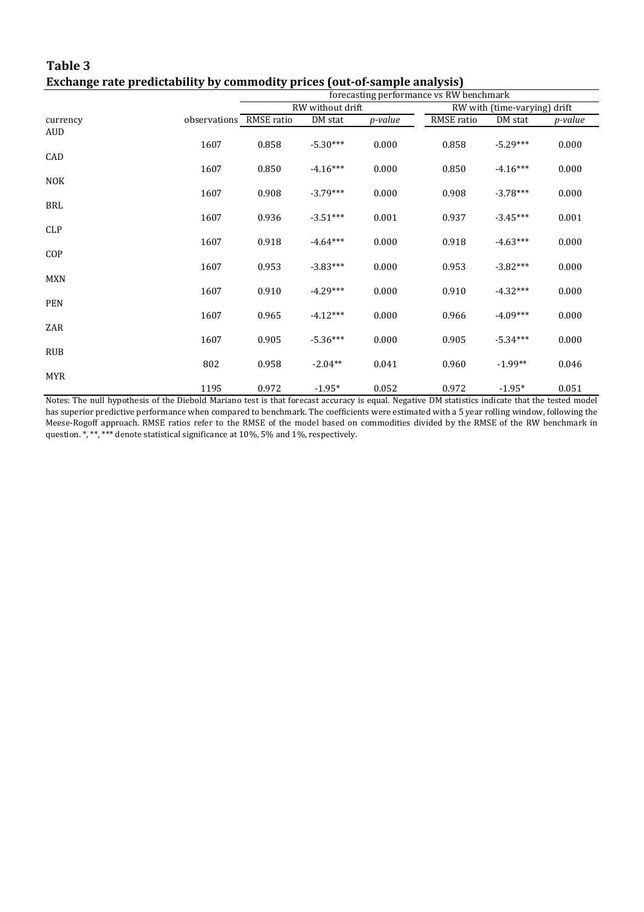**Table 3**
**Exchange rate predictability by commodity prices (out-of-sample analysis)**

| | | forecasting performance vs RW benchmark | | | | | |
|---|---|---|---|---|---|---|---|
| | | RW without drift | | | RW with (time-varying) drift | | |
| currency | observations | RMSE ratio | DM stat | *p-value* | RMSE ratio | DM stat | *p-value* |
| AUD | 1607 | 0.858 | -5.30*** | 0.000 | 0.858 | -5.29*** | 0.000 |
| CAD | 1607 | 0.850 | -4.16*** | 0.000 | 0.850 | -4.16*** | 0.000 |
| NOK | 1607 | 0.908 | -3.79*** | 0.000 | 0.908 | -3.78*** | 0.000 |
| BRL | 1607 | 0.936 | -3.51*** | 0.001 | 0.937 | -3.45*** | 0.001 |
| CLP | 1607 | 0.918 | -4.64*** | 0.000 | 0.918 | -4.63*** | 0.000 |
| COP | 1607 | 0.953 | -3.83*** | 0.000 | 0.953 | -3.82*** | 0.000 |
| MXN | 1607 | 0.910 | -4.29*** | 0.000 | 0.910 | -4.32*** | 0.000 |
| PEN | 1607 | 0.965 | -4.12*** | 0.000 | 0.966 | -4.09*** | 0.000 |
| ZAR | 1607 | 0.905 | -5.36*** | 0.000 | 0.905 | -5.34*** | 0.000 |
| RUB | 802 | 0.958 | -2.04** | 0.041 | 0.960 | -1.99** | 0.046 |
| MYR | 1195 | 0.972 | -1.95* | 0.052 | 0.972 | -1.95* | 0.051 |

Notes: The null hypothesis of the Diebold Mariano test is that forecast accuracy is equal. Negative DM statistics indicate that the tested model has superior predictive performance when compared to benchmark. The coefficients were estimated with a 5 year rolling window, following the Meese-Rogoff approach. RMSE ratios refer to the RMSE of the model based on commodities divided by the RMSE of the RW benchmark in question. *, **, *** denote statistical significance at 10%, 5% and 1%, respectively.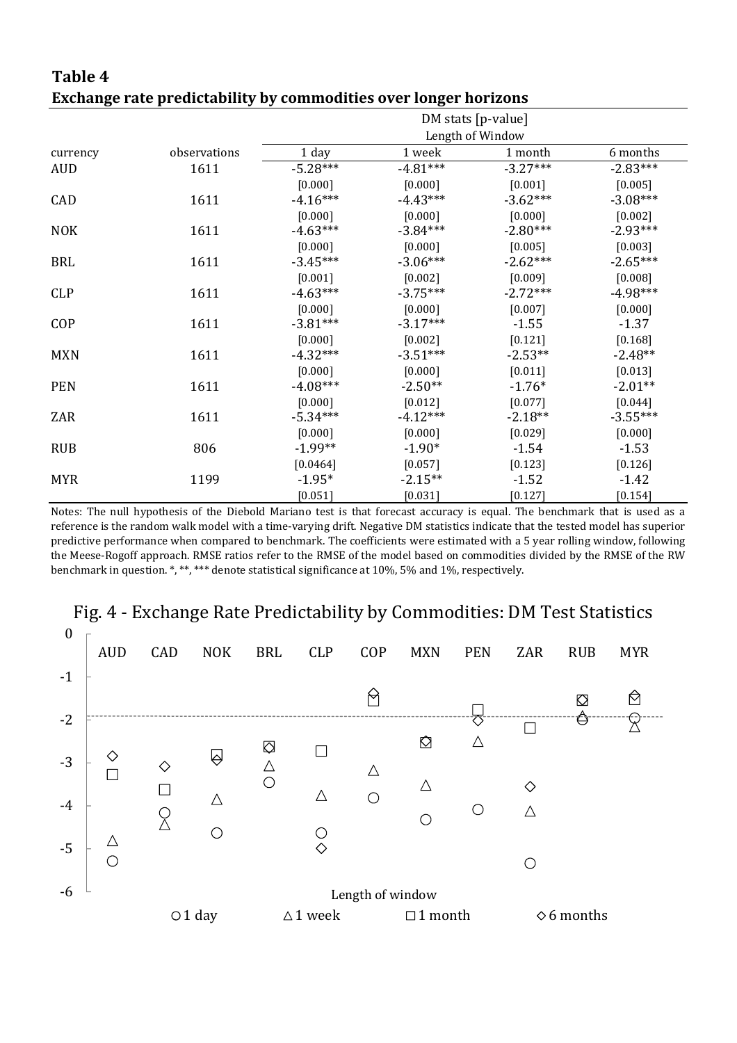**Table 4**
**Exchange rate predictability by commodities over longer horizons**

| currency | observations | DM stats [p-value] | | | |
|---|---|---|---|---|---|
| | | Length of Window | | | |
| | | 1 day | 1 week | 1 month | 6 months |
| AUD | 1611 | -5.28*** | -4.81*** | -3.27*** | -2.83*** |
| | | [0.000] | [0.000] | [0.001] | [0.005] |
| CAD | 1611 | -4.16*** | -4.43*** | -3.62*** | -3.08*** |
| | | [0.000] | [0.000] | [0.000] | [0.002] |
| NOK | 1611 | -4.63*** | -3.84*** | -2.80*** | -2.93*** |
| | | [0.000] | [0.000] | [0.005] | [0.003] |
| BRL | 1611 | -3.45*** | -3.06*** | -2.62*** | -2.65*** |
| | | [0.001] | [0.002] | [0.009] | [0.008] |
| CLP | 1611 | -4.63*** | -3.75*** | -2.72*** | -4.98*** |
| | | [0.000] | [0.000] | [0.007] | [0.000] |
| COP | 1611 | -3.81*** | -3.17*** | -1.55 | -1.37 |
| | | [0.000] | [0.002] | [0.121] | [0.168] |
| MXN | 1611 | -4.32*** | -3.51*** | -2.53** | -2.48** |
| | | [0.000] | [0.000] | [0.011] | [0.013] |
| PEN | 1611 | -4.08*** | -2.50** | -1.76* | -2.01** |
| | | [0.000] | [0.012] | [0.077] | [0.044] |
| ZAR | 1611 | -5.34*** | -4.12*** | -2.18** | -3.55*** |
| | | [0.000] | [0.000] | [0.029] | [0.000] |
| RUB | 806 | -1.99** | -1.90* | -1.54 | -1.53 |
| | | [0.0464] | [0.057] | [0.123] | [0.126] |
| MYR | 1199 | -1.95* | -2.15** | -1.52 | -1.42 |
| | | [0.051] | [0.031] | [0.127] | [0.154] |

Notes: The null hypothesis of the Diebold Mariano test is that forecast accuracy is equal. The benchmark that is used as a reference is the random walk model with a time-varying drift. Negative DM statistics indicate that the tested model has superior predictive performance when compared to benchmark. The coefficients were estimated with a 5 year rolling window, following the Meese-Rogoff approach. RMSE ratios refer to the RMSE of the model based on commodities divided by the RMSE of the RW benchmark in question. *, **, *** denote statistical significance at 10%, 5% and 1%, respectively.

Fig. 4 - Exchange Rate Predictability by Commodities: DM Test Statistics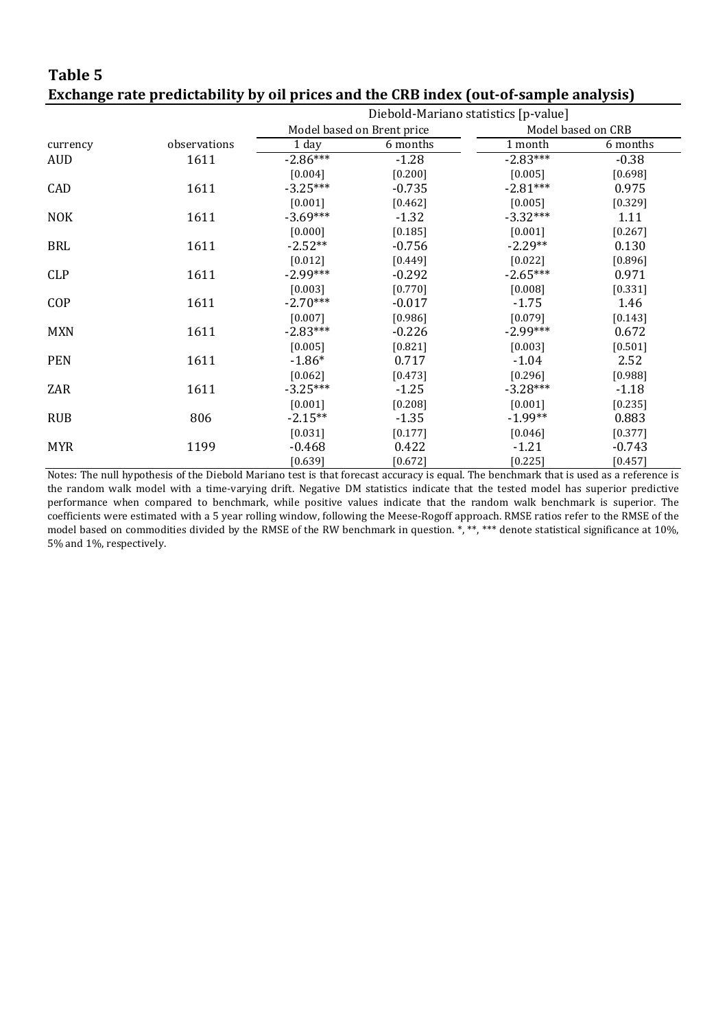**Table 5**
**Exchange rate predictability by oil prices and the CRB index (out-of-sample analysis)**

| | | Diebold-Mariano statistics [p-value] | | | |
|---|---|---|---|---|---|
| | | Model based on Brent price | | Model based on CRB | |
| currency | observations | 1 day | 6 months | 1 month | 6 months |
| AUD | 1611 | -2.86*** | -1.28 | -2.83*** | -0.38 |
| | | [0.004] | [0.200] | [0.005] | [0.698] |
| CAD | 1611 | -3.25*** | -0.735 | -2.81*** | 0.975 |
| | | [0.001] | [0.462] | [0.005] | [0.329] |
| NOK | 1611 | -3.69*** | -1.32 | -3.32*** | 1.11 |
| | | [0.000] | [0.185] | [0.001] | [0.267] |
| BRL | 1611 | -2.52** | -0.756 | -2.29** | 0.130 |
| | | [0.012] | [0.449] | [0.022] | [0.896] |
| CLP | 1611 | -2.99*** | -0.292 | -2.65*** | 0.971 |
| | | [0.003] | [0.770] | [0.008] | [0.331] |
| COP | 1611 | -2.70*** | -0.017 | -1.75 | 1.46 |
| | | [0.007] | [0.986] | [0.079] | [0.143] |
| MXN | 1611 | -2.83*** | -0.226 | -2.99*** | 0.672 |
| | | [0.005] | [0.821] | [0.003] | [0.501] |
| PEN | 1611 | -1.86* | 0.717 | -1.04 | 2.52 |
| | | [0.062] | [0.473] | [0.296] | [0.988] |
| ZAR | 1611 | -3.25*** | -1.25 | -3.28*** | -1.18 |
| | | [0.001] | [0.208] | [0.001] | [0.235] |
| RUB | 806 | -2.15** | -1.35 | -1.99** | 0.883 |
| | | [0.031] | [0.177] | [0.046] | [0.377] |
| MYR | 1199 | -0.468 | 0.422 | -1.21 | -0.743 |
| | | [0.639] | [0.672] | [0.225] | [0.457] |

Notes: The null hypothesis of the Diebold Mariano test is that forecast accuracy is equal. The benchmark that is used as a reference is the random walk model with a time-varying drift. Negative DM statistics indicate that the tested model has superior predictive performance when compared to benchmark, while positive values indicate that the random walk benchmark is superior. The coefficients were estimated with a 5 year rolling window, following the Meese-Rogoff approach. RMSE ratios refer to the RMSE of the model based on commodities divided by the RMSE of the RW benchmark in question. *, **, *** denote statistical significance at 10%, 5% and 1%, respectively.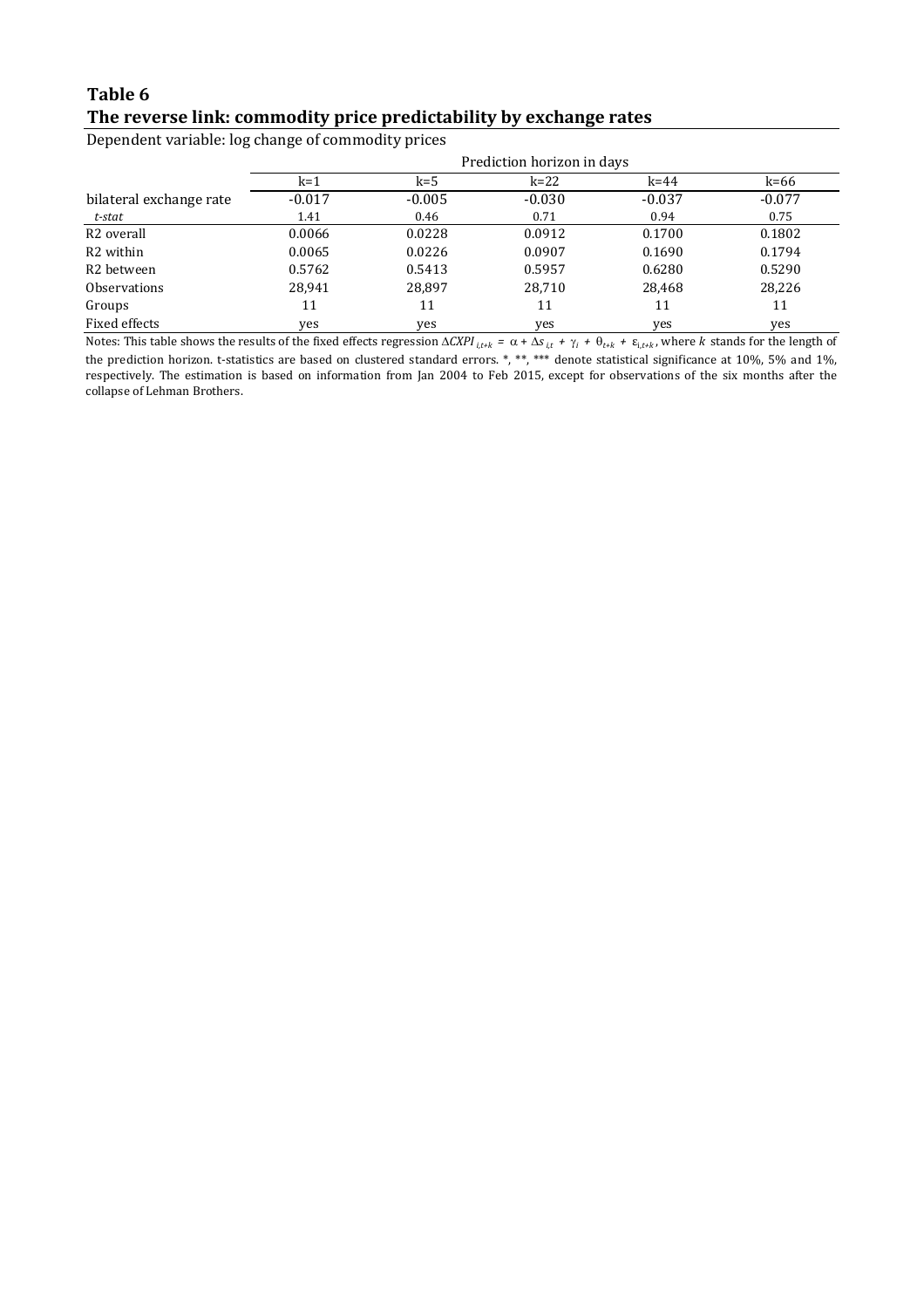**Table 6**

**The reverse link: commodity price predictability by exchange rates**

Dependent variable: log change of commodity prices

| | Prediction horizon in days | | | | |
|---|---|---|---|---|---|
| | k=1 | k=5 | k=22 | k=44 | k=66 |
| bilateral exchange rate | -0.017 | -0.005 | -0.030 | -0.037 | -0.077 |
| *t-stat* | 1.41 | 0.46 | 0.71 | 0.94 | 0.75 |
| R2 overall | 0.0066 | 0.0228 | 0.0912 | 0.1700 | 0.1802 |
| R2 within | 0.0065 | 0.0226 | 0.0907 | 0.1690 | 0.1794 |
| R2 between | 0.5762 | 0.5413 | 0.5957 | 0.6280 | 0.5290 |
| Observations | 28,941 | 28,897 | 28,710 | 28,468 | 28,226 |
| Groups | 11 | 11 | 11 | 11 | 11 |
| Fixed effects | yes | yes | yes | yes | yes |

Notes: This table shows the results of the fixed effects regression $\Delta CXPI_{i,t+k} = \alpha + \Delta s_{i,t} + \gamma_i + \theta_{t+k} + \varepsilon_{i,t+k}$, where $k$ stands for the length of the prediction horizon. t-statistics are based on clustered standard errors. *, **, *** denote statistical significance at 10%, 5% and 1%, respectively. The estimation is based on information from Jan 2004 to Feb 2015, except for observations of the six months after the collapse of Lehman Brothers.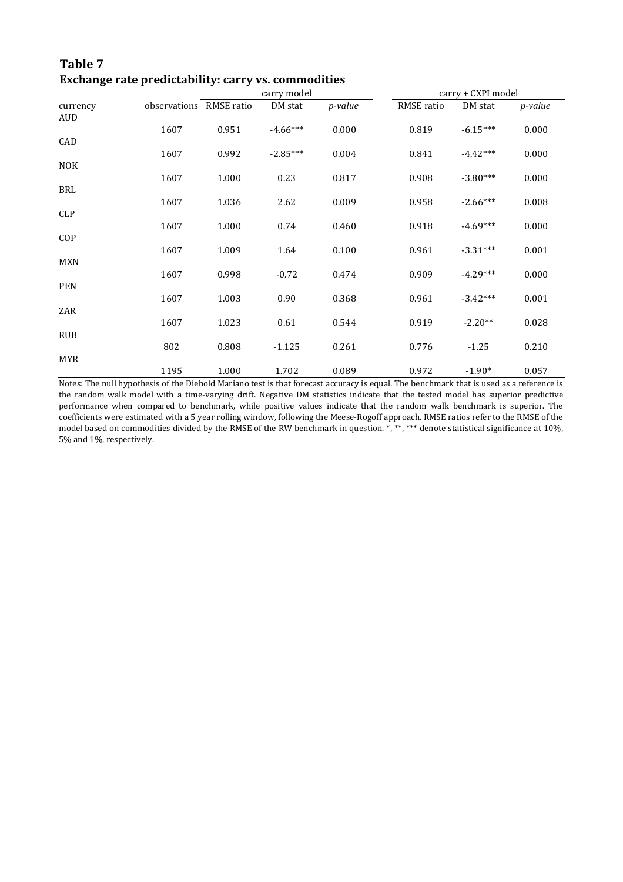**Table 7**
**Exchange rate predictability: carry vs. commodities**

| | | carry model | | | carry + CXPI model | | |
|---|---|---|---|---|---|---|---|
| currency | observations | RMSE ratio | DM stat | *p-value* | RMSE ratio | DM stat | *p-value* |
| AUD | 1607 | 0.951 | -4.66*** | 0.000 | 0.819 | -6.15*** | 0.000 |
| CAD | 1607 | 0.992 | -2.85*** | 0.004 | 0.841 | -4.42*** | 0.000 |
| NOK | 1607 | 1.000 | 0.23 | 0.817 | 0.908 | -3.80*** | 0.000 |
| BRL | 1607 | 1.036 | 2.62 | 0.009 | 0.958 | -2.66*** | 0.008 |
| CLP | 1607 | 1.000 | 0.74 | 0.460 | 0.918 | -4.69*** | 0.000 |
| COP | 1607 | 1.009 | 1.64 | 0.100 | 0.961 | -3.31*** | 0.001 |
| MXN | 1607 | 0.998 | -0.72 | 0.474 | 0.909 | -4.29*** | 0.000 |
| PEN | 1607 | 1.003 | 0.90 | 0.368 | 0.961 | -3.42*** | 0.001 |
| ZAR | 1607 | 1.023 | 0.61 | 0.544 | 0.919 | -2.20** | 0.028 |
| RUB | 802 | 0.808 | -1.125 | 0.261 | 0.776 | -1.25 | 0.210 |
| MYR | 1195 | 1.000 | 1.702 | 0.089 | 0.972 | -1.90* | 0.057 |

Notes: The null hypothesis of the Diebold Mariano test is that forecast accuracy is equal. The benchmark that is used as a reference is the random walk model with a time-varying drift. Negative DM statistics indicate that the tested model has superior predictive performance when compared to benchmark, while positive values indicate that the random walk benchmark is superior. The coefficients were estimated with a 5 year rolling window, following the Meese-Rogoff approach. RMSE ratios refer to the RMSE of the model based on commodities divided by the RMSE of the RW benchmark in question. *, **, *** denote statistical significance at 10%, 5% and 1%, respectively.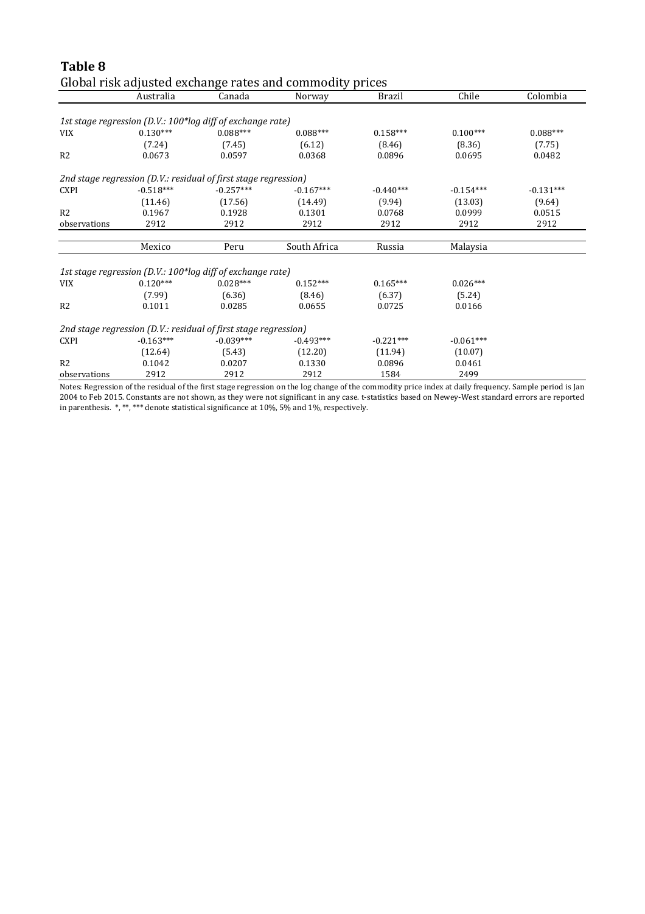**Table 8**

Global risk adjusted exchange rates and commodity prices

| | Australia | Canada | Norway | Brazil | Chile | Colombia |
|---|---|---|---|---|---|---|
| *1st stage regression (D.V.: 100\*log diff of exchange rate)* | | | | | | |
| VIX | 0.130*** | 0.088*** | 0.088*** | 0.158*** | 0.100*** | 0.088*** |
| | (7.24) | (7.45) | (6.12) | (8.46) | (8.36) | (7.75) |
| R2 | 0.0673 | 0.0597 | 0.0368 | 0.0896 | 0.0695 | 0.0482 |
| *2nd stage regression (D.V.: residual of first stage regression)* | | | | | | |
| CXPI | -0.518*** | -0.257*** | -0.167*** | -0.440*** | -0.154*** | -0.131*** |
| | (11.46) | (17.56) | (14.49) | (9.94) | (13.03) | (9.64) |
| R2 | 0.1967 | 0.1928 | 0.1301 | 0.0768 | 0.0999 | 0.0515 |
| observations | 2912 | 2912 | 2912 | 2912 | 2912 | 2912 |

| | Mexico | Peru | South Africa | Russia | Malaysia |
|---|---|---|---|---|---|
| *1st stage regression (D.V.: 100\*log diff of exchange rate)* | | | | | |
| VIX | 0.120*** | 0.028*** | 0.152*** | 0.165*** | 0.026*** |
| | (7.99) | (6.36) | (8.46) | (6.37) | (5.24) |
| R2 | 0.1011 | 0.0285 | 0.0655 | 0.0725 | 0.0166 |
| *2nd stage regression (D.V.: residual of first stage regression)* | | | | | |
| CXPI | -0.163*** | -0.039*** | -0.493*** | -0.221*** | -0.061*** |
| | (12.64) | (5.43) | (12.20) | (11.94) | (10.07) |
| R2 | 0.1042 | 0.0207 | 0.1330 | 0.0896 | 0.0461 |
| observations | 2912 | 2912 | 2912 | 1584 | 2499 |

Notes: Regression of the residual of the first stage regression on the log change of the commodity price index at daily frequency. Sample period is Jan 2004 to Feb 2015. Constants are not shown, as they were not significant in any case. t-statistics based on Newey-West standard errors are reported in parenthesis. *, **, *** denote statistical significance at 10%, 5% and 1%, respectively.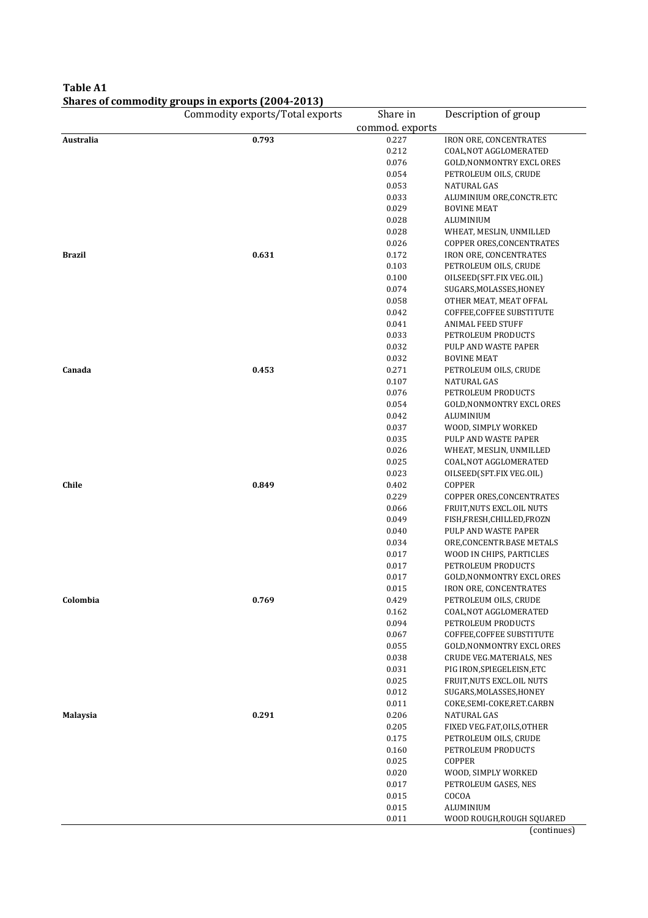**Table A1**
**Shares of commodity groups in exports (2004-2013)**

| | Commodity exports/Total exports | Share in commod. exports | Description of group |
|---|---|---|---|
| **Australia** | **0.793** | 0.227 | IRON ORE, CONCENTRATES |
| | | 0.212 | COAL,NOT AGGLOMERATED |
| | | 0.076 | GOLD,NONMONTRY EXCL ORES |
| | | 0.054 | PETROLEUM OILS, CRUDE |
| | | 0.053 | NATURAL GAS |
| | | 0.033 | ALUMINIUM ORE,CONCTR.ETC |
| | | 0.029 | BOVINE MEAT |
| | | 0.028 | ALUMINIUM |
| | | 0.028 | WHEAT, MESLIN, UNMILLED |
| | | 0.026 | COPPER ORES,CONCENTRATES |
| **Brazil** | **0.631** | 0.172 | IRON ORE, CONCENTRATES |
| | | 0.103 | PETROLEUM OILS, CRUDE |
| | | 0.100 | OILSEED(SFT.FIX VEG.OIL) |
| | | 0.074 | SUGARS,MOLASSES,HONEY |
| | | 0.058 | OTHER MEAT, MEAT OFFAL |
| | | 0.042 | COFFEE,COFFEE SUBSTITUTE |
| | | 0.041 | ANIMAL FEED STUFF |
| | | 0.033 | PETROLEUM PRODUCTS |
| | | 0.032 | PULP AND WASTE PAPER |
| | | 0.032 | BOVINE MEAT |
| **Canada** | **0.453** | 0.271 | PETROLEUM OILS, CRUDE |
| | | 0.107 | NATURAL GAS |
| | | 0.076 | PETROLEUM PRODUCTS |
| | | 0.054 | GOLD,NONMONTRY EXCL ORES |
| | | 0.042 | ALUMINIUM |
| | | 0.037 | WOOD, SIMPLY WORKED |
| | | 0.035 | PULP AND WASTE PAPER |
| | | 0.026 | WHEAT, MESLIN, UNMILLED |
| | | 0.025 | COAL,NOT AGGLOMERATED |
| | | 0.023 | OILSEED(SFT.FIX VEG.OIL) |
| **Chile** | **0.849** | 0.402 | COPPER |
| | | 0.229 | COPPER ORES,CONCENTRATES |
| | | 0.066 | FRUIT,NUTS EXCL.OIL NUTS |
| | | 0.049 | FISH,FRESH,CHILLED,FROZN |
| | | 0.040 | PULP AND WASTE PAPER |
| | | 0.034 | ORE,CONCENTR.BASE METALS |
| | | 0.017 | WOOD IN CHIPS, PARTICLES |
| | | 0.017 | PETROLEUM PRODUCTS |
| | | 0.017 | GOLD,NONMONTRY EXCL ORES |
| | | 0.015 | IRON ORE, CONCENTRATES |
| **Colombia** | **0.769** | 0.429 | PETROLEUM OILS, CRUDE |
| | | 0.162 | COAL,NOT AGGLOMERATED |
| | | 0.094 | PETROLEUM PRODUCTS |
| | | 0.067 | COFFEE,COFFEE SUBSTITUTE |
| | | 0.055 | GOLD,NONMONTRY EXCL ORES |
| | | 0.038 | CRUDE VEG.MATERIALS, NES |
| | | 0.031 | PIG IRON,SPIEGELEISN,ETC |
| | | 0.025 | FRUIT,NUTS EXCL.OIL NUTS |
| | | 0.012 | SUGARS,MOLASSES,HONEY |
| | | 0.011 | COKE,SEMI-COKE,RET.CARBN |
| **Malaysia** | **0.291** | 0.206 | NATURAL GAS |
| | | 0.205 | FIXED VEG.FAT,OILS,OTHER |
| | | 0.175 | PETROLEUM OILS, CRUDE |
| | | 0.160 | PETROLEUM PRODUCTS |
| | | 0.025 | COPPER |
| | | 0.020 | WOOD, SIMPLY WORKED |
| | | 0.017 | PETROLEUM GASES, NES |
| | | 0.015 | COCOA |
| | | 0.015 | ALUMINIUM |
| | | 0.011 | WOOD ROUGH,ROUGH SQUARED |

(continues)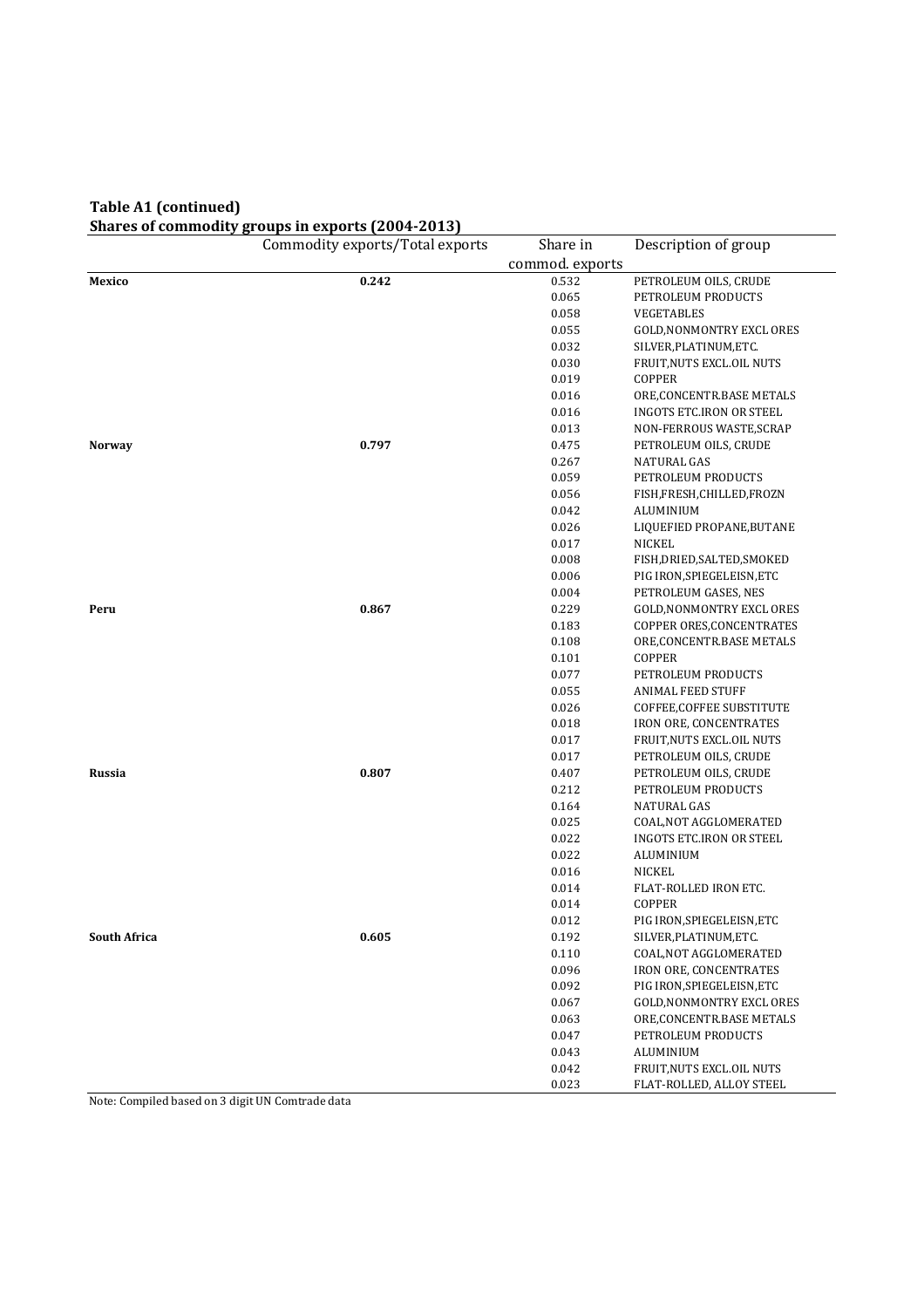**Table A1 (continued)**
**Shares of commodity groups in exports (2004-2013)**

| | Commodity exports/Total exports | Share in commod. exports | Description of group |
|---|---|---|---|
| **Mexico** | **0.242** | 0.532 | PETROLEUM OILS, CRUDE |
| | | 0.065 | PETROLEUM PRODUCTS |
| | | 0.058 | VEGETABLES |
| | | 0.055 | GOLD,NONMONTRY EXCL ORES |
| | | 0.032 | SILVER,PLATINUM,ETC. |
| | | 0.030 | FRUIT,NUTS EXCL.OIL NUTS |
| | | 0.019 | COPPER |
| | | 0.016 | ORE,CONCENTR.BASE METALS |
| | | 0.016 | INGOTS ETC.IRON OR STEEL |
| | | 0.013 | NON-FERROUS WASTE,SCRAP |
| **Norway** | **0.797** | 0.475 | PETROLEUM OILS, CRUDE |
| | | 0.267 | NATURAL GAS |
| | | 0.059 | PETROLEUM PRODUCTS |
| | | 0.056 | FISH,FRESH,CHILLED,FROZN |
| | | 0.042 | ALUMINIUM |
| | | 0.026 | LIQUEFIED PROPANE,BUTANE |
| | | 0.017 | NICKEL |
| | | 0.008 | FISH,DRIED,SALTED,SMOKED |
| | | 0.006 | PIG IRON,SPIEGELEISN,ETC |
| | | 0.004 | PETROLEUM GASES, NES |
| **Peru** | **0.867** | 0.229 | GOLD,NONMONTRY EXCL ORES |
| | | 0.183 | COPPER ORES,CONCENTRATES |
| | | 0.108 | ORE,CONCENTR.BASE METALS |
| | | 0.101 | COPPER |
| | | 0.077 | PETROLEUM PRODUCTS |
| | | 0.055 | ANIMAL FEED STUFF |
| | | 0.026 | COFFEE,COFFEE SUBSTITUTE |
| | | 0.018 | IRON ORE, CONCENTRATES |
| | | 0.017 | FRUIT,NUTS EXCL.OIL NUTS |
| | | 0.017 | PETROLEUM OILS, CRUDE |
| **Russia** | **0.807** | 0.407 | PETROLEUM OILS, CRUDE |
| | | 0.212 | PETROLEUM PRODUCTS |
| | | 0.164 | NATURAL GAS |
| | | 0.025 | COAL,NOT AGGLOMERATED |
| | | 0.022 | INGOTS ETC.IRON OR STEEL |
| | | 0.022 | ALUMINIUM |
| | | 0.016 | NICKEL |
| | | 0.014 | FLAT-ROLLED IRON ETC. |
| | | 0.014 | COPPER |
| | | 0.012 | PIG IRON,SPIEGELEISN,ETC |
| **South Africa** | **0.605** | 0.192 | SILVER,PLATINUM,ETC. |
| | | 0.110 | COAL,NOT AGGLOMERATED |
| | | 0.096 | IRON ORE, CONCENTRATES |
| | | 0.092 | PIG IRON,SPIEGELEISN,ETC |
| | | 0.067 | GOLD,NONMONTRY EXCL ORES |
| | | 0.063 | ORE,CONCENTR.BASE METALS |
| | | 0.047 | PETROLEUM PRODUCTS |
| | | 0.043 | ALUMINIUM |
| | | 0.042 | FRUIT,NUTS EXCL.OIL NUTS |
| | | 0.023 | FLAT-ROLLED, ALLOY STEEL |

Note: Compiled based on 3 digit UN Comtrade data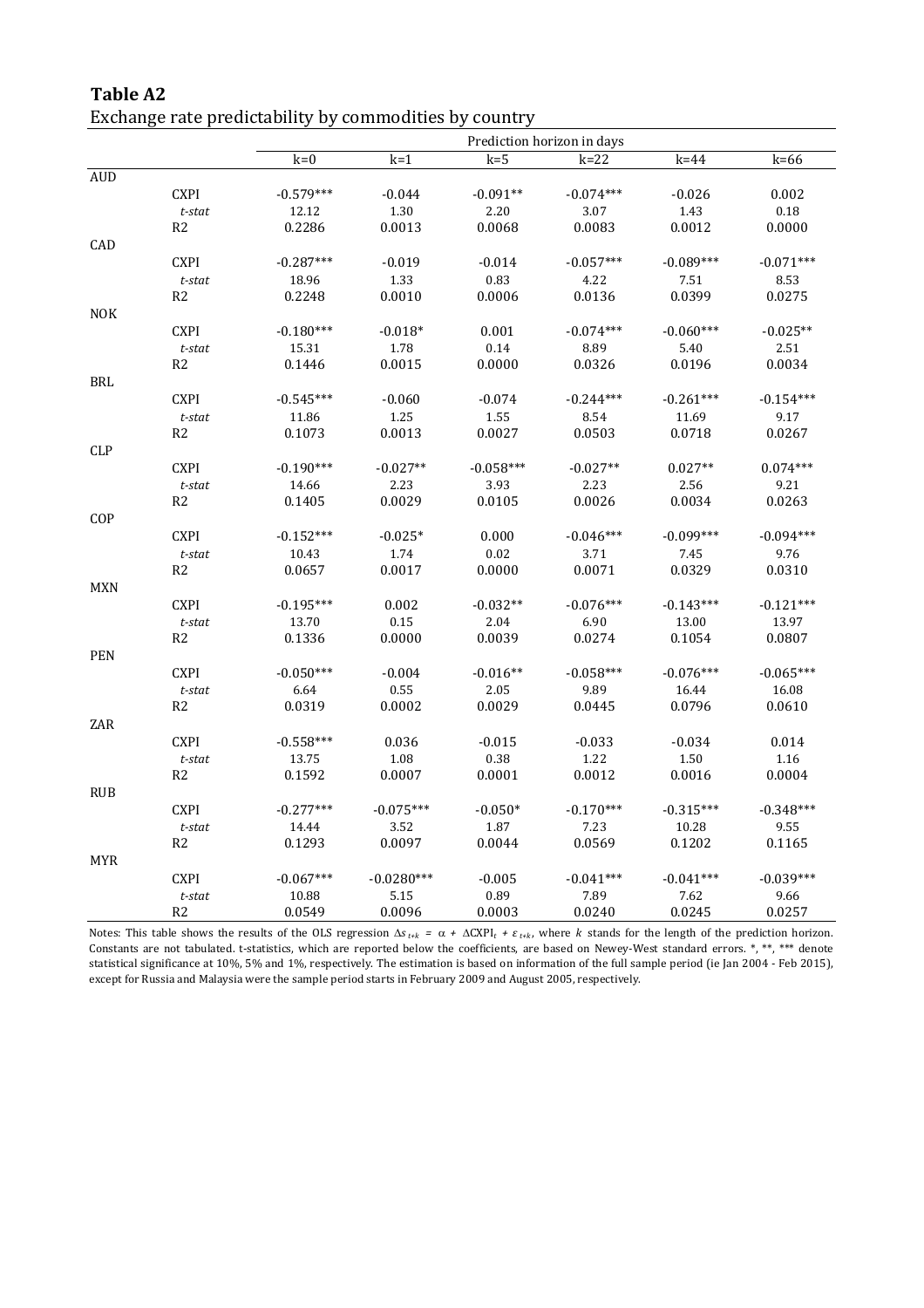**Table A2**

Exchange rate predictability by commodities by country

| | | Prediction horizon in days | | | | | |
|---|---|---|---|---|---|---|---|
| | | k=0 | k=1 | k=5 | k=22 | k=44 | k=66 |
| AUD | | | | | | | |
| | CXPI | -0.579*** | -0.044 | -0.091** | -0.074*** | -0.026 | 0.002 |
| | *t-stat* | 12.12 | 1.30 | 2.20 | 3.07 | 1.43 | 0.18 |
| | R2 | 0.2286 | 0.0013 | 0.0068 | 0.0083 | 0.0012 | 0.0000 |
| CAD | | | | | | | |
| | CXPI | -0.287*** | -0.019 | -0.014 | -0.057*** | -0.089*** | -0.071*** |
| | *t-stat* | 18.96 | 1.33 | 0.83 | 4.22 | 7.51 | 8.53 |
| | R2 | 0.2248 | 0.0010 | 0.0006 | 0.0136 | 0.0399 | 0.0275 |
| NOK | | | | | | | |
| | CXPI | -0.180*** | -0.018* | 0.001 | -0.074*** | -0.060*** | -0.025** |
| | *t-stat* | 15.31 | 1.78 | 0.14 | 8.89 | 5.40 | 2.51 |
| | R2 | 0.1446 | 0.0015 | 0.0000 | 0.0326 | 0.0196 | 0.0034 |
| BRL | | | | | | | |
| | CXPI | -0.545*** | -0.060 | -0.074 | -0.244*** | -0.261*** | -0.154*** |
| | *t-stat* | 11.86 | 1.25 | 1.55 | 8.54 | 11.69 | 9.17 |
| | R2 | 0.1073 | 0.0013 | 0.0027 | 0.0503 | 0.0718 | 0.0267 |
| CLP | | | | | | | |
| | CXPI | -0.190*** | -0.027** | -0.058*** | -0.027** | 0.027** | 0.074*** |
| | *t-stat* | 14.66 | 2.23 | 3.93 | 2.23 | 2.56 | 9.21 |
| | R2 | 0.1405 | 0.0029 | 0.0105 | 0.0026 | 0.0034 | 0.0263 |
| COP | | | | | | | |
| | CXPI | -0.152*** | -0.025* | 0.000 | -0.046*** | -0.099*** | -0.094*** |
| | *t-stat* | 10.43 | 1.74 | 0.02 | 3.71 | 7.45 | 9.76 |
| | R2 | 0.0657 | 0.0017 | 0.0000 | 0.0071 | 0.0329 | 0.0310 |
| MXN | | | | | | | |
| | CXPI | -0.195*** | 0.002 | -0.032** | -0.076*** | -0.143*** | -0.121*** |
| | *t-stat* | 13.70 | 0.15 | 2.04 | 6.90 | 13.00 | 13.97 |
| | R2 | 0.1336 | 0.0000 | 0.0039 | 0.0274 | 0.1054 | 0.0807 |
| PEN | | | | | | | |
| | CXPI | -0.050*** | -0.004 | -0.016** | -0.058*** | -0.076*** | -0.065*** |
| | *t-stat* | 6.64 | 0.55 | 2.05 | 9.89 | 16.44 | 16.08 |
| | R2 | 0.0319 | 0.0002 | 0.0029 | 0.0445 | 0.0796 | 0.0610 |
| ZAR | | | | | | | |
| | CXPI | -0.558*** | 0.036 | -0.015 | -0.033 | -0.034 | 0.014 |
| | *t-stat* | 13.75 | 1.08 | 0.38 | 1.22 | 1.50 | 1.16 |
| | R2 | 0.1592 | 0.0007 | 0.0001 | 0.0012 | 0.0016 | 0.0004 |
| RUB | | | | | | | |
| | CXPI | -0.277*** | -0.075*** | -0.050* | -0.170*** | -0.315*** | -0.348*** |
| | *t-stat* | 14.44 | 3.52 | 1.87 | 7.23 | 10.28 | 9.55 |
| | R2 | 0.1293 | 0.0097 | 0.0044 | 0.0569 | 0.1202 | 0.1165 |
| MYR | | | | | | | |
| | CXPI | -0.067*** | -0.0280*** | -0.005 | -0.041*** | -0.041*** | -0.039*** |
| | *t-stat* | 10.88 | 5.15 | 0.89 | 7.89 | 7.62 | 9.66 |
| | R2 | 0.0549 | 0.0096 | 0.0003 | 0.0240 | 0.0245 | 0.0257 |

Notes: This table shows the results of the OLS regression $\Delta s_{t+k} = \alpha + \Delta \text{CXPI}_t + \varepsilon_{t+k}$, where $k$ stands for the length of the prediction horizon. Constants are not tabulated. t-statistics, which are reported below the coefficients, are based on Newey-West standard errors. *, **, *** denote statistical significance at 10%, 5% and 1%, respectively. The estimation is based on information of the full sample period (ie Jan 2004 - Feb 2015), except for Russia and Malaysia were the sample period starts in February 2009 and August 2005, respectively.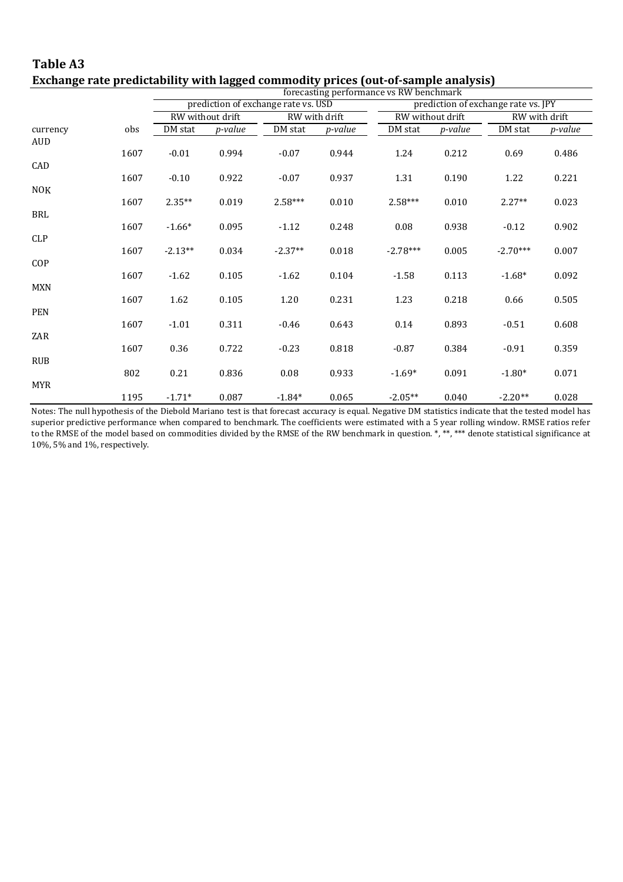## Table A3

### Exchange rate predictability with lagged commodity prices (out-of-sample analysis)

| | | forecasting performance vs RW benchmark | | | | | | | |
|---|---|---|---|---|---|---|---|---|---|
| | | prediction of exchange rate vs. USD | | | | prediction of exchange rate vs. JPY | | | |
| | | RW without drift | | RW with drift | | RW without drift | | RW with drift | |
| currency | obs | DM stat | *p-value* | DM stat | *p-value* | DM stat | *p-value* | DM stat | *p-value* |
| AUD | 1607 | -0.01 | 0.994 | -0.07 | 0.944 | 1.24 | 0.212 | 0.69 | 0.486 |
| CAD | 1607 | -0.10 | 0.922 | -0.07 | 0.937 | 1.31 | 0.190 | 1.22 | 0.221 |
| NOK | 1607 | 2.35** | 0.019 | 2.58*** | 0.010 | 2.58*** | 0.010 | 2.27** | 0.023 |
| BRL | 1607 | -1.66* | 0.095 | -1.12 | 0.248 | 0.08 | 0.938 | -0.12 | 0.902 |
| CLP | 1607 | -2.13** | 0.034 | -2.37** | 0.018 | -2.78*** | 0.005 | -2.70*** | 0.007 |
| COP | 1607 | -1.62 | 0.105 | -1.62 | 0.104 | -1.58 | 0.113 | -1.68* | 0.092 |
| MXN | 1607 | 1.62 | 0.105 | 1.20 | 0.231 | 1.23 | 0.218 | 0.66 | 0.505 |
| PEN | 1607 | -1.01 | 0.311 | -0.46 | 0.643 | 0.14 | 0.893 | -0.51 | 0.608 |
| ZAR | 1607 | 0.36 | 0.722 | -0.23 | 0.818 | -0.87 | 0.384 | -0.91 | 0.359 |
| RUB | 802 | 0.21 | 0.836 | 0.08 | 0.933 | -1.69* | 0.091 | -1.80* | 0.071 |
| MYR | 1195 | -1.71* | 0.087 | -1.84* | 0.065 | -2.05** | 0.040 | -2.20** | 0.028 |

Notes: The null hypothesis of the Diebold Mariano test is that forecast accuracy is equal. Negative DM statistics indicate that the tested model has superior predictive performance when compared to benchmark. The coefficients were estimated with a 5 year rolling window. RMSE ratios refer to the RMSE of the model based on commodities divided by the RMSE of the RW benchmark in question. *, **, *** denote statistical significance at 10%, 5% and 1%, respectively.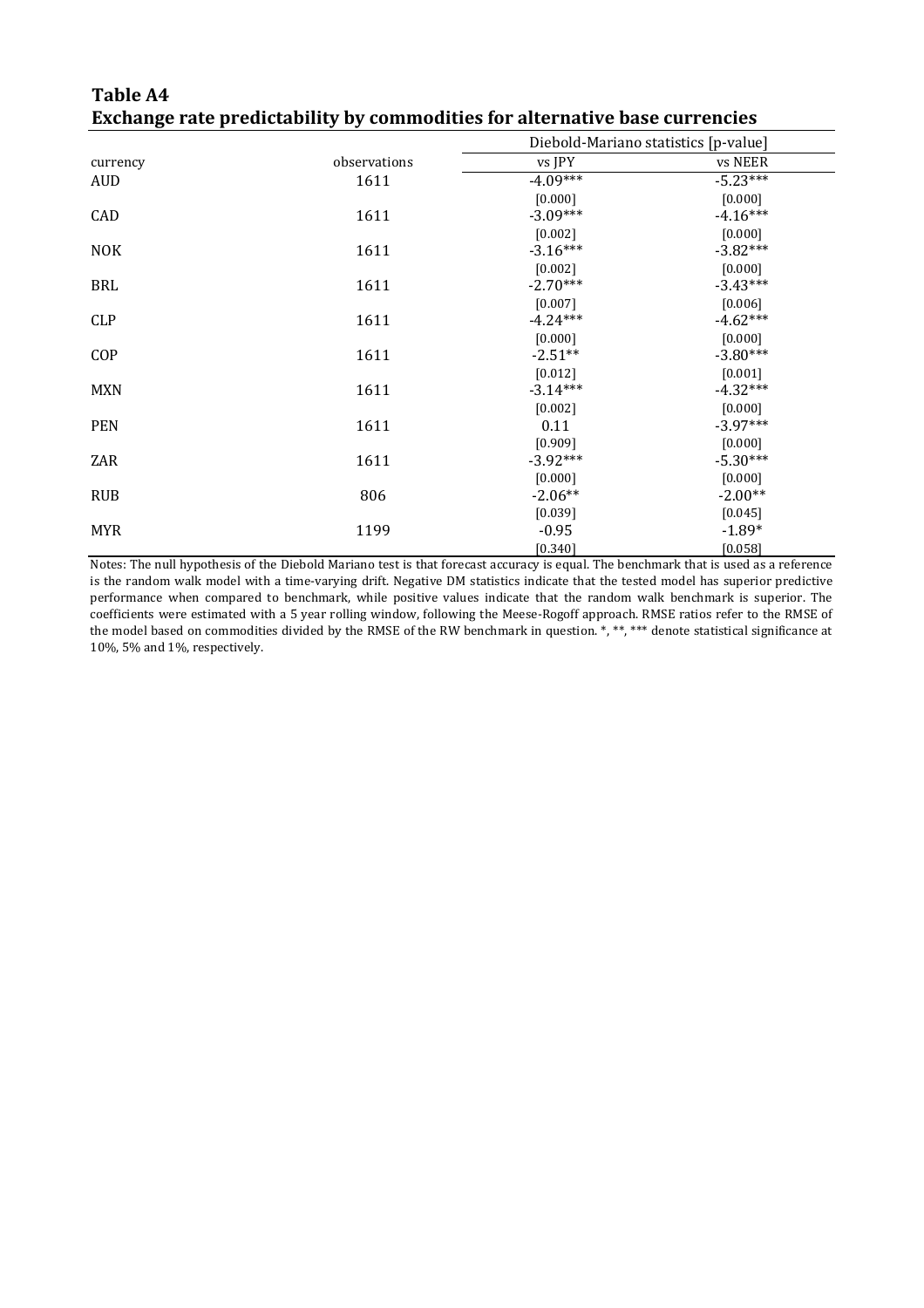**Table A4**
**Exchange rate predictability by commodities for alternative base currencies**

| currency | observations | Diebold-Mariano statistics [p-value] | |
|---|---|---|---|
| | | vs JPY | vs NEER |
| AUD | 1611 | -4.09*** | -5.23*** |
| | | [0.000] | [0.000] |
| CAD | 1611 | -3.09*** | -4.16*** |
| | | [0.002] | [0.000] |
| NOK | 1611 | -3.16*** | -3.82*** |
| | | [0.002] | [0.000] |
| BRL | 1611 | -2.70*** | -3.43*** |
| | | [0.007] | [0.006] |
| CLP | 1611 | -4.24*** | -4.62*** |
| | | [0.000] | [0.000] |
| COP | 1611 | -2.51** | -3.80*** |
| | | [0.012] | [0.001] |
| MXN | 1611 | -3.14*** | -4.32*** |
| | | [0.002] | [0.000] |
| PEN | 1611 | 0.11 | -3.97*** |
| | | [0.909] | [0.000] |
| ZAR | 1611 | -3.92*** | -5.30*** |
| | | [0.000] | [0.000] |
| RUB | 806 | -2.06** | -2.00** |
| | | [0.039] | [0.045] |
| MYR | 1199 | -0.95 | -1.89* |
| | | [0.340] | [0.058] |

Notes: The null hypothesis of the Diebold Mariano test is that forecast accuracy is equal. The benchmark that is used as a reference is the random walk model with a time-varying drift. Negative DM statistics indicate that the tested model has superior predictive performance when compared to benchmark, while positive values indicate that the random walk benchmark is superior. The coefficients were estimated with a 5 year rolling window, following the Meese-Rogoff approach. RMSE ratios refer to the RMSE of the model based on commodities divided by the RMSE of the RW benchmark in question. *, **, *** denote statistical significance at 10%, 5% and 1%, respectively.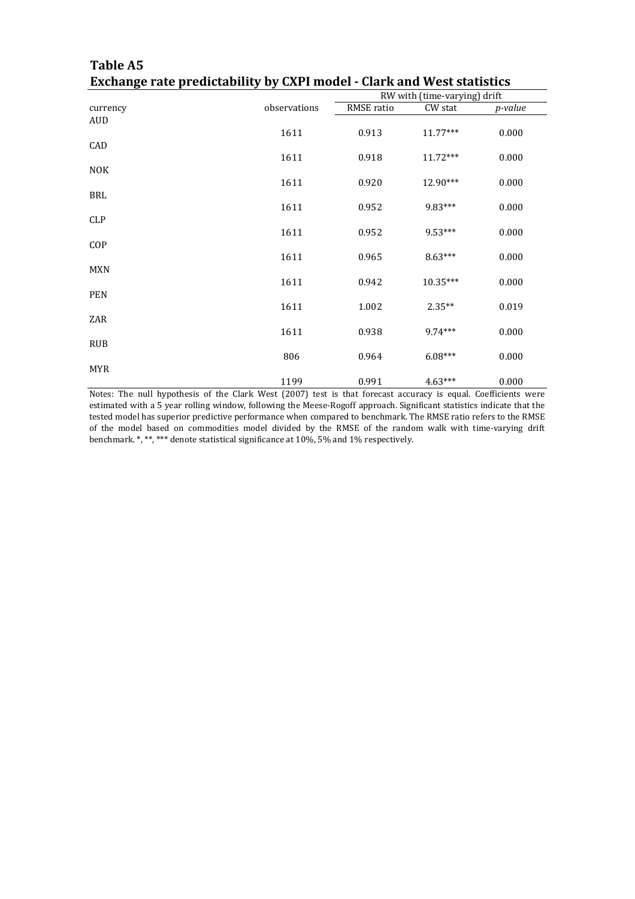**Table A5**
**Exchange rate predictability by CXPI model - Clark and West statistics**

| currency | observations | RW with (time-varying) drift | | |
|---|---|---|---|---|
| | | RMSE ratio | CW stat | *p-value* |
| AUD | 1611 | 0.913 | 11.77*** | 0.000 |
| CAD | 1611 | 0.918 | 11.72*** | 0.000 |
| NOK | 1611 | 0.920 | 12.90*** | 0.000 |
| BRL | 1611 | 0.952 | 9.83*** | 0.000 |
| CLP | 1611 | 0.952 | 9.53*** | 0.000 |
| COP | 1611 | 0.965 | 8.63*** | 0.000 |
| MXN | 1611 | 0.942 | 10.35*** | 0.000 |
| PEN | 1611 | 1.002 | 2.35** | 0.019 |
| ZAR | 1611 | 0.938 | 9.74*** | 0.000 |
| RUB | 806 | 0.964 | 6.08*** | 0.000 |
| MYR | 1199 | 0.991 | 4.63*** | 0.000 |

Notes: The null hypothesis of the Clark West (2007) test is that forecast accuracy is equal. Coefficients were estimated with a 5 year rolling window, following the Meese-Rogoff approach. Significant statistics indicate that the tested model has superior predictive performance when compared to benchmark. The RMSE ratio refers to the RMSE of the model based on commodities model divided by the RMSE of the random walk with time-varying drift benchmark. *, **, *** denote statistical significance at 10%, 5% and 1% respectively.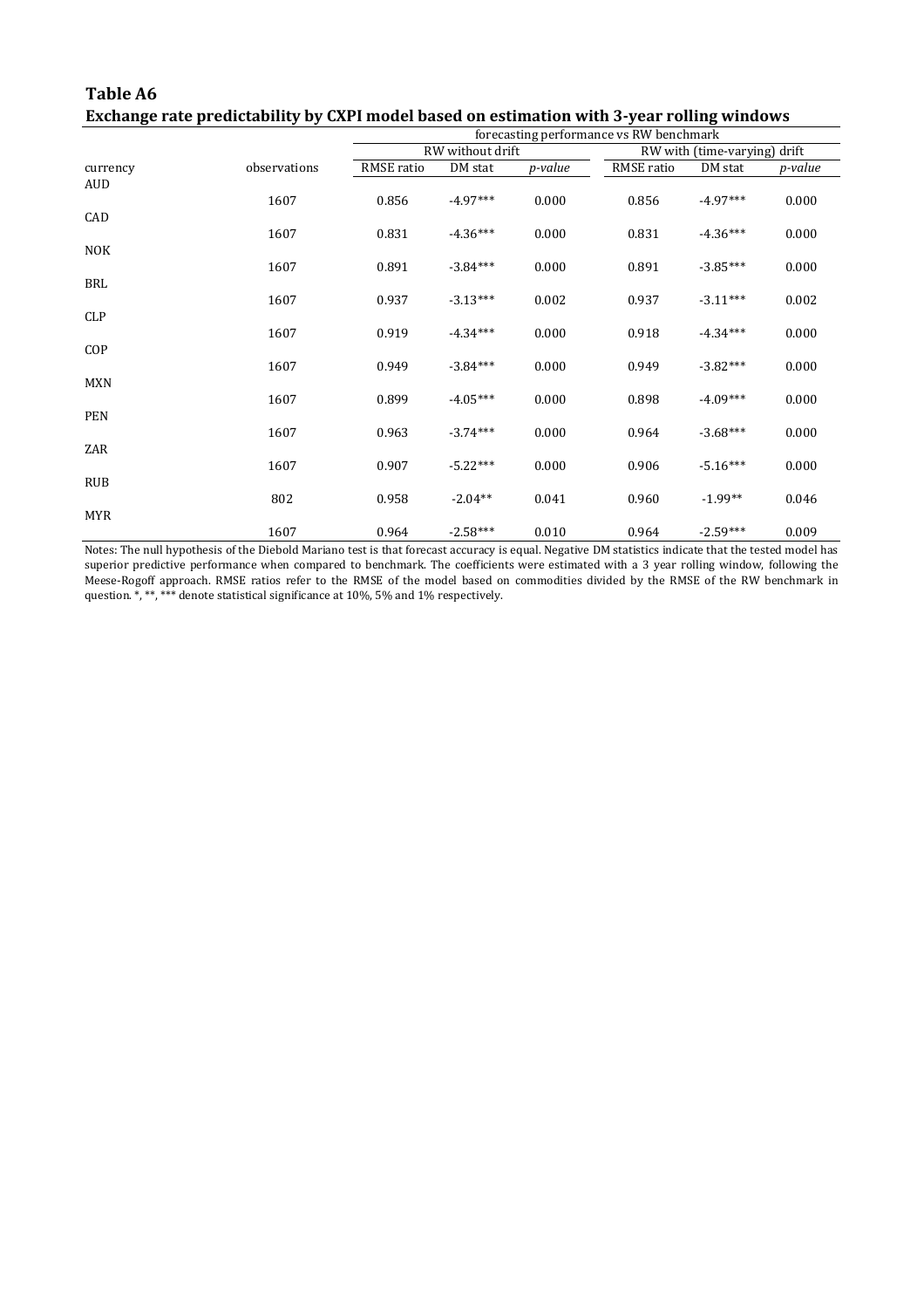**Table A6**

**Exchange rate predictability by CXPI model based on estimation with 3-year rolling windows**

| | | forecasting performance vs RW benchmark | | | | | |
|---|---|---|---|---|---|---|---|
| | | RW without drift | | | RW with (time-varying) drift | | |
| currency | observations | RMSE ratio | DM stat | *p-value* | RMSE ratio | DM stat | *p-value* |
| AUD | 1607 | 0.856 | -4.97*** | 0.000 | 0.856 | -4.97*** | 0.000 |
| CAD | 1607 | 0.831 | -4.36*** | 0.000 | 0.831 | -4.36*** | 0.000 |
| NOK | 1607 | 0.891 | -3.84*** | 0.000 | 0.891 | -3.85*** | 0.000 |
| BRL | 1607 | 0.937 | -3.13*** | 0.002 | 0.937 | -3.11*** | 0.002 |
| CLP | 1607 | 0.919 | -4.34*** | 0.000 | 0.918 | -4.34*** | 0.000 |
| COP | 1607 | 0.949 | -3.84*** | 0.000 | 0.949 | -3.82*** | 0.000 |
| MXN | 1607 | 0.899 | -4.05*** | 0.000 | 0.898 | -4.09*** | 0.000 |
| PEN | 1607 | 0.963 | -3.74*** | 0.000 | 0.964 | -3.68*** | 0.000 |
| ZAR | 1607 | 0.907 | -5.22*** | 0.000 | 0.906 | -5.16*** | 0.000 |
| RUB | 802 | 0.958 | -2.04** | 0.041 | 0.960 | -1.99** | 0.046 |
| MYR | 1607 | 0.964 | -2.58*** | 0.010 | 0.964 | -2.59*** | 0.009 |

Notes: The null hypothesis of the Diebold Mariano test is that forecast accuracy is equal. Negative DM statistics indicate that the tested model has superior predictive performance when compared to benchmark. The coefficients were estimated with a 3 year rolling window, following the Meese-Rogoff approach. RMSE ratios refer to the RMSE of the model based on commodities divided by the RMSE of the RW benchmark in question. *, **, *** denote statistical significance at 10%, 5% and 1% respectively.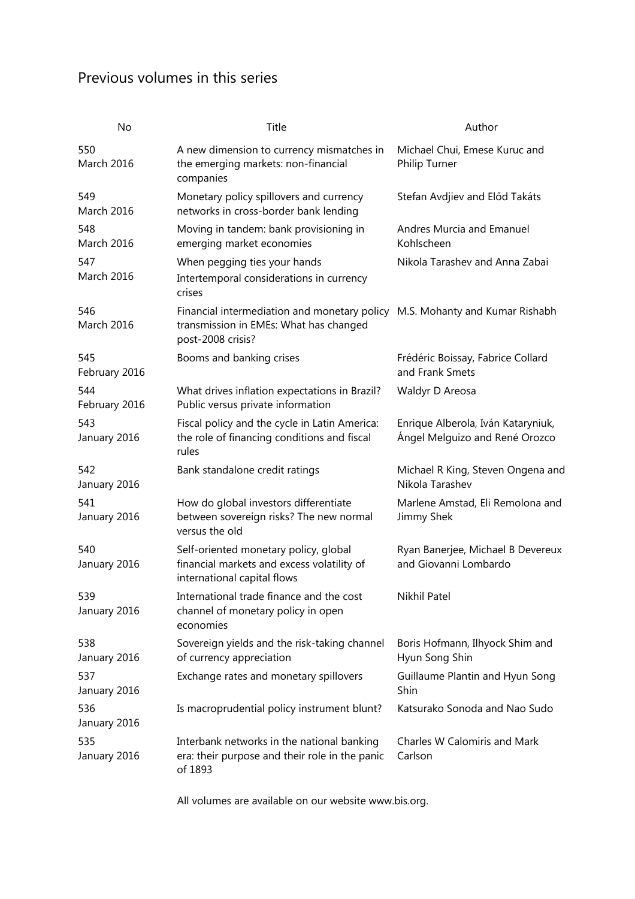## Previous volumes in this series

| No | Title | Author |
|---|---|---|
| 550<br>March 2016 | A new dimension to currency mismatches in the emerging markets: non-financial companies | Michael Chui, Emese Kuruc and Philip Turner |
| 549<br>March 2016 | Monetary policy spillovers and currency networks in cross-border bank lending | Stefan Avdjiev and Előd Takáts |
| 548<br>March 2016 | Moving in tandem: bank provisioning in emerging market economies | Andres Murcia and Emanuel Kohlscheen |
| 547<br>March 2016 | When pegging ties your hands<br>Intertemporal considerations in currency crises | Nikola Tarashev and Anna Zabai |
| 546<br>March 2016 | Financial intermediation and monetary policy transmission in EMEs: What has changed post-2008 crisis? | M.S. Mohanty and Kumar Rishabh |
| 545<br>February 2016 | Booms and banking crises | Frédéric Boissay, Fabrice Collard and Frank Smets |
| 544<br>February 2016 | What drives inflation expectations in Brazil? Public versus private information | Waldyr D Areosa |
| 543<br>January 2016 | Fiscal policy and the cycle in Latin America: the role of financing conditions and fiscal rules | Enrique Alberola, Iván Kataryniuk, Ángel Melguizo and René Orozco |
| 542<br>January 2016 | Bank standalone credit ratings | Michael R King, Steven Ongena and Nikola Tarashev |
| 541<br>January 2016 | How do global investors differentiate between sovereign risks? The new normal versus the old | Marlene Amstad, Eli Remolona and Jimmy Shek |
| 540<br>January 2016 | Self-oriented monetary policy, global financial markets and excess volatility of international capital flows | Ryan Banerjee, Michael B Devereux and Giovanni Lombardo |
| 539<br>January 2016 | International trade finance and the cost channel of monetary policy in open economies | Nikhil Patel |
| 538<br>January 2016 | Sovereign yields and the risk-taking channel of currency appreciation | Boris Hofmann, Ilhyock Shim and Hyun Song Shin |
| 537<br>January 2016 | Exchange rates and monetary spillovers | Guillaume Plantin and Hyun Song Shin |
| 536<br>January 2016 | Is macroprudential policy instrument blunt? | Katsurako Sonoda and Nao Sudo |
| 535<br>January 2016 | Interbank networks in the national banking era: their purpose and their role in the panic of 1893 | Charles W Calomiris and Mark Carlson |

All volumes are available on our website www.bis.org.